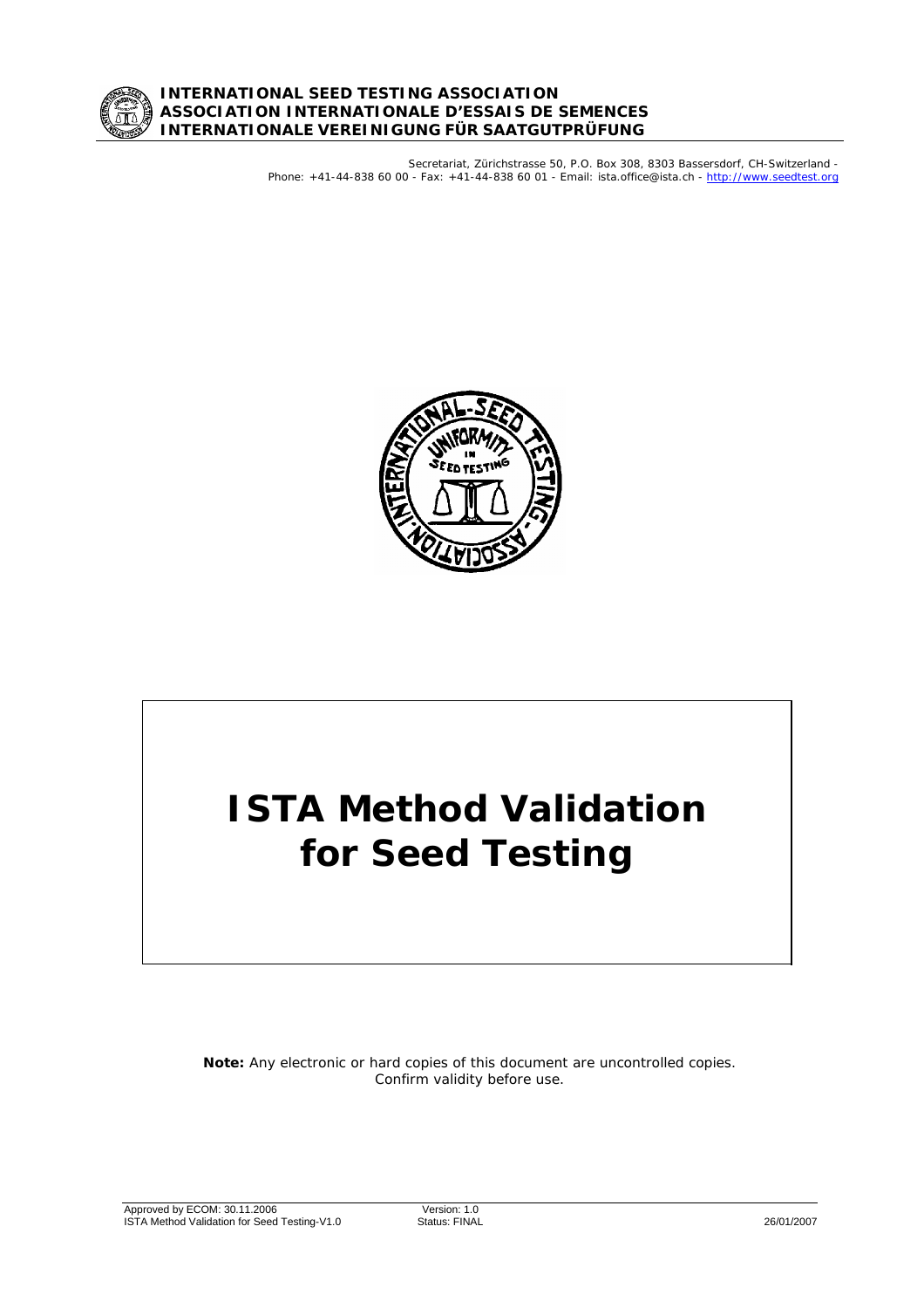**INTERNATIONAL SEED TESTING ASSOCIATION**
**ASSOCIATION INTERNATIONALE D'ESSAIS DE SEMENCES**
**INTERNATIONALE VEREINIGUNG FÜR SAATGUTPRÜFUNG**

Secretariat, Zürichstrasse 50, P.O. Box 308, 8303 Bassersdorf, CH-Switzerland - Phone: +41-44-838 60 00 - Fax: +41-44-838 60 01 - Email: ista.office@ista.ch - http://www.seedtest.org

# ISTA Method Validation for Seed Testing

**Note:** Any electronic or hard copies of this document are uncontrolled copies. Confirm validity before use.

Approved by ECOM: 30.11.2006
ISTA Method Validation for Seed Testing-V1.0
Version: 1.0
Status: FINAL
26/01/2007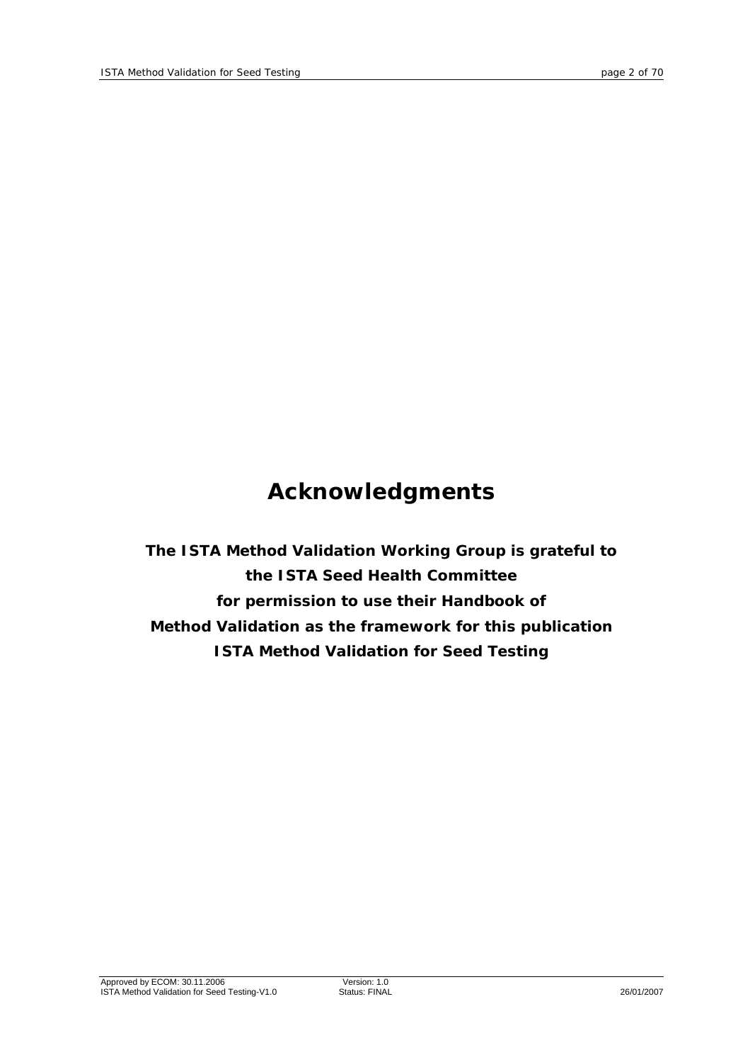# Acknowledgments

**The ISTA Method Validation Working Group is grateful to the ISTA Seed Health Committee for permission to use their Handbook of Method Validation as the framework for this publication ISTA Method Validation for Seed Testing**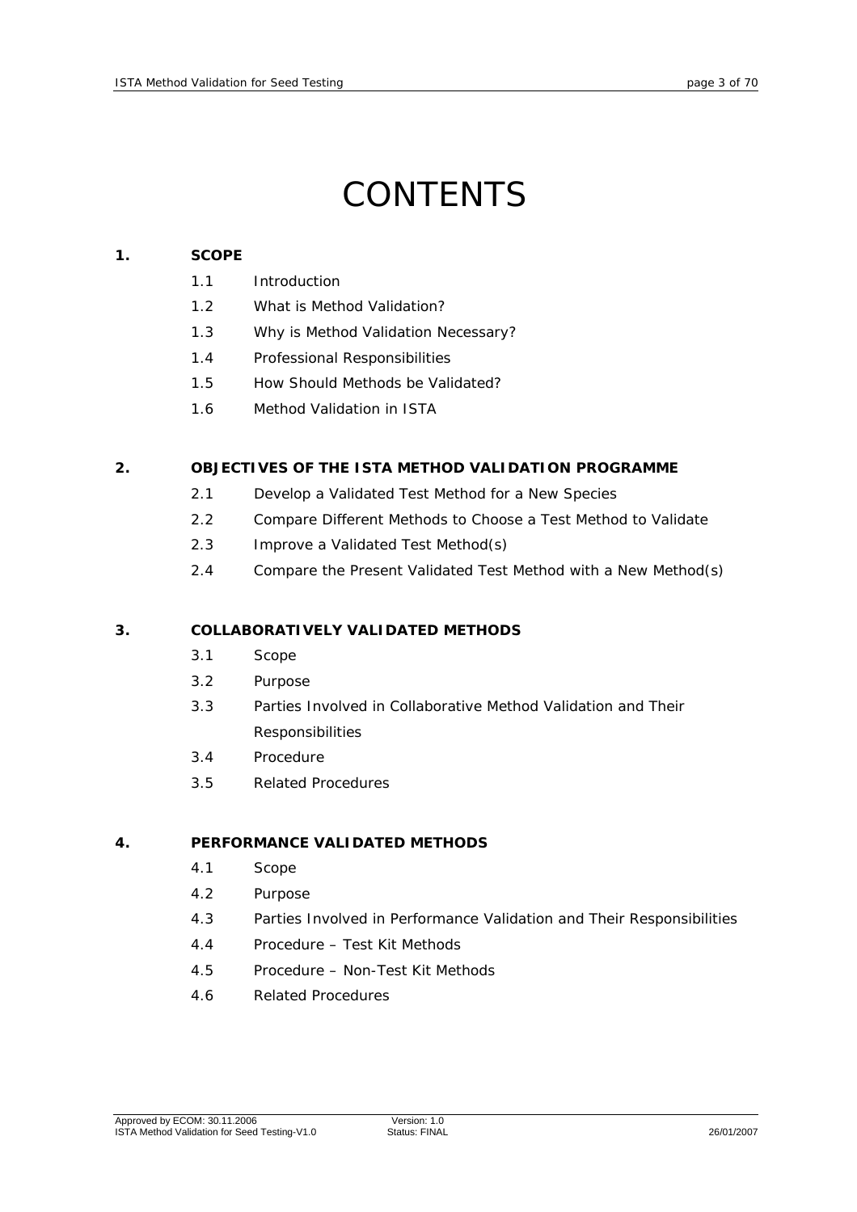# CONTENTS

**1. SCOPE**

- 1.1 Introduction
- 1.2 What is Method Validation?
- 1.3 Why is Method Validation Necessary?
- 1.4 Professional Responsibilities
- 1.5 How Should Methods be Validated?
- 1.6 Method Validation in ISTA

**2. OBJECTIVES OF THE ISTA METHOD VALIDATION PROGRAMME**

- 2.1 Develop a Validated Test Method for a New Species
- 2.2 Compare Different Methods to Choose a Test Method to Validate
- 2.3 Improve a Validated Test Method(s)
- 2.4 Compare the Present Validated Test Method with a New Method(s)

**3. COLLABORATIVELY VALIDATED METHODS**

- 3.1 Scope
- 3.2 Purpose
- 3.3 Parties Involved in Collaborative Method Validation and Their Responsibilities
- 3.4 Procedure
- 3.5 Related Procedures

**4. PERFORMANCE VALIDATED METHODS**

- 4.1 Scope
- 4.2 Purpose
- 4.3 Parties Involved in Performance Validation and Their Responsibilities
- 4.4 Procedure – Test Kit Methods
- 4.5 Procedure – Non-Test Kit Methods
- 4.6 Related Procedures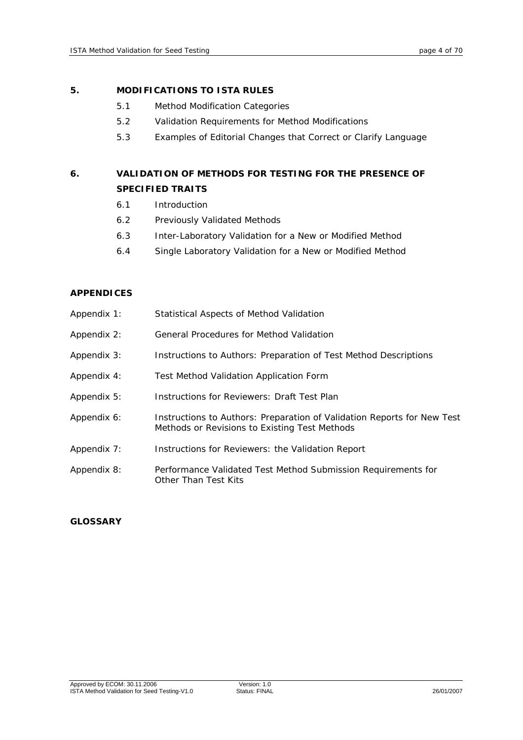**5. MODIFICATIONS TO ISTA RULES**

- 5.1 Method Modification Categories
- 5.2 Validation Requirements for Method Modifications
- 5.3 Examples of Editorial Changes that Correct or Clarify Language

**6. VALIDATION OF METHODS FOR TESTING FOR THE PRESENCE OF SPECIFIED TRAITS**

- 6.1 Introduction
- 6.2 Previously Validated Methods
- 6.3 Inter-Laboratory Validation for a New or Modified Method
- 6.4 Single Laboratory Validation for a New or Modified Method

**APPENDICES**

- Appendix 1: Statistical Aspects of Method Validation
- Appendix 2: General Procedures for Method Validation
- Appendix 3: Instructions to Authors: Preparation of Test Method Descriptions
- Appendix 4: Test Method Validation Application Form
- Appendix 5: Instructions for Reviewers: Draft Test Plan
- Appendix 6: Instructions to Authors: Preparation of Validation Reports for New Test Methods or Revisions to Existing Test Methods
- Appendix 7: Instructions for Reviewers: the Validation Report
- Appendix 8: Performance Validated Test Method Submission Requirements for Other Than Test Kits

**GLOSSARY**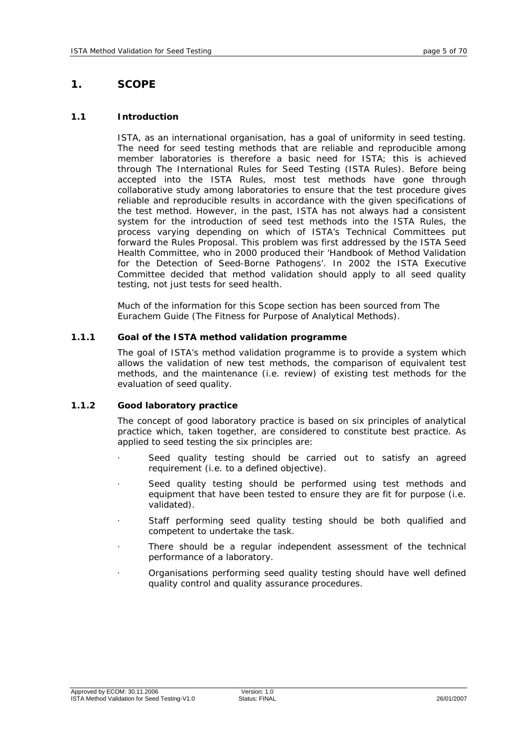# 1. SCOPE

## 1.1 Introduction

ISTA, as an international organisation, has a goal of uniformity in seed testing. The need for seed testing methods that are reliable and reproducible among member laboratories is therefore a basic need for ISTA; this is achieved through The International Rules for Seed Testing (ISTA Rules). Before being accepted into the ISTA Rules, most test methods have gone through collaborative study among laboratories to ensure that the test procedure gives reliable and reproducible results in accordance with the given specifications of the test method. However, in the past, ISTA has not always had a consistent system for the introduction of seed test methods into the ISTA Rules, the process varying depending on which of ISTA's Technical Committees put forward the Rules Proposal. This problem was first addressed by the ISTA Seed Health Committee, who in 2000 produced their 'Handbook of Method Validation for the Detection of Seed-Borne Pathogens'. In 2002 the ISTA Executive Committee decided that method validation should apply to all seed quality testing, not just tests for seed health.

Much of the information for this Scope section has been sourced from The Eurachem Guide (The Fitness for Purpose of Analytical Methods).

### 1.1.1 Goal of the ISTA method validation programme

The goal of ISTA's method validation programme is to provide a system which allows the validation of new test methods, the comparison of equivalent test methods, and the maintenance (i.e. review) of existing test methods for the evaluation of seed quality.

### 1.1.2 Good laboratory practice

The concept of good laboratory practice is based on six principles of analytical practice which, taken together, are considered to constitute best practice. As applied to seed testing the six principles are:

- Seed quality testing should be carried out to satisfy an agreed requirement (i.e. to a defined objective).
- Seed quality testing should be performed using test methods and equipment that have been tested to ensure they are fit for purpose (i.e. validated).
- Staff performing seed quality testing should be both qualified and competent to undertake the task.
- There should be a regular independent assessment of the technical performance of a laboratory.
- Organisations performing seed quality testing should have well defined quality control and quality assurance procedures.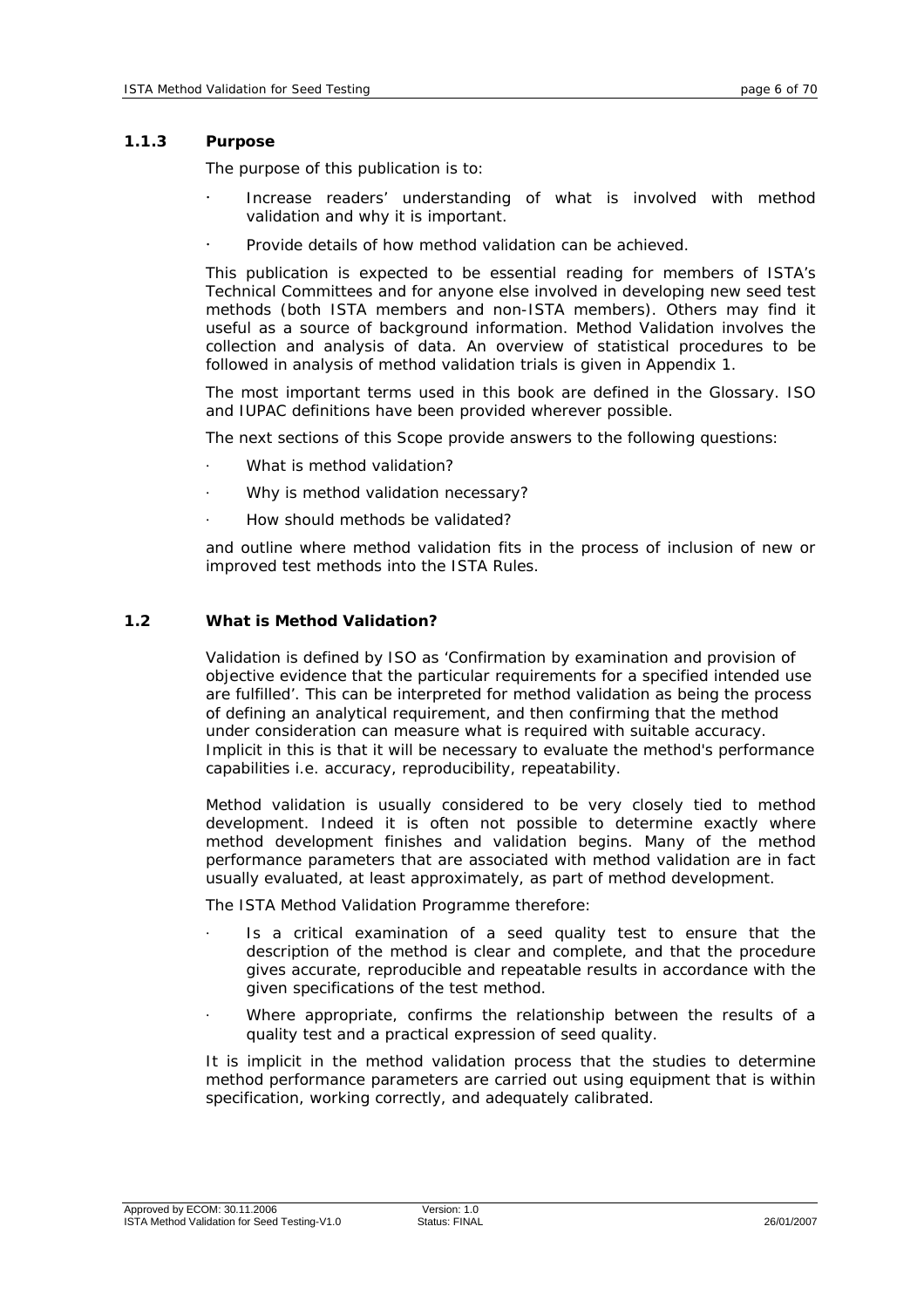### 1.1.3 Purpose

The purpose of this publication is to:

- Increase readers' understanding of what is involved with method validation and why it is important.
- Provide details of how method validation can be achieved.

This publication is expected to be essential reading for members of ISTA's Technical Committees and for anyone else involved in developing new seed test methods (both ISTA members and non-ISTA members). Others may find it useful as a source of background information. Method Validation involves the collection and analysis of data. An overview of statistical procedures to be followed in analysis of method validation trials is given in Appendix 1.

The most important terms used in this book are defined in the Glossary. ISO and IUPAC definitions have been provided wherever possible.

The next sections of this Scope provide answers to the following questions:

- What is method validation?
- Why is method validation necessary?
- How should methods be validated?

and outline where method validation fits in the process of inclusion of new or improved test methods into the ISTA Rules.

## 1.2 What is Method Validation?

Validation is defined by ISO as 'Confirmation by examination and provision of objective evidence that the particular requirements for a specified intended use are fulfilled'. This can be interpreted for method validation as being the process of defining an analytical requirement, and then confirming that the method under consideration can measure what is required with suitable accuracy. Implicit in this is that it will be necessary to evaluate the method's performance capabilities i.e. accuracy, reproducibility, repeatability.

Method validation is usually considered to be very closely tied to method development. Indeed it is often not possible to determine exactly where method development finishes and validation begins. Many of the method performance parameters that are associated with method validation are in fact usually evaluated, at least approximately, as part of method development.

The ISTA Method Validation Programme therefore:

- Is a critical examination of a seed quality test to ensure that the description of the method is clear and complete, and that the procedure gives accurate, reproducible and repeatable results in accordance with the given specifications of the test method.
- Where appropriate, confirms the relationship between the results of a quality test and a practical expression of seed quality.

It is implicit in the method validation process that the studies to determine method performance parameters are carried out using equipment that is within specification, working correctly, and adequately calibrated.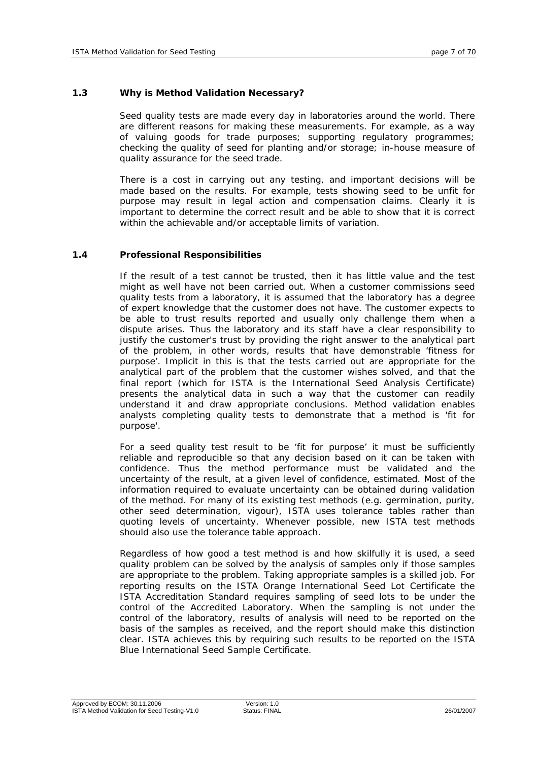### 1.3 Why is Method Validation Necessary?

Seed quality tests are made every day in laboratories around the world. There are different reasons for making these measurements. For example, as a way of valuing goods for trade purposes; supporting regulatory programmes; checking the quality of seed for planting and/or storage; in-house measure of quality assurance for the seed trade.

There is a cost in carrying out any testing, and important decisions will be made based on the results. For example, tests showing seed to be unfit for purpose may result in legal action and compensation claims. Clearly it is important to determine the correct result and be able to show that it is correct within the achievable and/or acceptable limits of variation.

### 1.4 Professional Responsibilities

If the result of a test cannot be trusted, then it has little value and the test might as well have not been carried out. When a customer commissions seed quality tests from a laboratory, it is assumed that the laboratory has a degree of expert knowledge that the customer does not have. The customer expects to be able to trust results reported and usually only challenge them when a dispute arises. Thus the laboratory and its staff have a clear responsibility to justify the customer's trust by providing the right answer to the analytical part of the problem, in other words, results that have demonstrable 'fitness for purpose'. Implicit in this is that the tests carried out are appropriate for the analytical part of the problem that the customer wishes solved, and that the final report (which for ISTA is the International Seed Analysis Certificate) presents the analytical data in such a way that the customer can readily understand it and draw appropriate conclusions. Method validation enables analysts completing quality tests to demonstrate that a method is 'fit for purpose'.

For a seed quality test result to be 'fit for purpose' it must be sufficiently reliable and reproducible so that any decision based on it can be taken with confidence. Thus the method performance must be validated and the uncertainty of the result, at a given level of confidence, estimated. Most of the information required to evaluate uncertainty can be obtained during validation of the method. For many of its existing test methods (e.g. germination, purity, other seed determination, vigour), ISTA uses tolerance tables rather than quoting levels of uncertainty. Whenever possible, new ISTA test methods should also use the tolerance table approach.

Regardless of how good a test method is and how skilfully it is used, a seed quality problem can be solved by the analysis of samples only if those samples are appropriate to the problem. Taking appropriate samples is a skilled job. For reporting results on the ISTA Orange International Seed Lot Certificate the ISTA Accreditation Standard requires sampling of seed lots to be under the control of the Accredited Laboratory. When the sampling is not under the control of the laboratory, results of analysis will need to be reported on the basis of the samples as received, and the report should make this distinction clear. ISTA achieves this by requiring such results to be reported on the ISTA Blue International Seed Sample Certificate.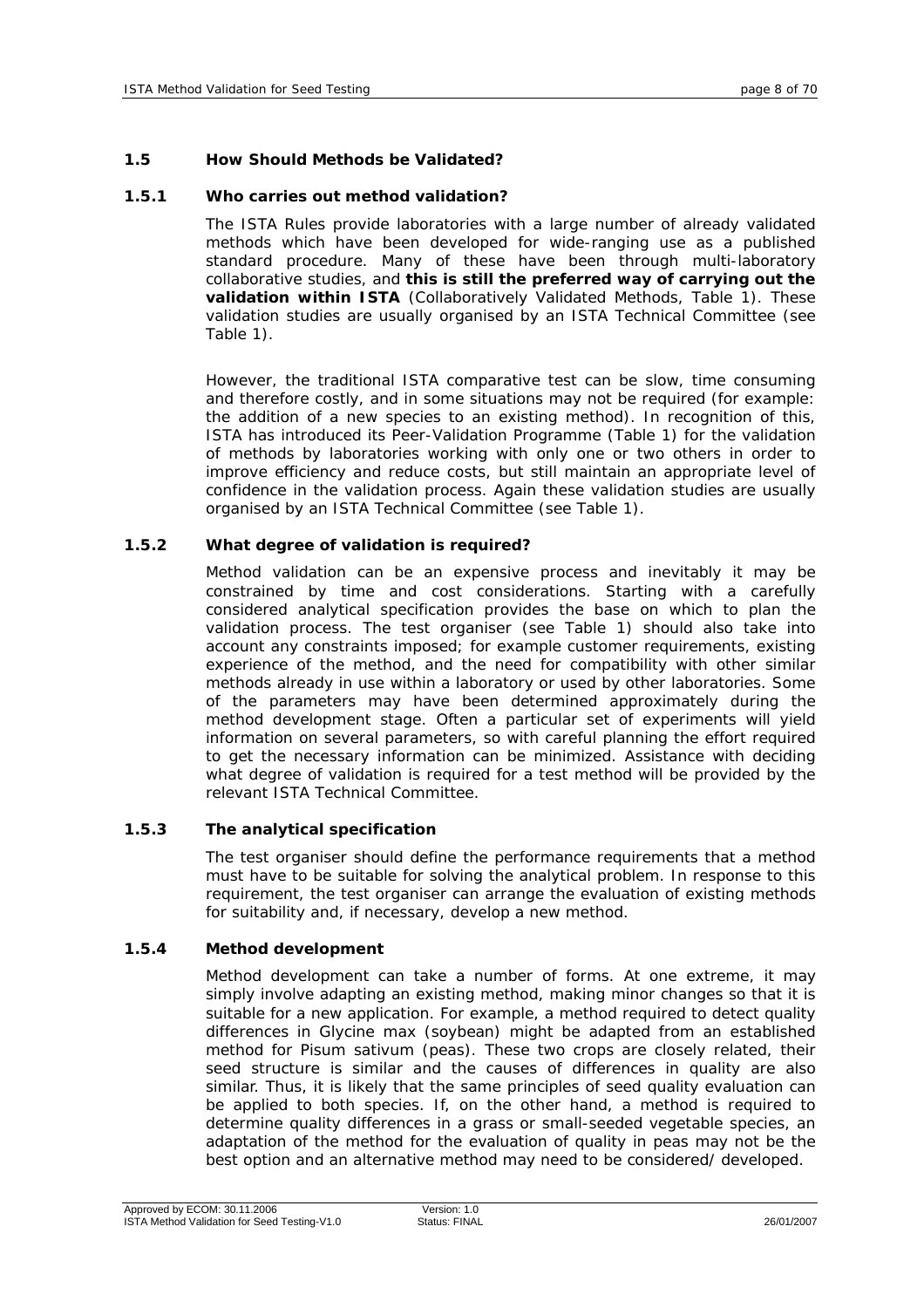## 1.5 How Should Methods be Validated?

### 1.5.1 Who carries out method validation?

The ISTA Rules provide laboratories with a large number of already validated methods which have been developed for wide-ranging use as a published standard procedure. Many of these have been through multi-laboratory collaborative studies, and **this is still the preferred way of carrying out the validation within ISTA** (Collaboratively Validated Methods, Table 1). These validation studies are usually organised by an ISTA Technical Committee (see Table 1).

However, the traditional ISTA comparative test can be slow, time consuming and therefore costly, and in some situations may not be required (for example: the addition of a new species to an existing method). In recognition of this, ISTA has introduced its Peer-Validation Programme (Table 1) for the validation of methods by laboratories working with only one or two others in order to improve efficiency and reduce costs, but still maintain an appropriate level of confidence in the validation process. Again these validation studies are usually organised by an ISTA Technical Committee (see Table 1).

### 1.5.2 What degree of validation is required?

Method validation can be an expensive process and inevitably it may be constrained by time and cost considerations. Starting with a carefully considered analytical specification provides the base on which to plan the validation process. The test organiser (see Table 1) should also take into account any constraints imposed; for example customer requirements, existing experience of the method, and the need for compatibility with other similar methods already in use within a laboratory or used by other laboratories. Some of the parameters may have been determined approximately during the method development stage. Often a particular set of experiments will yield information on several parameters, so with careful planning the effort required to get the necessary information can be minimized. Assistance with deciding what degree of validation is required for a test method will be provided by the relevant ISTA Technical Committee.

### 1.5.3 The analytical specification

The test organiser should define the performance requirements that a method must have to be suitable for solving the analytical problem. In response to this requirement, the test organiser can arrange the evaluation of existing methods for suitability and, if necessary, develop a new method.

### 1.5.4 Method development

Method development can take a number of forms. At one extreme, it may simply involve adapting an existing method, making minor changes so that it is suitable for a new application. For example, a method required to detect quality differences in Glycine max (soybean) might be adapted from an established method for Pisum sativum (peas). These two crops are closely related, their seed structure is similar and the causes of differences in quality are also similar. Thus, it is likely that the same principles of seed quality evaluation can be applied to both species. If, on the other hand, a method is required to determine quality differences in a grass or small-seeded vegetable species, an adaptation of the method for the evaluation of quality in peas may not be the best option and an alternative method may need to be considered/ developed.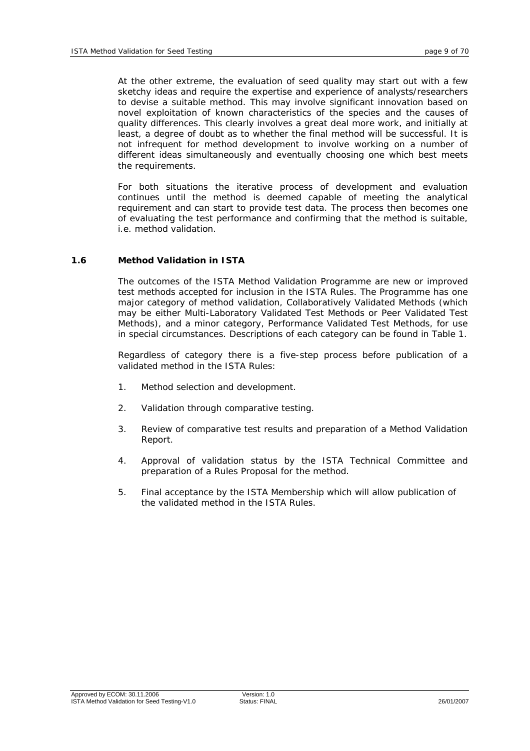At the other extreme, the evaluation of seed quality may start out with a few sketchy ideas and require the expertise and experience of analysts/researchers to devise a suitable method. This may involve significant innovation based on novel exploitation of known characteristics of the species and the causes of quality differences. This clearly involves a great deal more work, and initially at least, a degree of doubt as to whether the final method will be successful. It is not infrequent for method development to involve working on a number of different ideas simultaneously and eventually choosing one which best meets the requirements.

For both situations the iterative process of development and evaluation continues until the method is deemed capable of meeting the analytical requirement and can start to provide test data. The process then becomes one of evaluating the test performance and confirming that the method is suitable, i.e. method validation.

## 1.6 Method Validation in ISTA

The outcomes of the ISTA Method Validation Programme are new or improved test methods accepted for inclusion in the ISTA Rules. The Programme has one major category of method validation, Collaboratively Validated Methods (which may be either Multi-Laboratory Validated Test Methods or Peer Validated Test Methods), and a minor category, Performance Validated Test Methods, for use in special circumstances. Descriptions of each category can be found in Table 1.

Regardless of category there is a five-step process before publication of a validated method in the ISTA Rules:

1. Method selection and development.
2. Validation through comparative testing.
3. Review of comparative test results and preparation of a Method Validation Report.
4. Approval of validation status by the ISTA Technical Committee and preparation of a Rules Proposal for the method.
5. Final acceptance by the ISTA Membership which will allow publication of the validated method in the ISTA Rules.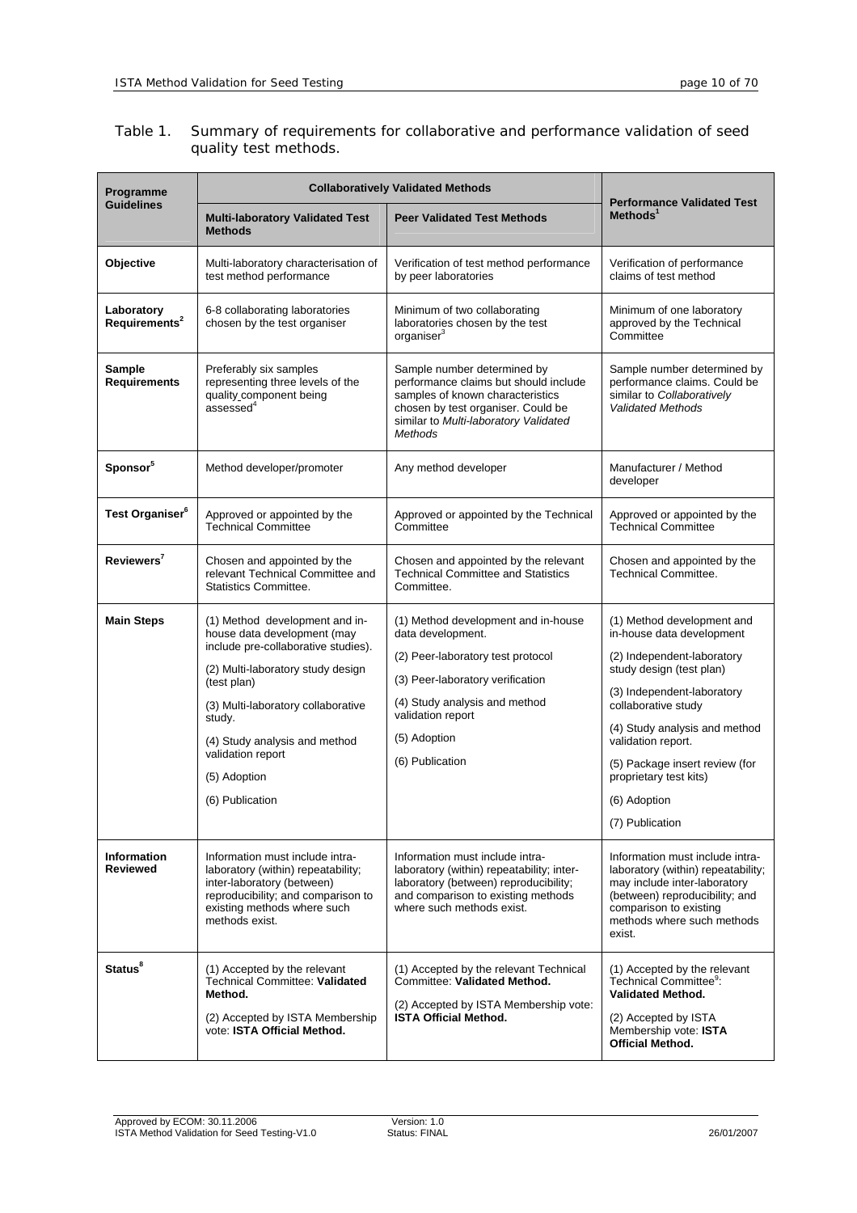Table 1. Summary of requirements for collaborative and performance validation of seed quality test methods.

| Programme Guidelines | Collaboratively Validated Methods | | Performance Validated Test Methods[1] |
|---|---|---|---|
| | **Multi-laboratory Validated Test Methods** | **Peer Validated Test Methods** | |
| **Objective** | Multi-laboratory characterisation of test method performance | Verification of test method performance by peer laboratories | Verification of performance claims of test method |
| **Laboratory Requirements[2]** | 6-8 collaborating laboratories chosen by the test organiser | Minimum of two collaborating laboratories chosen by the test organiser[3] | Minimum of one laboratory approved by the Technical Committee |
| **Sample Requirements** | Preferably six samples representing three levels of the quality component being assessed[4] | Sample number determined by performance claims but should include samples of known characteristics chosen by test organiser. Could be similar to *Multi-laboratory Validated Methods* | Sample number determined by performance claims. Could be similar to *Collaboratively Validated Methods* |
| **Sponsor[5]** | Method developer/promoter | Any method developer | Manufacturer / Method developer |
| **Test Organiser[6]** | Approved or appointed by the Technical Committee | Approved or appointed by the Technical Committee | Approved or appointed by the Technical Committee |
| **Reviewers[7]** | Chosen and appointed by the relevant Technical Committee and Statistics Committee. | Chosen and appointed by the relevant Technical Committee and Statistics Committee. | Chosen and appointed by the Technical Committee. |
| **Main Steps** | (1) Method development and in-house data development (may include pre-collaborative studies).<br>(2) Multi-laboratory study design (test plan)<br>(3) Multi-laboratory collaborative study.<br>(4) Study analysis and method validation report<br>(5) Adoption<br>(6) Publication | (1) Method development and in-house data development.<br>(2) Peer-laboratory test protocol<br>(3) Peer-laboratory verification<br>(4) Study analysis and method validation report<br>(5) Adoption<br>(6) Publication | (1) Method development and in-house data development<br>(2) Independent-laboratory study design (test plan)<br>(3) Independent-laboratory collaborative study<br>(4) Study analysis and method validation report.<br>(5) Package insert review (for proprietary test kits)<br>(6) Adoption<br>(7) Publication |
| **Information Reviewed** | Information must include intra-laboratory (within) repeatability; inter-laboratory (between) reproducibility; and comparison to existing methods where such methods exist. | Information must include intra-laboratory (within) repeatability; inter-laboratory (between) reproducibility; and comparison to existing methods where such methods exist. | Information must include intra-laboratory (within) repeatability; may include inter-laboratory (between) reproducibility; and comparison to existing methods where such methods exist. |
| **Status[8]** | (1) Accepted by the relevant Technical Committee: **Validated Method.**<br>(2) Accepted by ISTA Membership vote: **ISTA Official Method.** | (1) Accepted by the relevant Technical Committee: **Validated Method.**<br>(2) Accepted by ISTA Membership vote: **ISTA Official Method.** | (1) Accepted by the relevant Technical Committee[9]: **Validated Method.**<br>(2) Accepted by ISTA Membership vote: **ISTA Official Method.** |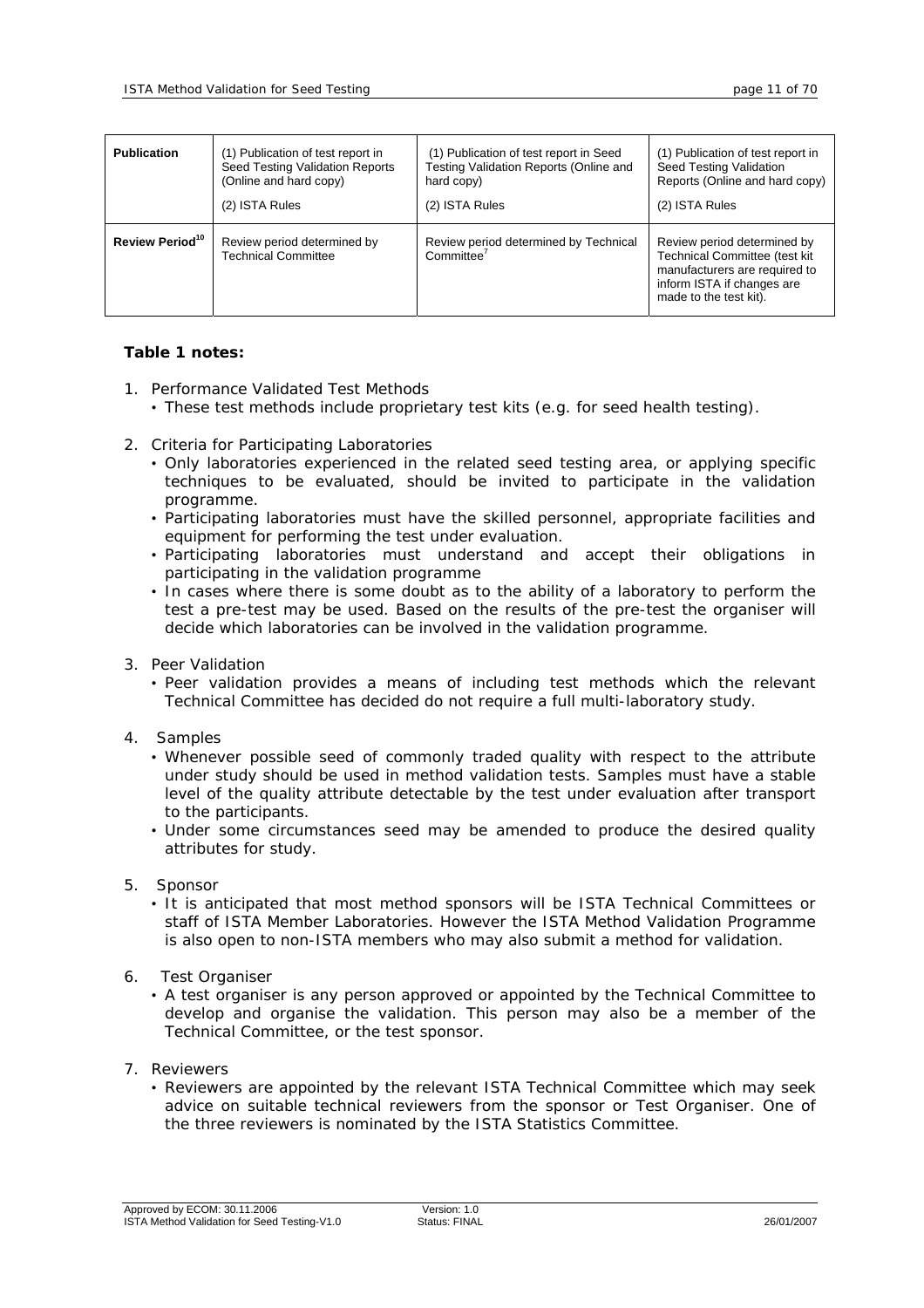| Publication | (1) Publication of test report in Seed Testing Validation Reports (Online and hard copy)<br><br>(2) ISTA Rules | (1) Publication of test report in Seed Testing Validation Reports (Online and hard copy)<br><br>(2) ISTA Rules | (1) Publication of test report in Seed Testing Validation Reports (Online and hard copy)<br><br>(2) ISTA Rules |
|---|---|---|---|
| Review Period[10] | Review period determined by Technical Committee | Review period determined by Technical Committee[7] | Review period determined by Technical Committee (test kit manufacturers are required to inform ISTA if changes are made to the test kit). |

**Table 1 notes:**

1. Performance Validated Test Methods
   - These test methods include proprietary test kits (e.g. for seed health testing).

2. Criteria for Participating Laboratories
   - Only laboratories experienced in the related seed testing area, or applying specific techniques to be evaluated, should be invited to participate in the validation programme.
   - Participating laboratories must have the skilled personnel, appropriate facilities and equipment for performing the test under evaluation.
   - Participating laboratories must understand and accept their obligations in participating in the validation programme
   - In cases where there is some doubt as to the ability of a laboratory to perform the test a pre-test may be used. Based on the results of the pre-test the organiser will decide which laboratories can be involved in the validation programme.

3. Peer Validation
   - Peer validation provides a means of including test methods which the relevant Technical Committee has decided do not require a full multi-laboratory study.

4. Samples
   - Whenever possible seed of commonly traded quality with respect to the attribute under study should be used in method validation tests. Samples must have a stable level of the quality attribute detectable by the test under evaluation after transport to the participants.
   - Under some circumstances seed may be amended to produce the desired quality attributes for study.

5. Sponsor
   - It is anticipated that most method sponsors will be ISTA Technical Committees or staff of ISTA Member Laboratories. However the ISTA Method Validation Programme is also open to non-ISTA members who may also submit a method for validation.

6. Test Organiser
   - A test organiser is any person approved or appointed by the Technical Committee to develop and organise the validation. This person may also be a member of the Technical Committee, or the test sponsor.

7. Reviewers
   - Reviewers are appointed by the relevant ISTA Technical Committee which may seek advice on suitable technical reviewers from the sponsor or Test Organiser. One of the three reviewers is nominated by the ISTA Statistics Committee.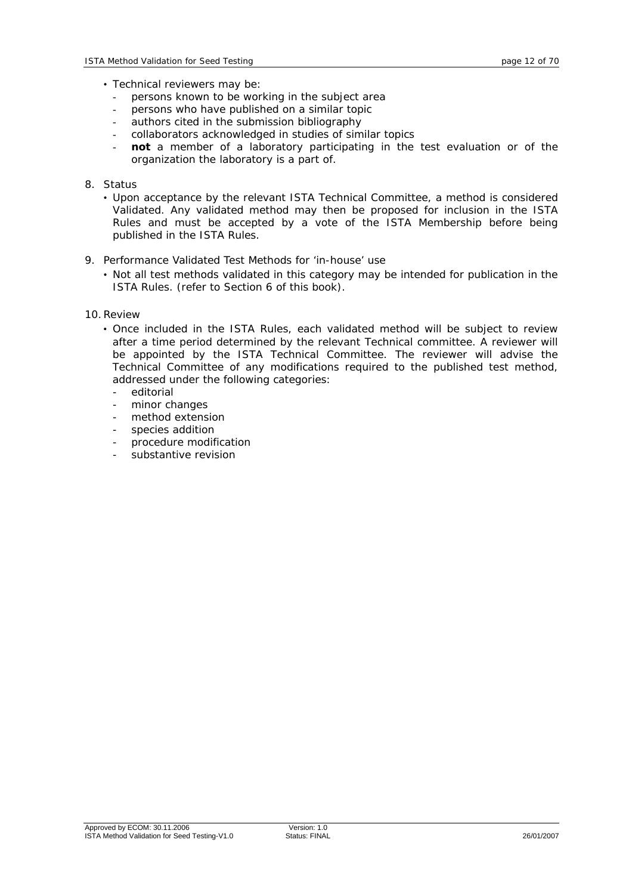- Technical reviewers may be:
  - persons known to be working in the subject area
  - persons who have published on a similar topic
  - authors cited in the submission bibliography
  - collaborators acknowledged in studies of similar topics
  - **not** a member of a laboratory participating in the test evaluation or of the organization the laboratory is a part of.

8. Status
   - Upon acceptance by the relevant ISTA Technical Committee, a method is considered Validated. Any validated method may then be proposed for inclusion in the ISTA Rules and must be accepted by a vote of the ISTA Membership before being published in the ISTA Rules.

9. Performance Validated Test Methods for 'in-house' use
   - Not all test methods validated in this category may be intended for publication in the ISTA Rules. (refer to Section 6 of this book).

10. Review
    - Once included in the ISTA Rules, each validated method will be subject to review after a time period determined by the relevant Technical committee. A reviewer will be appointed by the ISTA Technical Committee. The reviewer will advise the Technical Committee of any modifications required to the published test method, addressed under the following categories:
      - editorial
      - minor changes
      - method extension
      - species addition
      - procedure modification
      - substantive revision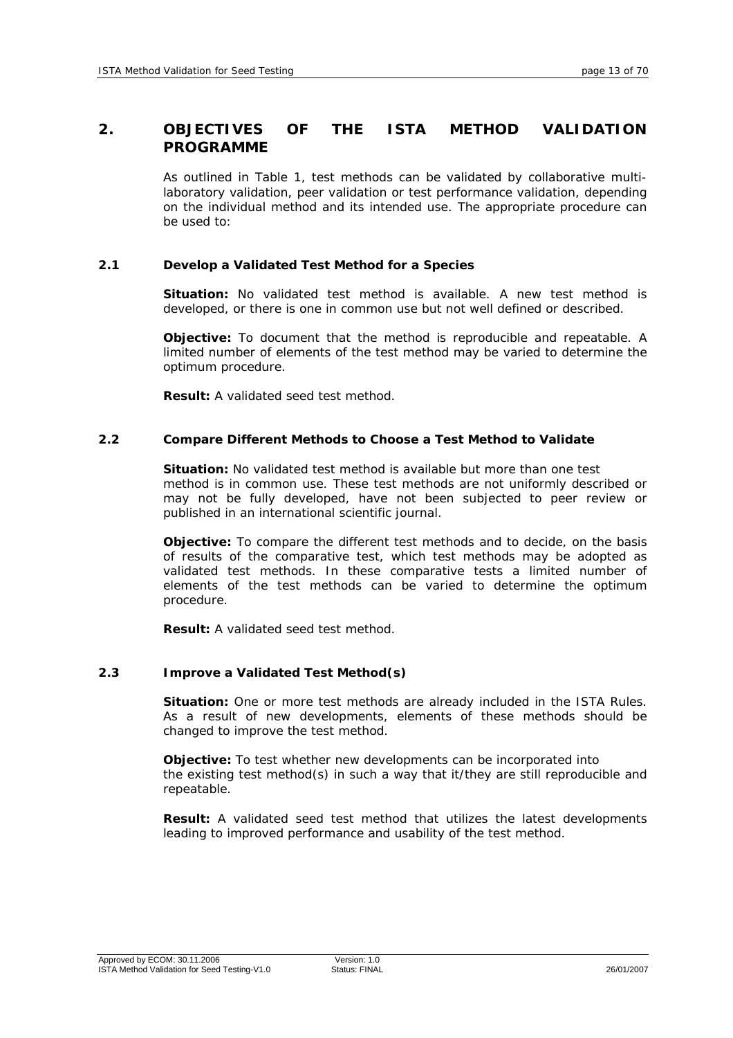# 2. OBJECTIVES OF THE ISTA METHOD VALIDATION PROGRAMME

As outlined in Table 1, test methods can be validated by collaborative multi-laboratory validation, peer validation or test performance validation, depending on the individual method and its intended use. The appropriate procedure can be used to:

## 2.1 Develop a Validated Test Method for a Species

**Situation:** No validated test method is available. A new test method is developed, or there is one in common use but not well defined or described.

**Objective:** To document that the method is reproducible and repeatable. A limited number of elements of the test method may be varied to determine the optimum procedure.

**Result:** A validated seed test method.

## 2.2 Compare Different Methods to Choose a Test Method to Validate

**Situation:** No validated test method is available but more than one test method is in common use. These test methods are not uniformly described or may not be fully developed, have not been subjected to peer review or published in an international scientific journal.

**Objective:** To compare the different test methods and to decide, on the basis of results of the comparative test, which test methods may be adopted as validated test methods. In these comparative tests a limited number of elements of the test methods can be varied to determine the optimum procedure.

**Result:** A validated seed test method.

## 2.3 Improve a Validated Test Method(s)

**Situation:** One or more test methods are already included in the ISTA Rules. As a result of new developments, elements of these methods should be changed to improve the test method.

**Objective:** To test whether new developments can be incorporated into the existing test method(s) in such a way that it/they are still reproducible and repeatable.

**Result:** A validated seed test method that utilizes the latest developments leading to improved performance and usability of the test method.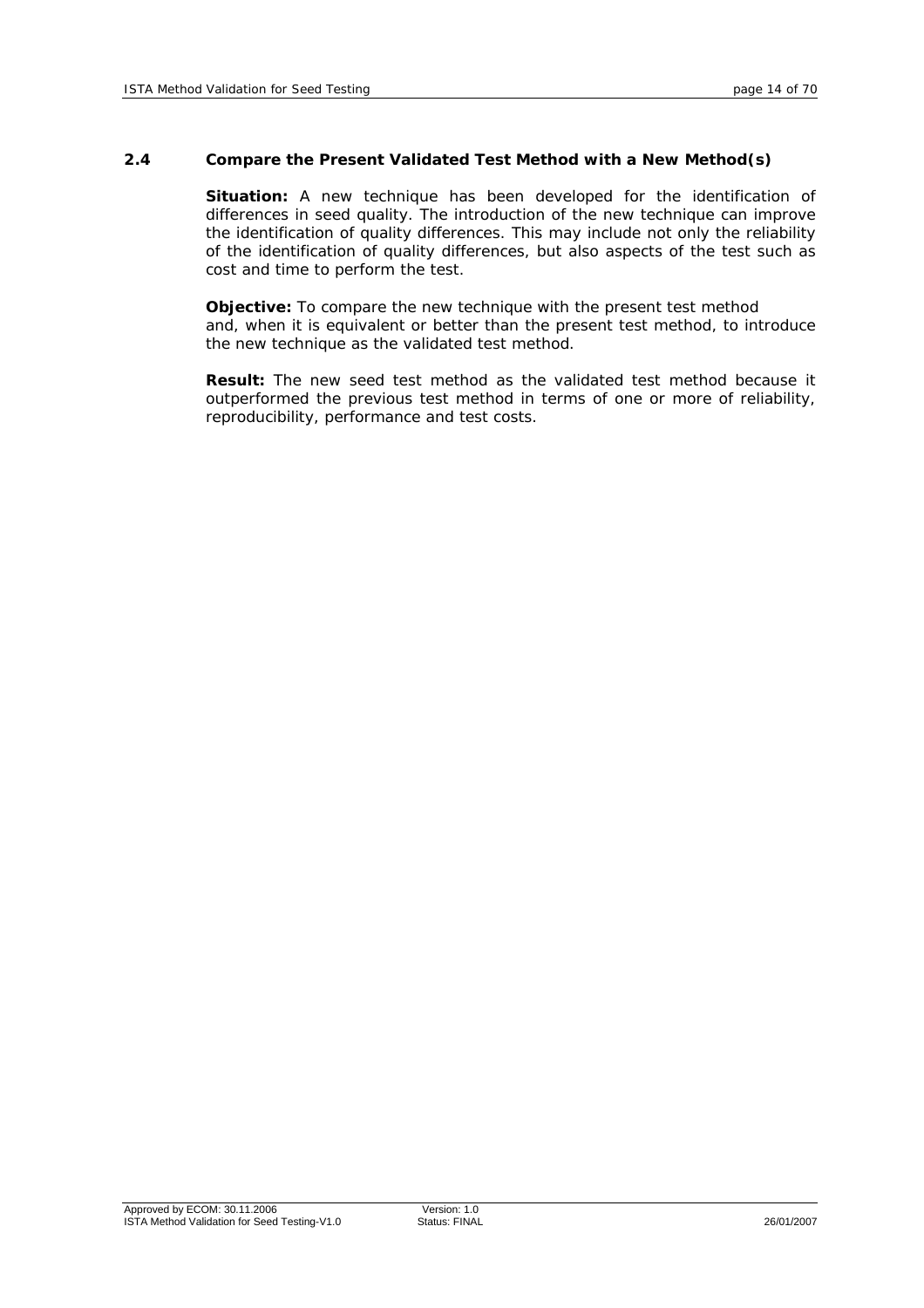### 2.4 Compare the Present Validated Test Method with a New Method(s)

**Situation:** A new technique has been developed for the identification of differences in seed quality. The introduction of the new technique can improve the identification of quality differences. This may include not only the reliability of the identification of quality differences, but also aspects of the test such as cost and time to perform the test.

**Objective:** To compare the new technique with the present test method and, when it is equivalent or better than the present test method, to introduce the new technique as the validated test method.

**Result:** The new seed test method as the validated test method because it outperformed the previous test method in terms of one or more of reliability, reproducibility, performance and test costs.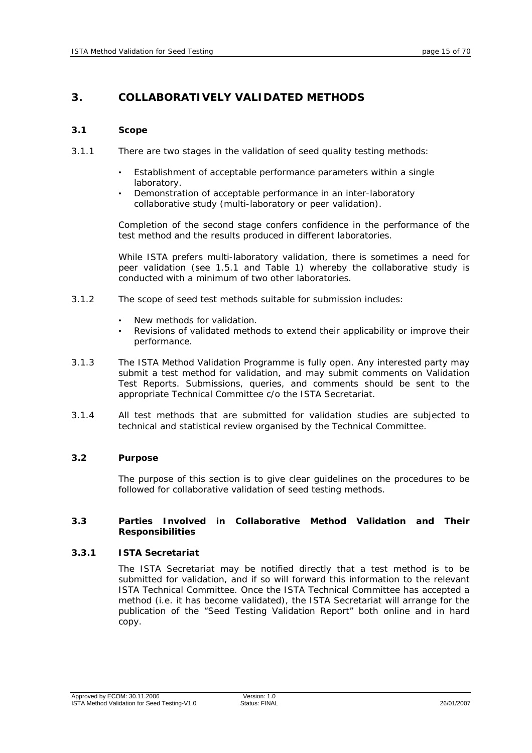# 3. COLLABORATIVELY VALIDATED METHODS

## 3.1 Scope

3.1.1 There are two stages in the validation of seed quality testing methods:

- Establishment of acceptable performance parameters within a single laboratory.
- Demonstration of acceptable performance in an inter-laboratory collaborative study (multi-laboratory or peer validation).

Completion of the second stage confers confidence in the performance of the test method and the results produced in different laboratories.

While ISTA prefers multi-laboratory validation, there is sometimes a need for peer validation (see 1.5.1 and Table 1) whereby the collaborative study is conducted with a minimum of two other laboratories.

3.1.2 The scope of seed test methods suitable for submission includes:

- New methods for validation.
- Revisions of validated methods to extend their applicability or improve their performance.

3.1.3 The ISTA Method Validation Programme is fully open. Any interested party may submit a test method for validation, and may submit comments on Validation Test Reports. Submissions, queries, and comments should be sent to the appropriate Technical Committee c/o the ISTA Secretariat.

3.1.4 All test methods that are submitted for validation studies are subjected to technical and statistical review organised by the Technical Committee.

## 3.2 Purpose

The purpose of this section is to give clear guidelines on the procedures to be followed for collaborative validation of seed testing methods.

## 3.3 Parties Involved in Collaborative Method Validation and Their Responsibilities

### 3.3.1 ISTA Secretariat

The ISTA Secretariat may be notified directly that a test method is to be submitted for validation, and if so will forward this information to the relevant ISTA Technical Committee. Once the ISTA Technical Committee has accepted a method (i.e. it has become validated), the ISTA Secretariat will arrange for the publication of the "Seed Testing Validation Report" both online and in hard copy.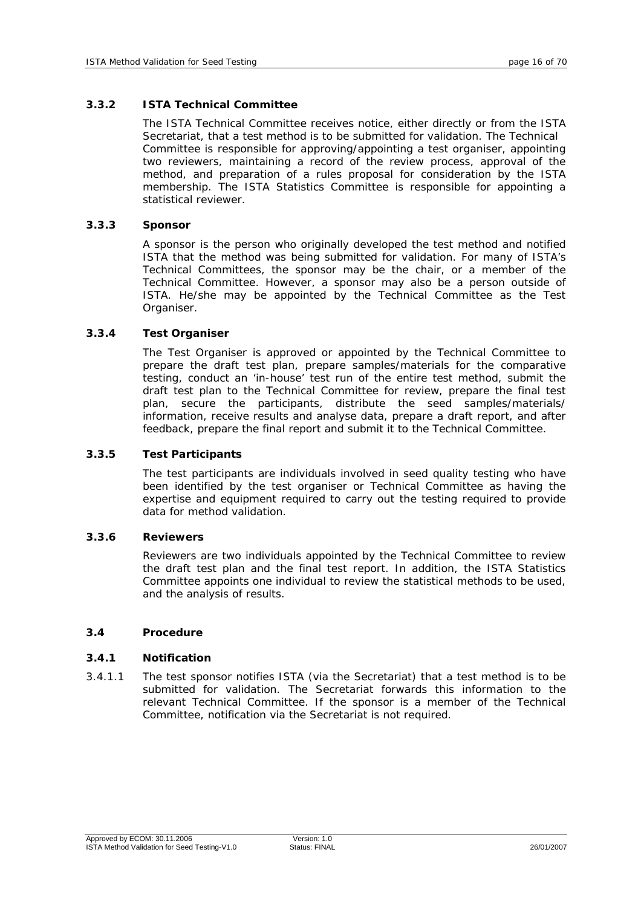### 3.3.2 ISTA Technical Committee

The ISTA Technical Committee receives notice, either directly or from the ISTA Secretariat, that a test method is to be submitted for validation. The Technical Committee is responsible for approving/appointing a test organiser, appointing two reviewers, maintaining a record of the review process, approval of the method, and preparation of a rules proposal for consideration by the ISTA membership. The ISTA Statistics Committee is responsible for appointing a statistical reviewer.

### 3.3.3 Sponsor

A sponsor is the person who originally developed the test method and notified ISTA that the method was being submitted for validation. For many of ISTA's Technical Committees, the sponsor may be the chair, or a member of the Technical Committee. However, a sponsor may also be a person outside of ISTA. He/she may be appointed by the Technical Committee as the Test Organiser.

### 3.3.4 Test Organiser

The Test Organiser is approved or appointed by the Technical Committee to prepare the draft test plan, prepare samples/materials for the comparative testing, conduct an 'in-house' test run of the entire test method, submit the draft test plan to the Technical Committee for review, prepare the final test plan, secure the participants, distribute the seed samples/materials/ information, receive results and analyse data, prepare a draft report, and after feedback, prepare the final report and submit it to the Technical Committee.

### 3.3.5 Test Participants

The test participants are individuals involved in seed quality testing who have been identified by the test organiser or Technical Committee as having the expertise and equipment required to carry out the testing required to provide data for method validation.

### 3.3.6 Reviewers

Reviewers are two individuals appointed by the Technical Committee to review the draft test plan and the final test report. In addition, the ISTA Statistics Committee appoints one individual to review the statistical methods to be used, and the analysis of results.

## 3.4 Procedure

### 3.4.1 Notification

3.4.1.1 The test sponsor notifies ISTA (via the Secretariat) that a test method is to be submitted for validation. The Secretariat forwards this information to the relevant Technical Committee. If the sponsor is a member of the Technical Committee, notification via the Secretariat is not required.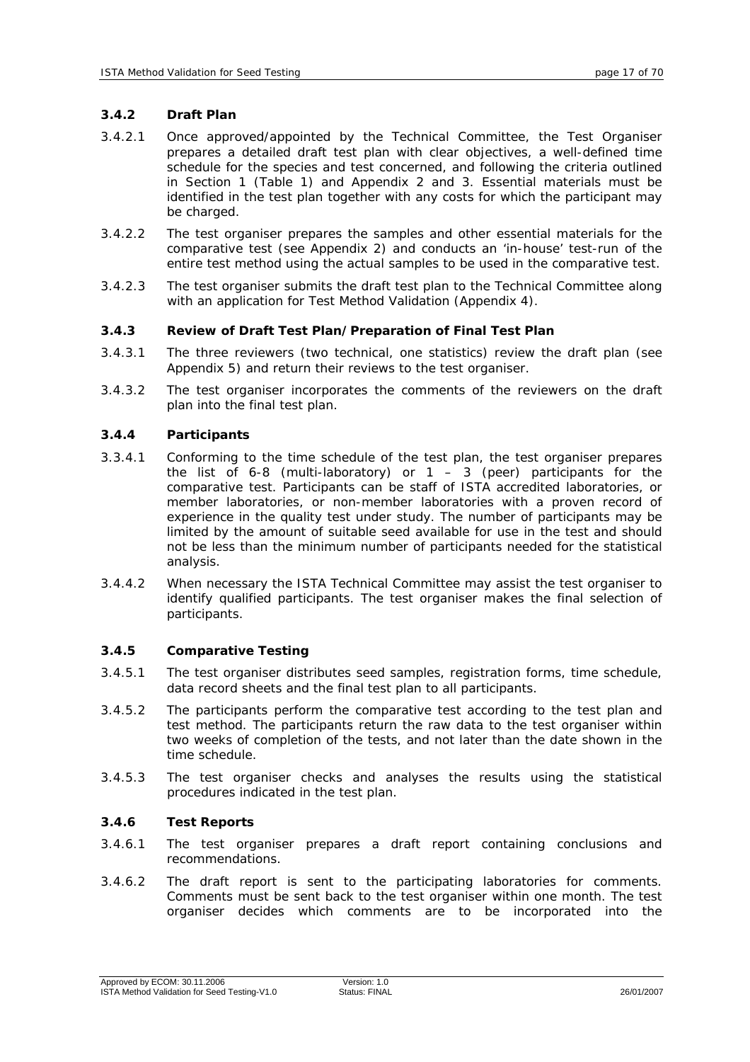### 3.4.2 Draft Plan

3.4.2.1 Once approved/appointed by the Technical Committee, the Test Organiser prepares a detailed draft test plan with clear objectives, a well-defined time schedule for the species and test concerned, and following the criteria outlined in Section 1 (Table 1) and Appendix 2 and 3. Essential materials must be identified in the test plan together with any costs for which the participant may be charged.

3.4.2.2 The test organiser prepares the samples and other essential materials for the comparative test (see Appendix 2) and conducts an 'in-house' test-run of the entire test method using the actual samples to be used in the comparative test.

3.4.2.3 The test organiser submits the draft test plan to the Technical Committee along with an application for Test Method Validation (Appendix 4).

### 3.4.3 Review of Draft Test Plan/Preparation of Final Test Plan

3.4.3.1 The three reviewers (two technical, one statistics) review the draft plan (see Appendix 5) and return their reviews to the test organiser.

3.4.3.2 The test organiser incorporates the comments of the reviewers on the draft plan into the final test plan.

### 3.4.4 Participants

3.3.4.1 Conforming to the time schedule of the test plan, the test organiser prepares the list of 6-8 (multi-laboratory) or 1 – 3 (peer) participants for the comparative test. Participants can be staff of ISTA accredited laboratories, or member laboratories, or non-member laboratories with a proven record of experience in the quality test under study. The number of participants may be limited by the amount of suitable seed available for use in the test and should not be less than the minimum number of participants needed for the statistical analysis.

3.4.4.2 When necessary the ISTA Technical Committee may assist the test organiser to identify qualified participants. The test organiser makes the final selection of participants.

### 3.4.5 Comparative Testing

3.4.5.1 The test organiser distributes seed samples, registration forms, time schedule, data record sheets and the final test plan to all participants.

3.4.5.2 The participants perform the comparative test according to the test plan and test method. The participants return the raw data to the test organiser within two weeks of completion of the tests, and not later than the date shown in the time schedule.

3.4.5.3 The test organiser checks and analyses the results using the statistical procedures indicated in the test plan.

### 3.4.6 Test Reports

3.4.6.1 The test organiser prepares a draft report containing conclusions and recommendations.

3.4.6.2 The draft report is sent to the participating laboratories for comments. Comments must be sent back to the test organiser within one month. The test organiser decides which comments are to be incorporated into the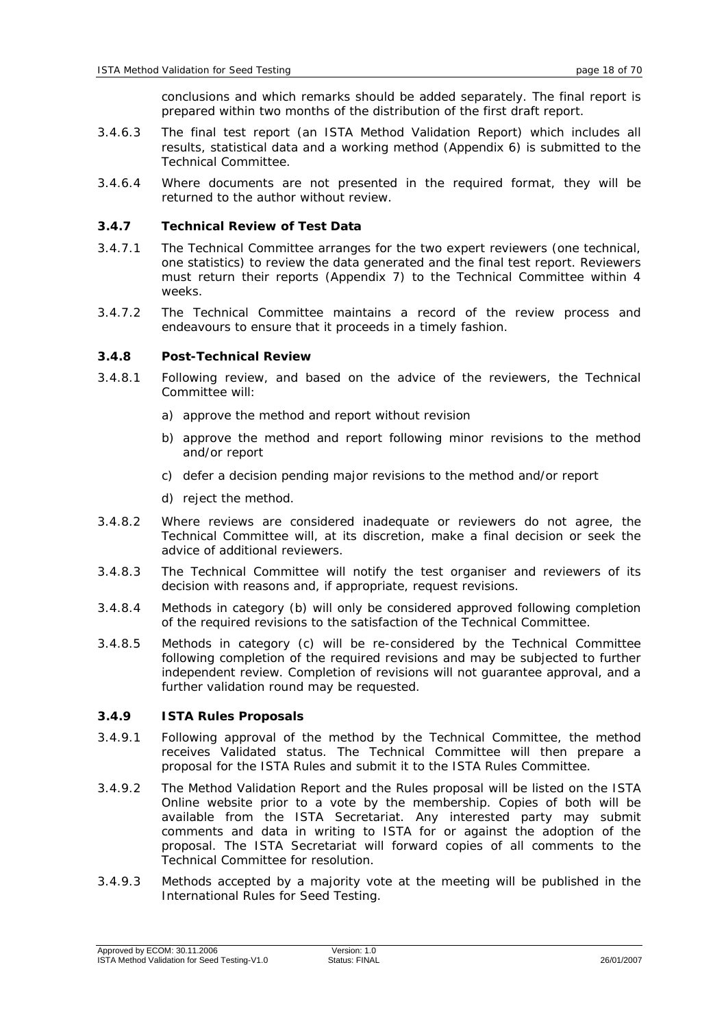conclusions and which remarks should be added separately. The final report is prepared within two months of the distribution of the first draft report.

3.4.6.3 The final test report (an ISTA Method Validation Report) which includes all results, statistical data and a working method (Appendix 6) is submitted to the Technical Committee.

3.4.6.4 Where documents are not presented in the required format, they will be returned to the author without review.

### 3.4.7 Technical Review of Test Data

3.4.7.1 The Technical Committee arranges for the two expert reviewers (one technical, one statistics) to review the data generated and the final test report. Reviewers must return their reports (Appendix 7) to the Technical Committee within 4 weeks.

3.4.7.2 The Technical Committee maintains a record of the review process and endeavours to ensure that it proceeds in a timely fashion.

### 3.4.8 Post-Technical Review

3.4.8.1 Following review, and based on the advice of the reviewers, the Technical Committee will:

a) approve the method and report without revision

b) approve the method and report following minor revisions to the method and/or report

c) defer a decision pending major revisions to the method and/or report

d) reject the method.

3.4.8.2 Where reviews are considered inadequate or reviewers do not agree, the Technical Committee will, at its discretion, make a final decision or seek the advice of additional reviewers.

3.4.8.3 The Technical Committee will notify the test organiser and reviewers of its decision with reasons and, if appropriate, request revisions.

3.4.8.4 Methods in category (b) will only be considered approved following completion of the required revisions to the satisfaction of the Technical Committee.

3.4.8.5 Methods in category (c) will be re-considered by the Technical Committee following completion of the required revisions and may be subjected to further independent review. Completion of revisions will not guarantee approval, and a further validation round may be requested.

### 3.4.9 ISTA Rules Proposals

3.4.9.1 Following approval of the method by the Technical Committee, the method receives Validated status. The Technical Committee will then prepare a proposal for the ISTA Rules and submit it to the ISTA Rules Committee.

3.4.9.2 The Method Validation Report and the Rules proposal will be listed on the ISTA Online website prior to a vote by the membership. Copies of both will be available from the ISTA Secretariat. Any interested party may submit comments and data in writing to ISTA for or against the adoption of the proposal. The ISTA Secretariat will forward copies of all comments to the Technical Committee for resolution.

3.4.9.3 Methods accepted by a majority vote at the meeting will be published in the International Rules for Seed Testing.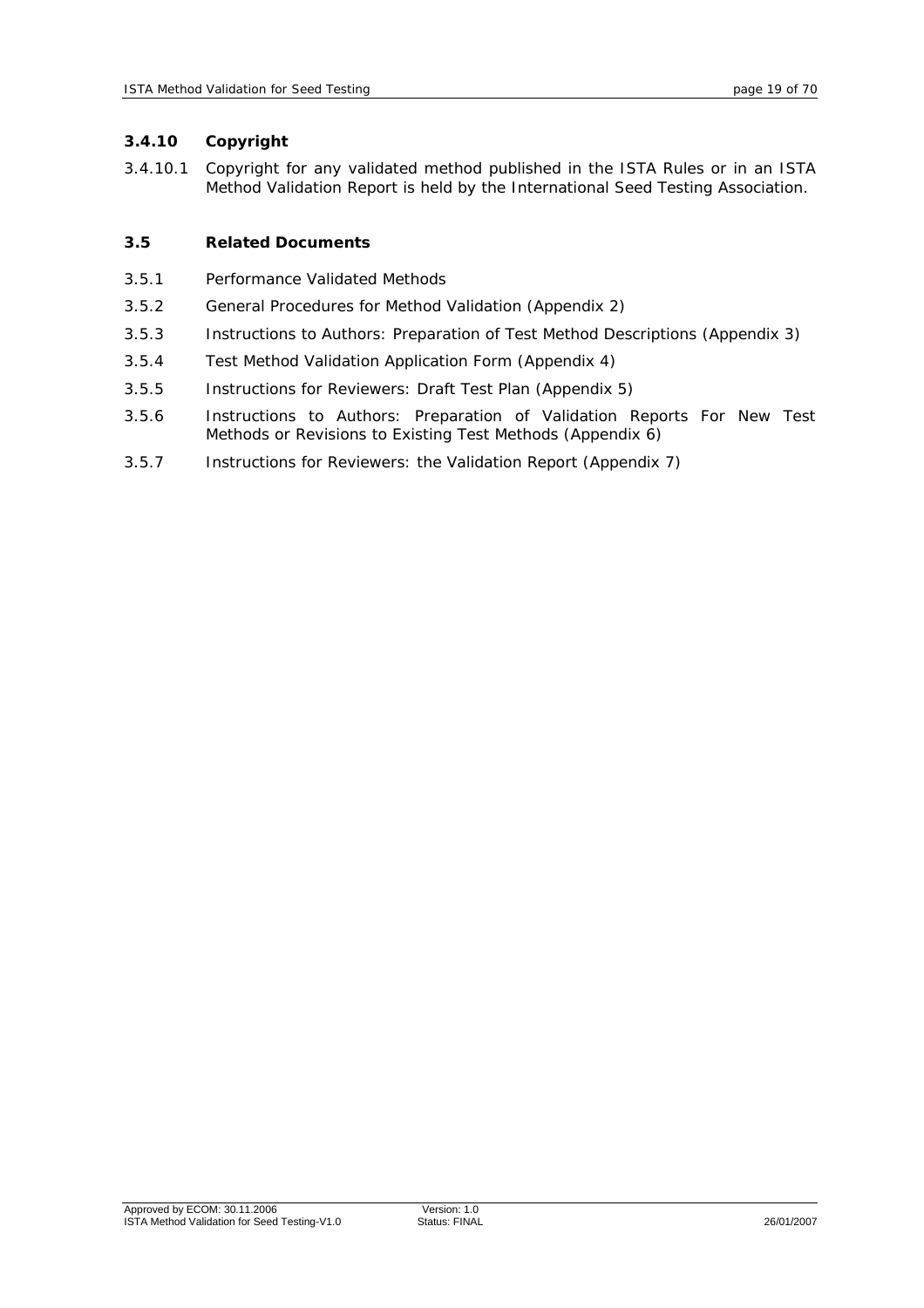### 3.4.10 Copyright

3.4.10.1 Copyright for any validated method published in the ISTA Rules or in an ISTA Method Validation Report is held by the International Seed Testing Association.

## 3.5 Related Documents

3.5.1 Performance Validated Methods

3.5.2 General Procedures for Method Validation (Appendix 2)

3.5.3 Instructions to Authors: Preparation of Test Method Descriptions (Appendix 3)

3.5.4 Test Method Validation Application Form (Appendix 4)

3.5.5 Instructions for Reviewers: Draft Test Plan (Appendix 5)

3.5.6 Instructions to Authors: Preparation of Validation Reports For New Test Methods or Revisions to Existing Test Methods (Appendix 6)

3.5.7 Instructions for Reviewers: the Validation Report (Appendix 7)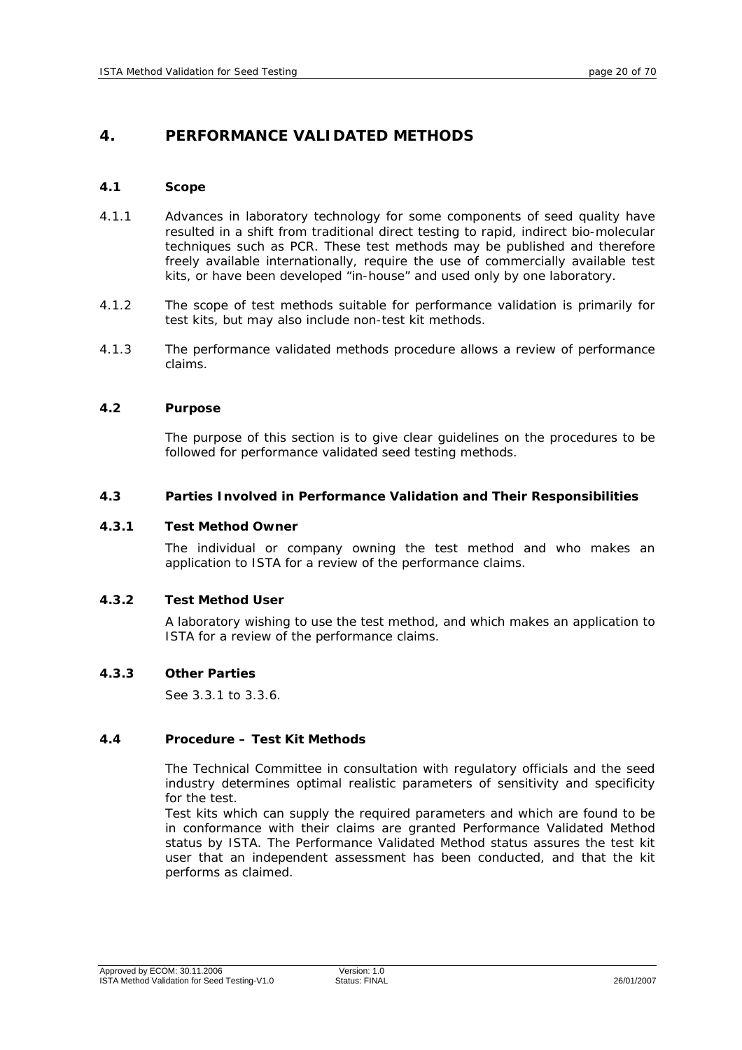# 4. PERFORMANCE VALIDATED METHODS

## 4.1 Scope

4.1.1 Advances in laboratory technology for some components of seed quality have resulted in a shift from traditional direct testing to rapid, indirect bio-molecular techniques such as PCR. These test methods may be published and therefore freely available internationally, require the use of commercially available test kits, or have been developed "in-house" and used only by one laboratory.

4.1.2 The scope of test methods suitable for performance validation is primarily for test kits, but may also include non-test kit methods.

4.1.3 The performance validated methods procedure allows a review of performance claims.

## 4.2 Purpose

The purpose of this section is to give clear guidelines on the procedures to be followed for performance validated seed testing methods.

## 4.3 Parties Involved in Performance Validation and Their Responsibilities

### 4.3.1 Test Method Owner

The individual or company owning the test method and who makes an application to ISTA for a review of the performance claims.

### 4.3.2 Test Method User

A laboratory wishing to use the test method, and which makes an application to ISTA for a review of the performance claims.

### 4.3.3 Other Parties

See 3.3.1 to 3.3.6.

## 4.4 Procedure – Test Kit Methods

The Technical Committee in consultation with regulatory officials and the seed industry determines optimal realistic parameters of sensitivity and specificity for the test.

Test kits which can supply the required parameters and which are found to be in conformance with their claims are granted Performance Validated Method status by ISTA. The Performance Validated Method status assures the test kit user that an independent assessment has been conducted, and that the kit performs as claimed.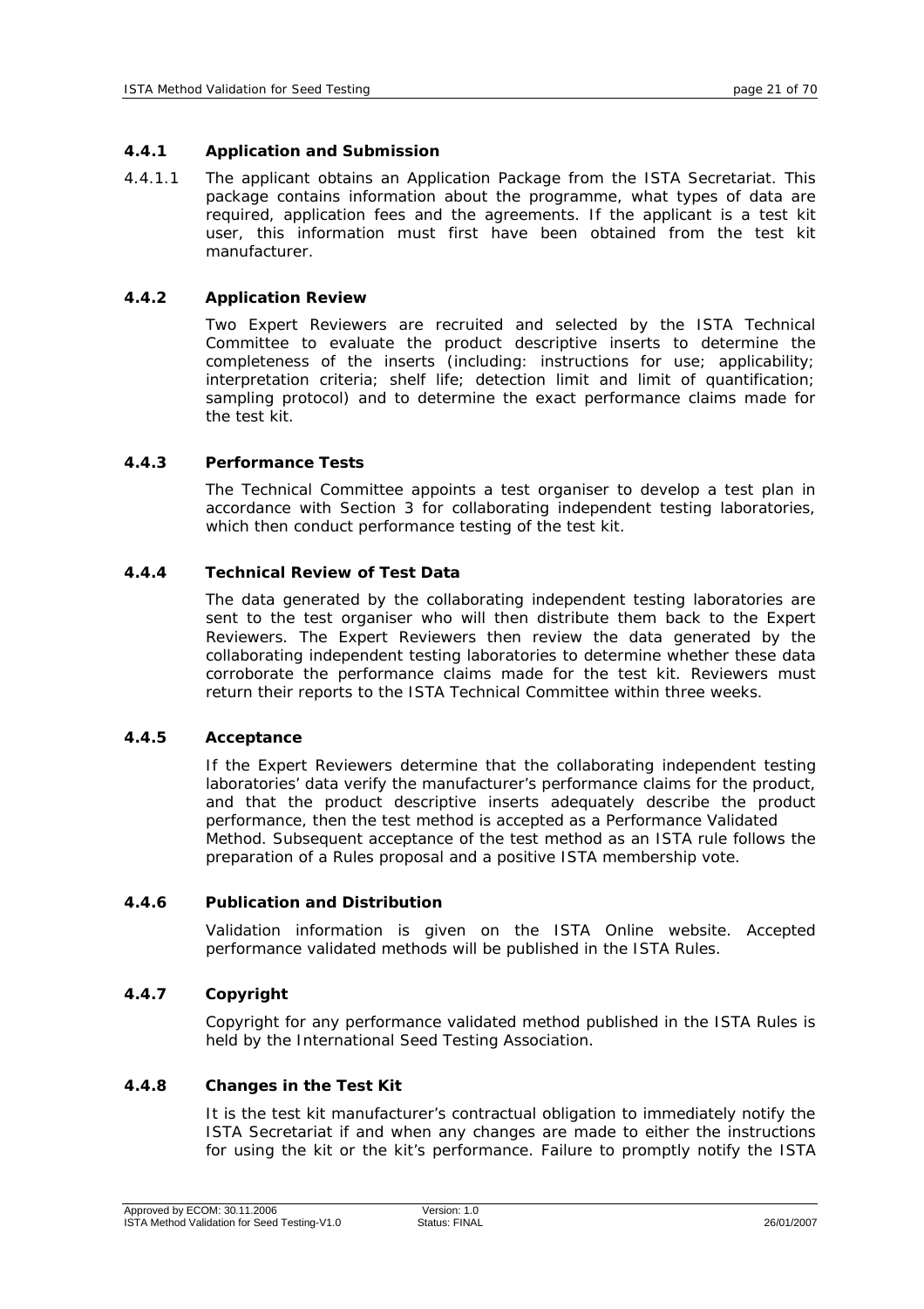### 4.4.1 Application and Submission

4.4.1.1 The applicant obtains an Application Package from the ISTA Secretariat. This package contains information about the programme, what types of data are required, application fees and the agreements. If the applicant is a test kit user, this information must first have been obtained from the test kit manufacturer.

### 4.4.2 Application Review

Two Expert Reviewers are recruited and selected by the ISTA Technical Committee to evaluate the product descriptive inserts to determine the completeness of the inserts (including: instructions for use; applicability; interpretation criteria; shelf life; detection limit and limit of quantification; sampling protocol) and to determine the exact performance claims made for the test kit.

### 4.4.3 Performance Tests

The Technical Committee appoints a test organiser to develop a test plan in accordance with Section 3 for collaborating independent testing laboratories, which then conduct performance testing of the test kit.

### 4.4.4 Technical Review of Test Data

The data generated by the collaborating independent testing laboratories are sent to the test organiser who will then distribute them back to the Expert Reviewers. The Expert Reviewers then review the data generated by the collaborating independent testing laboratories to determine whether these data corroborate the performance claims made for the test kit. Reviewers must return their reports to the ISTA Technical Committee within three weeks.

### 4.4.5 Acceptance

If the Expert Reviewers determine that the collaborating independent testing laboratories' data verify the manufacturer's performance claims for the product, and that the product descriptive inserts adequately describe the product performance, then the test method is accepted as a Performance Validated Method. Subsequent acceptance of the test method as an ISTA rule follows the preparation of a Rules proposal and a positive ISTA membership vote.

### 4.4.6 Publication and Distribution

Validation information is given on the ISTA Online website. Accepted performance validated methods will be published in the ISTA Rules.

### 4.4.7 Copyright

Copyright for any performance validated method published in the ISTA Rules is held by the International Seed Testing Association.

### 4.4.8 Changes in the Test Kit

It is the test kit manufacturer's contractual obligation to immediately notify the ISTA Secretariat if and when any changes are made to either the instructions for using the kit or the kit's performance. Failure to promptly notify the ISTA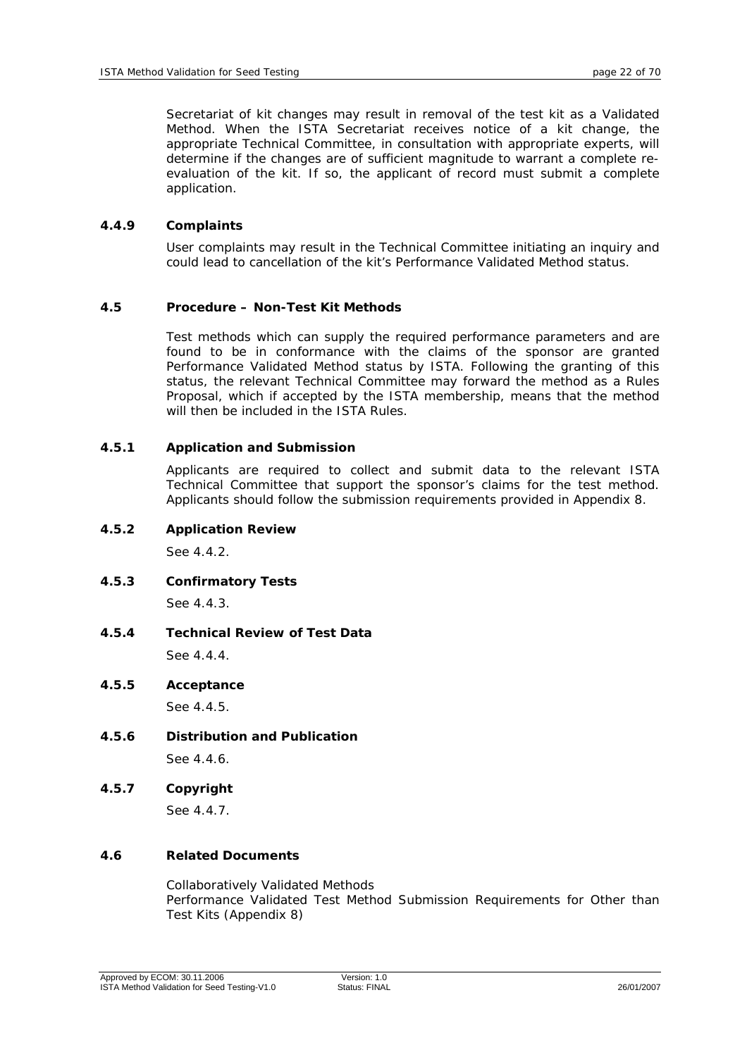Secretariat of kit changes may result in removal of the test kit as a Validated Method. When the ISTA Secretariat receives notice of a kit change, the appropriate Technical Committee, in consultation with appropriate experts, will determine if the changes are of sufficient magnitude to warrant a complete re-evaluation of the kit. If so, the applicant of record must submit a complete application.

#### 4.4.9 Complaints

User complaints may result in the Technical Committee initiating an inquiry and could lead to cancellation of the kit's Performance Validated Method status.

### 4.5 Procedure – Non-Test Kit Methods

Test methods which can supply the required performance parameters and are found to be in conformance with the claims of the sponsor are granted Performance Validated Method status by ISTA. Following the granting of this status, the relevant Technical Committee may forward the method as a Rules Proposal, which if accepted by the ISTA membership, means that the method will then be included in the ISTA Rules.

#### 4.5.1 Application and Submission

Applicants are required to collect and submit data to the relevant ISTA Technical Committee that support the sponsor's claims for the test method. Applicants should follow the submission requirements provided in Appendix 8.

#### 4.5.2 Application Review

See 4.4.2.

#### 4.5.3 Confirmatory Tests

See 4.4.3.

#### 4.5.4 Technical Review of Test Data

See 4.4.4.

#### 4.5.5 Acceptance

See 4.4.5.

#### 4.5.6 Distribution and Publication

See 4.4.6.

#### 4.5.7 Copyright

See 4.4.7.

### 4.6 Related Documents

Collaboratively Validated Methods
Performance Validated Test Method Submission Requirements for Other than Test Kits (Appendix 8)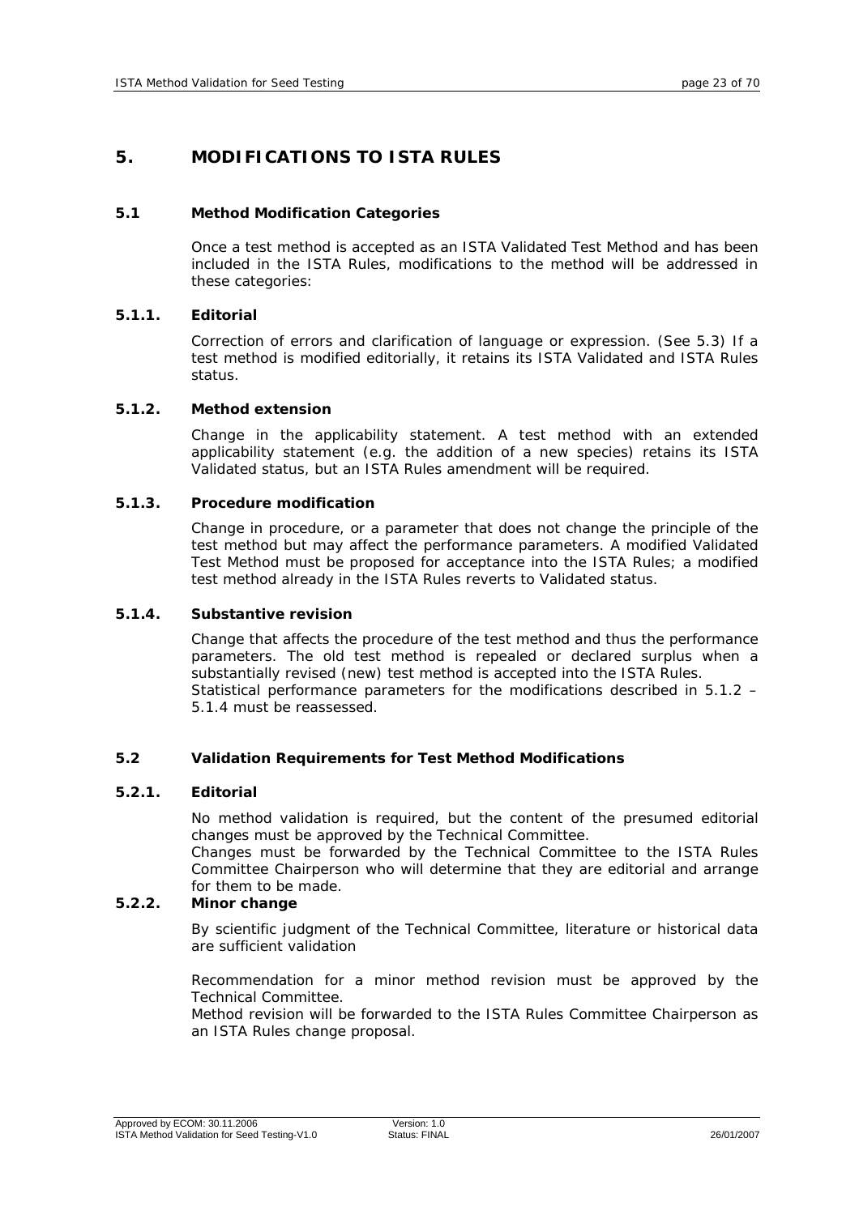# 5. MODIFICATIONS TO ISTA RULES

## 5.1 Method Modification Categories

Once a test method is accepted as an ISTA Validated Test Method and has been included in the ISTA Rules, modifications to the method will be addressed in these categories:

### 5.1.1. Editorial

Correction of errors and clarification of language or expression. (See 5.3) If a test method is modified editorially, it retains its ISTA Validated and ISTA Rules status.

### 5.1.2. Method extension

Change in the applicability statement. A test method with an extended applicability statement (e.g. the addition of a new species) retains its ISTA Validated status, but an ISTA Rules amendment will be required.

### 5.1.3. Procedure modification

Change in procedure, or a parameter that does not change the principle of the test method but may affect the performance parameters. A modified Validated Test Method must be proposed for acceptance into the ISTA Rules; a modified test method already in the ISTA Rules reverts to Validated status.

### 5.1.4. Substantive revision

Change that affects the procedure of the test method and thus the performance parameters. The old test method is repealed or declared surplus when a substantially revised (new) test method is accepted into the ISTA Rules.
Statistical performance parameters for the modifications described in 5.1.2 – 5.1.4 must be reassessed.

## 5.2 Validation Requirements for Test Method Modifications

### 5.2.1. Editorial

No method validation is required, but the content of the presumed editorial changes must be approved by the Technical Committee.
Changes must be forwarded by the Technical Committee to the ISTA Rules Committee Chairperson who will determine that they are editorial and arrange for them to be made.

### 5.2.2. Minor change

By scientific judgment of the Technical Committee, literature or historical data are sufficient validation

Recommendation for a minor method revision must be approved by the Technical Committee.
Method revision will be forwarded to the ISTA Rules Committee Chairperson as an ISTA Rules change proposal.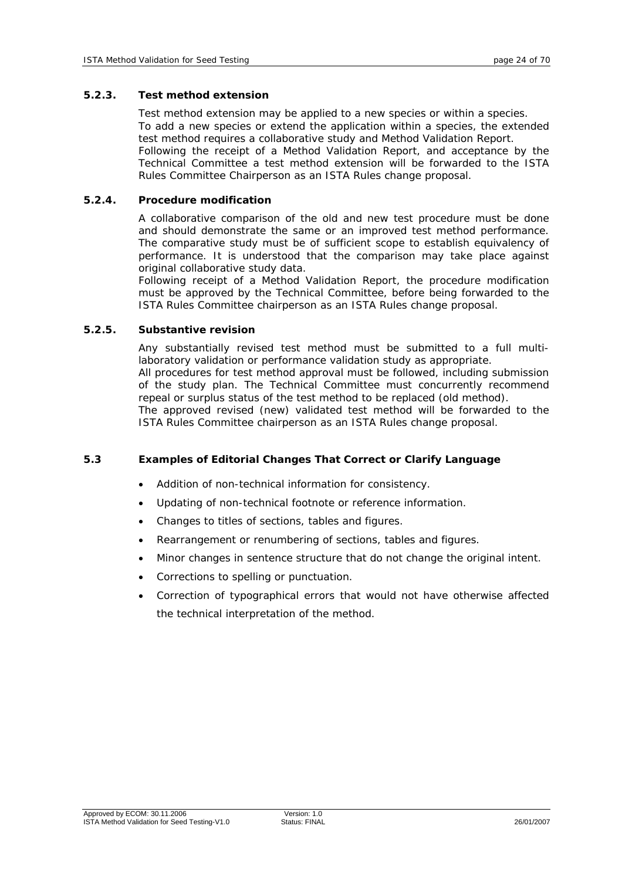#### 5.2.3. Test method extension

Test method extension may be applied to a new species or within a species. To add a new species or extend the application within a species, the extended test method requires a collaborative study and Method Validation Report. Following the receipt of a Method Validation Report, and acceptance by the Technical Committee a test method extension will be forwarded to the ISTA Rules Committee Chairperson as an ISTA Rules change proposal.

#### 5.2.4. Procedure modification

A collaborative comparison of the old and new test procedure must be done and should demonstrate the same or an improved test method performance. The comparative study must be of sufficient scope to establish equivalency of performance. It is understood that the comparison may take place against original collaborative study data.
Following receipt of a Method Validation Report, the procedure modification must be approved by the Technical Committee, before being forwarded to the ISTA Rules Committee chairperson as an ISTA Rules change proposal.

#### 5.2.5. Substantive revision

Any substantially revised test method must be submitted to a full multi-laboratory validation or performance validation study as appropriate.
All procedures for test method approval must be followed, including submission of the study plan. The Technical Committee must concurrently recommend repeal or surplus status of the test method to be replaced (old method).
The approved revised (new) validated test method will be forwarded to the ISTA Rules Committee chairperson as an ISTA Rules change proposal.

### 5.3 Examples of Editorial Changes That Correct or Clarify Language

- Addition of non-technical information for consistency.
- Updating of non-technical footnote or reference information.
- Changes to titles of sections, tables and figures.
- Rearrangement or renumbering of sections, tables and figures.
- Minor changes in sentence structure that do not change the original intent.
- Corrections to spelling or punctuation.
- Correction of typographical errors that would not have otherwise affected the technical interpretation of the method.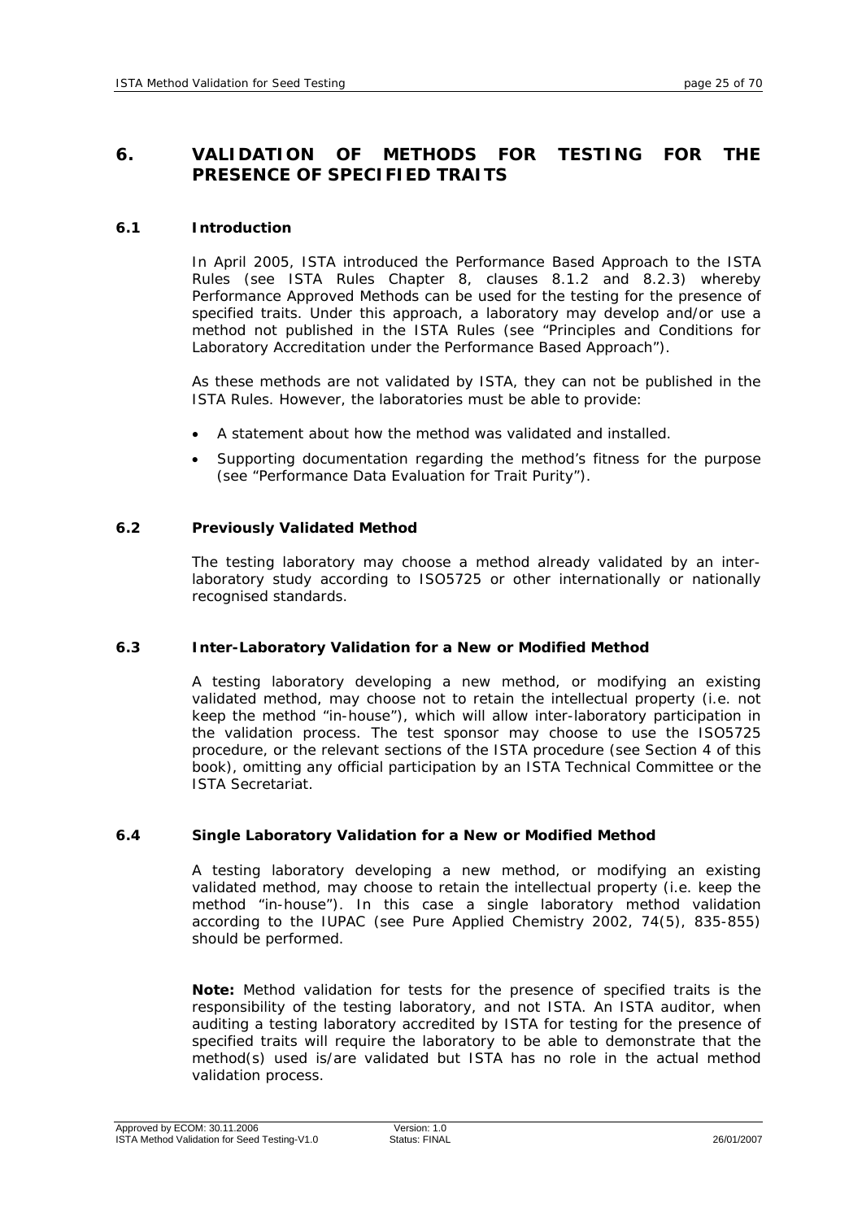# 6. VALIDATION OF METHODS FOR TESTING FOR THE PRESENCE OF SPECIFIED TRAITS

## 6.1 Introduction

In April 2005, ISTA introduced the Performance Based Approach to the ISTA Rules (see ISTA Rules Chapter 8, clauses 8.1.2 and 8.2.3) whereby Performance Approved Methods can be used for the testing for the presence of specified traits. Under this approach, a laboratory may develop and/or use a method not published in the ISTA Rules (see "Principles and Conditions for Laboratory Accreditation under the Performance Based Approach").

As these methods are not validated by ISTA, they can not be published in the ISTA Rules. However, the laboratories must be able to provide:

- A statement about how the method was validated and installed.
- Supporting documentation regarding the method's fitness for the purpose (see "Performance Data Evaluation for Trait Purity").

## 6.2 Previously Validated Method

The testing laboratory may choose a method already validated by an inter-laboratory study according to ISO5725 or other internationally or nationally recognised standards.

## 6.3 Inter-Laboratory Validation for a New or Modified Method

A testing laboratory developing a new method, or modifying an existing validated method, may choose not to retain the intellectual property (i.e. not keep the method "in-house"), which will allow inter-laboratory participation in the validation process. The test sponsor may choose to use the ISO5725 procedure, or the relevant sections of the ISTA procedure (see Section 4 of this book), omitting any official participation by an ISTA Technical Committee or the ISTA Secretariat.

## 6.4 Single Laboratory Validation for a New or Modified Method

A testing laboratory developing a new method, or modifying an existing validated method, may choose to retain the intellectual property (i.e. keep the method "in-house"). In this case a single laboratory method validation according to the IUPAC (see Pure Applied Chemistry 2002, 74(5), 835-855) should be performed.

**Note:** Method validation for tests for the presence of specified traits is the responsibility of the testing laboratory, and not ISTA. An ISTA auditor, when auditing a testing laboratory accredited by ISTA for testing for the presence of specified traits will require the laboratory to be able to demonstrate that the method(s) used is/are validated but ISTA has no role in the actual method validation process.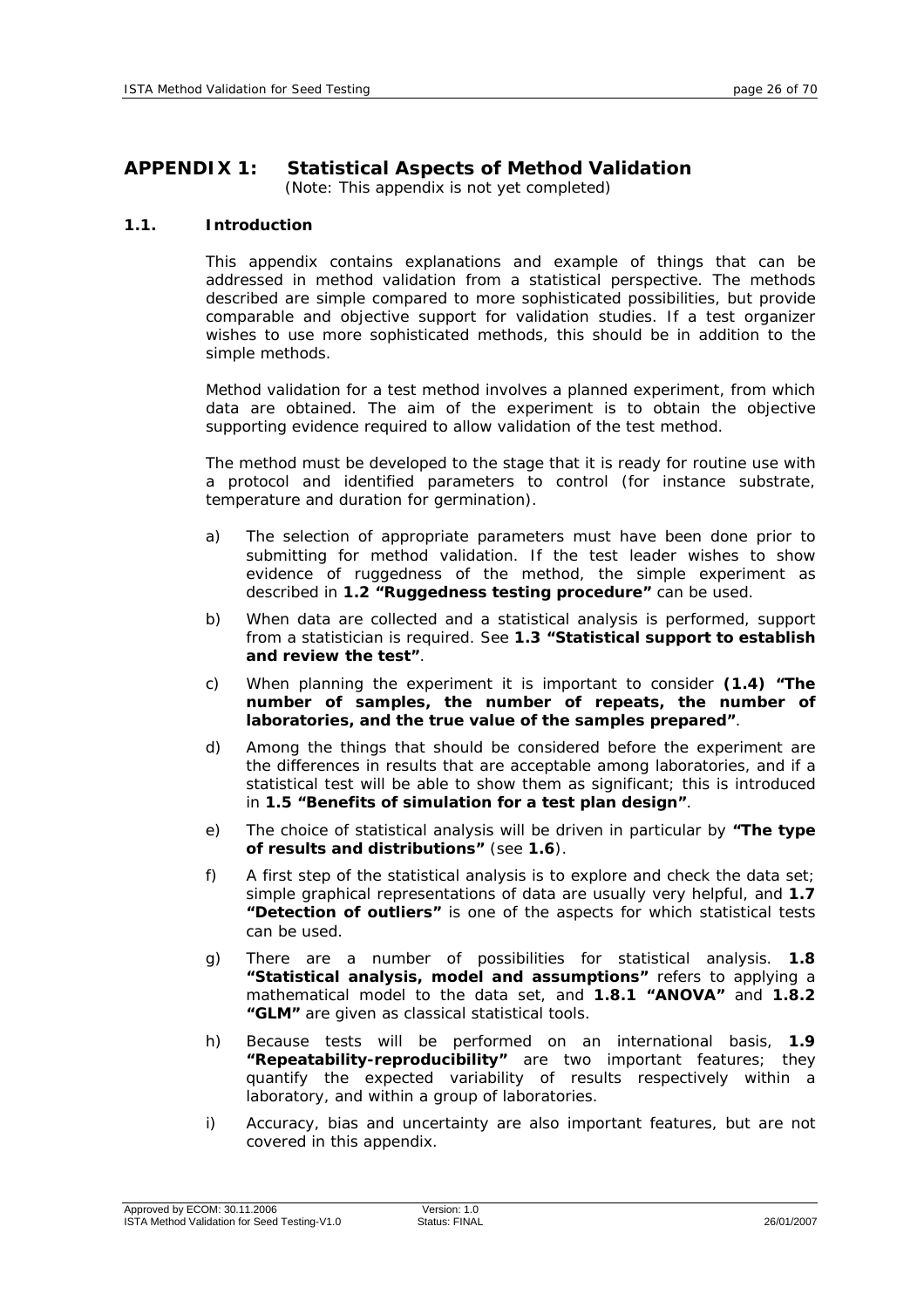# APPENDIX 1: Statistical Aspects of Method Validation

(Note: This appendix is not yet completed)

## 1.1. Introduction

This appendix contains explanations and example of things that can be addressed in method validation from a statistical perspective. The methods described are simple compared to more sophisticated possibilities, but provide comparable and objective support for validation studies. If a test organizer wishes to use more sophisticated methods, this should be in addition to the simple methods.

Method validation for a test method involves a planned experiment, from which data are obtained. The aim of the experiment is to obtain the objective supporting evidence required to allow validation of the test method.

The method must be developed to the stage that it is ready for routine use with a protocol and identified parameters to control (for instance substrate, temperature and duration for germination).

a) The selection of appropriate parameters must have been done prior to submitting for method validation. If the test leader wishes to show evidence of ruggedness of the method, the simple experiment as described in **1.2 "Ruggedness testing procedure"** can be used.

b) When data are collected and a statistical analysis is performed, support from a statistician is required. See **1.3 "Statistical support to establish and review the test"**.

c) When planning the experiment it is important to consider **(1.4) "The number of samples, the number of repeats, the number of laboratories, and the true value of the samples prepared"**.

d) Among the things that should be considered before the experiment are the differences in results that are acceptable among laboratories, and if a statistical test will be able to show them as significant; this is introduced in **1.5 "Benefits of simulation for a test plan design"**.

e) The choice of statistical analysis will be driven in particular by **"The type of results and distributions"** (see **1.6**).

f) A first step of the statistical analysis is to explore and check the data set; simple graphical representations of data are usually very helpful, and **1.7 "Detection of outliers"** is one of the aspects for which statistical tests can be used.

g) There are a number of possibilities for statistical analysis. **1.8 "Statistical analysis, model and assumptions"** refers to applying a mathematical model to the data set, and **1.8.1 "ANOVA"** and **1.8.2 "GLM"** are given as classical statistical tools.

h) Because tests will be performed on an international basis, **1.9 "Repeatability-reproducibility"** are two important features; they quantify the expected variability of results respectively within a laboratory, and within a group of laboratories.

i) Accuracy, bias and uncertainty are also important features, but are not covered in this appendix.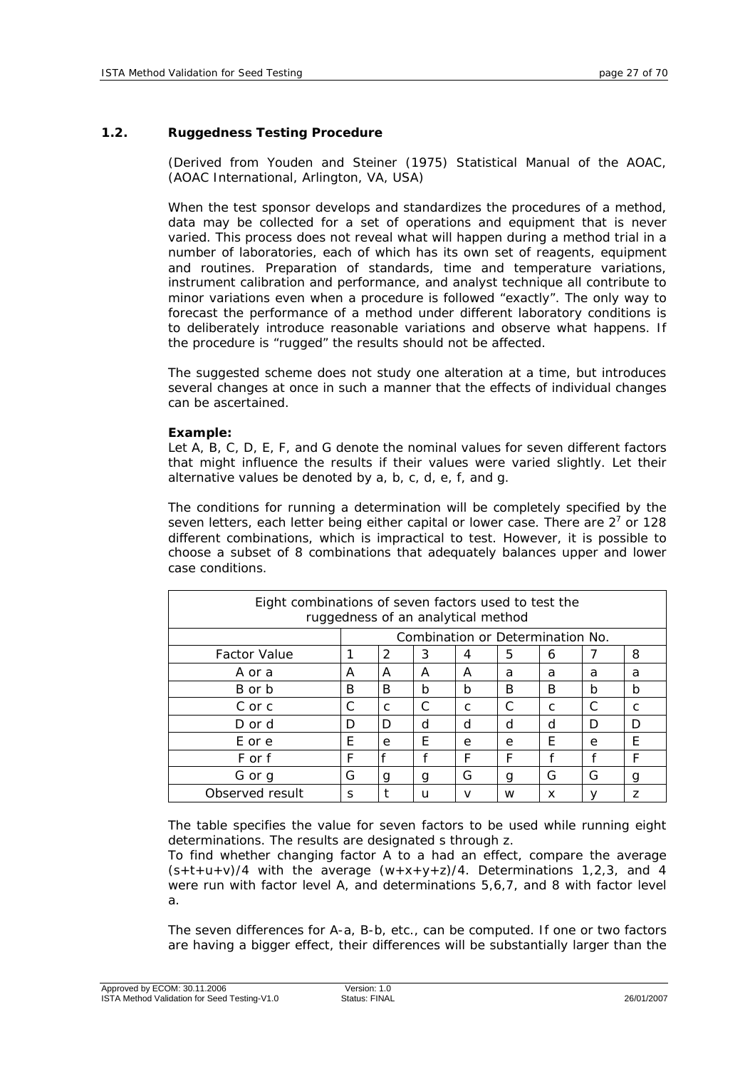### 1.2. Ruggedness Testing Procedure

(Derived from Youden and Steiner (1975) Statistical Manual of the AOAC, (AOAC International, Arlington, VA, USA)

When the test sponsor develops and standardizes the procedures of a method, data may be collected for a set of operations and equipment that is never varied. This process does not reveal what will happen during a method trial in a number of laboratories, each of which has its own set of reagents, equipment and routines. Preparation of standards, time and temperature variations, instrument calibration and performance, and analyst technique all contribute to minor variations even when a procedure is followed "exactly". The only way to forecast the performance of a method under different laboratory conditions is to deliberately introduce reasonable variations and observe what happens. If the procedure is "rugged" the results should not be affected.

The suggested scheme does not study one alteration at a time, but introduces several changes at once in such a manner that the effects of individual changes can be ascertained.

**Example:**
Let A, B, C, D, E, F, and G denote the nominal values for seven different factors that might influence the results if their values were varied slightly. Let their alternative values be denoted by a, b, c, d, e, f, and g.

The conditions for running a determination will be completely specified by the seven letters, each letter being either capital or lower case. There are $2^7$ or 128 different combinations, which is impractical to test. However, it is possible to choose a subset of 8 combinations that adequately balances upper and lower case conditions.

| Eight combinations of seven factors used to test the ruggedness of an analytical method | | | | | | | | |
|---|---|---|---|---|---|---|---|---|
| | Combination or Determination No. | | | | | | | |
| Factor Value | 1 | 2 | 3 | 4 | 5 | 6 | 7 | 8 |
| A or a | A | A | A | A | a | a | a | a |
| B or b | B | B | b | b | B | B | b | b |
| C or c | C | c | C | c | C | c | C | c |
| D or d | D | D | d | d | d | d | D | D |
| E or e | E | e | E | e | e | E | e | E |
| F or f | F | f | f | F | F | f | f | F |
| G or g | G | g | g | G | g | G | G | g |
| Observed result | s | t | u | v | w | x | y | z |

The table specifies the value for seven factors to be used while running eight determinations. The results are designated s through z.
To find whether changing factor A to a had an effect, compare the average $(s+t+u+v)/4$ with the average $(w+x+y+z)/4$. Determinations 1,2,3, and 4 were run with factor level A, and determinations 5,6,7, and 8 with factor level a.

The seven differences for A-a, B-b, etc., can be computed. If one or two factors are having a bigger effect, their differences will be substantially larger than the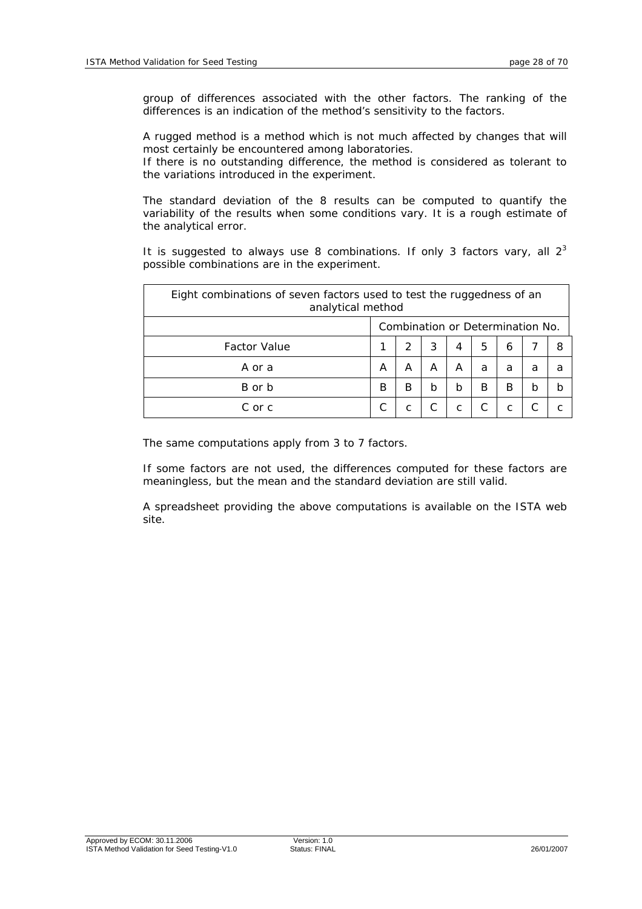group of differences associated with the other factors. The ranking of the differences is an indication of the method's sensitivity to the factors.

A rugged method is a method which is not much affected by changes that will most certainly be encountered among laboratories.
If there is no outstanding difference, the method is considered as tolerant to the variations introduced in the experiment.

The standard deviation of the 8 results can be computed to quantify the variability of the results when some conditions vary. It is a rough estimate of the analytical error.

It is suggested to always use 8 combinations. If only 3 factors vary, all $2^3$ possible combinations are in the experiment.

| Eight combinations of seven factors used to test the ruggedness of an analytical method | | | | | | | | |
|---|---|---|---|---|---|---|---|---|
| | Combination or Determination No. | | | | | | | |
| Factor Value | 1 | 2 | 3 | 4 | 5 | 6 | 7 | 8 |
| A or a | A | A | A | A | a | a | a | a |
| B or b | B | B | b | b | B | B | b | b |
| C or c | C | c | C | c | C | c | C | c |

The same computations apply from 3 to 7 factors.

If some factors are not used, the differences computed for these factors are meaningless, but the mean and the standard deviation are still valid.

A spreadsheet providing the above computations is available on the ISTA web site.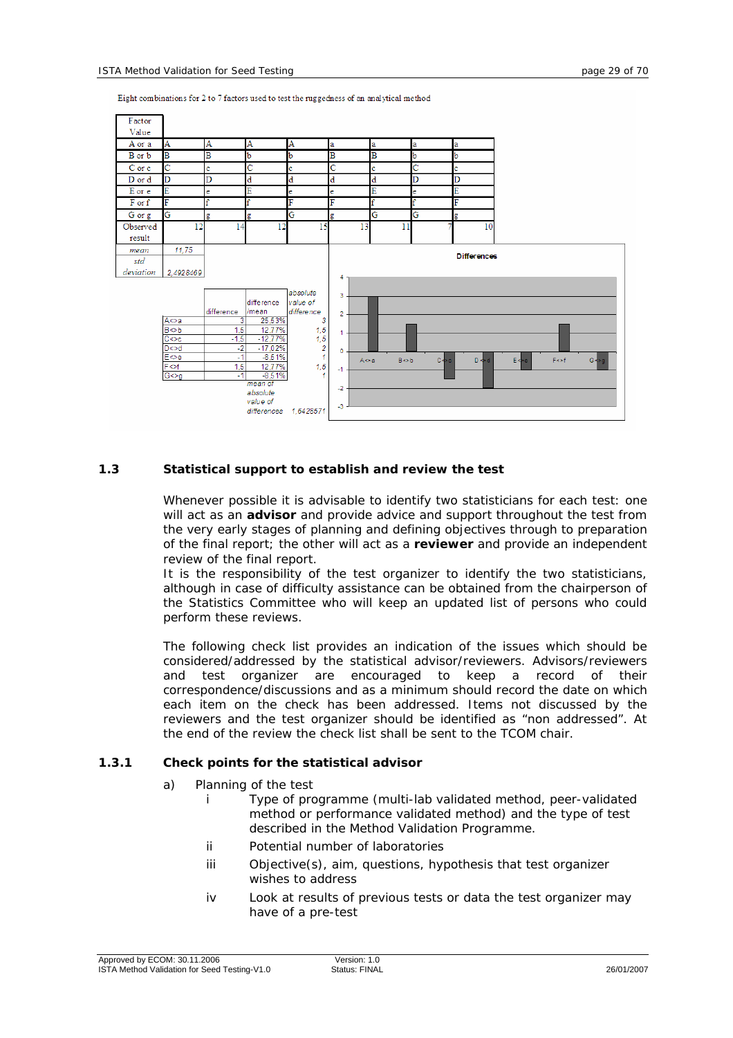Eight combinations for 2 to 7 factors used to test the ruggedness of an analytical method

| Factor Value | | | | | | | | |
|---|---|---|---|---|---|---|---|---|
| A or a | A | A | A | A | a | a | a | a |
| B or b | B | B | b | b | B | B | b | b |
| C or c | C | c | C | c | C | c | C | c |
| D or d | D | D | d | d | d | d | D | D |
| E or e | E | e | E | e | e | E | e | E |
| F or f | F | f | f | F | F | f | f | F |
| G or g | G | g | g | G | g | G | G | g |
| Observed result | 12 | 14 | 12 | 15 | 13 | 11 | 7 | 10 |
| *mean* | *11,75* | | | | | | | |
| *std deviation* | *2,4928469* | | | | | | | |

| | difference | difference /mean | absolute value of difference |
|---|---|---|---|
| A<>a | 3 | 25,53% | 3 |
| B<>b | 1,5 | 12,77% | 1,5 |
| C<>c | -1,5 | -12,77% | 1,5 |
| D<>d | -2 | -17,02% | 2 |
| E<>e | -1 | -8,51% | 1 |
| F<>f | 1,5 | 12,77% | 1,5 |
| G<>g | -1 | -8,51% | 1 |
| | | mean of absolute value of differences | 1,6428571 |

**Differences**

## 1.3 Statistical support to establish and review the test

Whenever possible it is advisable to identify two statisticians for each test: one will act as an **advisor** and provide advice and support throughout the test from the very early stages of planning and defining objectives through to preparation of the final report; the other will act as a **reviewer** and provide an independent review of the final report.

It is the responsibility of the test organizer to identify the two statisticians, although in case of difficulty assistance can be obtained from the chairperson of the Statistics Committee who will keep an updated list of persons who could perform these reviews.

The following check list provides an indication of the issues which should be considered/addressed by the statistical advisor/reviewers. Advisors/reviewers and test organizer are encouraged to keep a record of their correspondence/discussions and as a minimum should record the date on which each item on the check has been addressed. Items not discussed by the reviewers and the test organizer should be identified as "non addressed". At the end of the review the check list shall be sent to the TCOM chair.

### 1.3.1 Check points for the statistical advisor

a) Planning of the test

   i. Type of programme (multi-lab validated method, peer-validated method or performance validated method) and the type of test described in the Method Validation Programme.

   ii. Potential number of laboratories

   iii. Objective(s), aim, questions, hypothesis that test organizer wishes to address

   iv. Look at results of previous tests or data the test organizer may have of a pre-test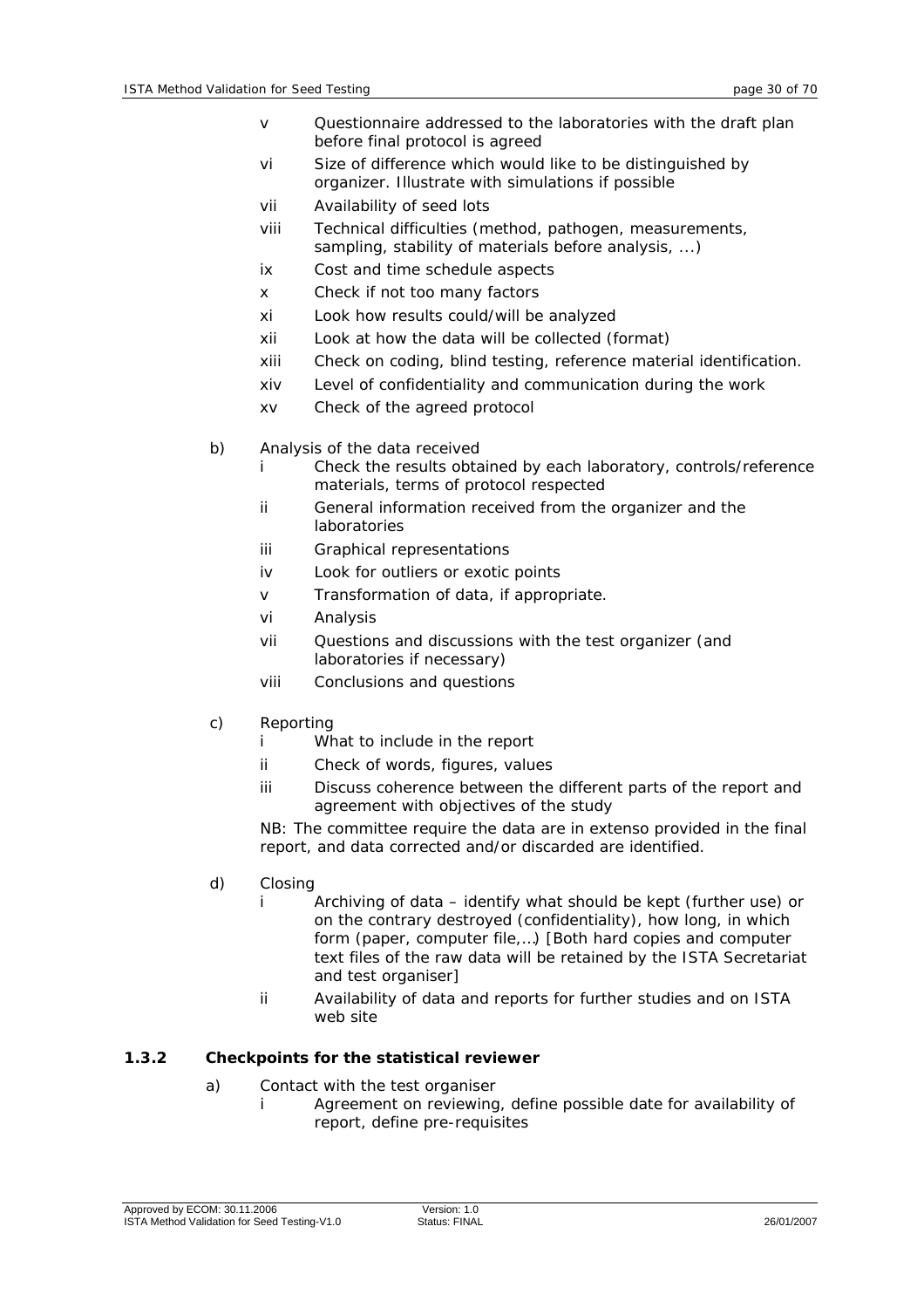- v Questionnaire addressed to the laboratories with the draft plan before final protocol is agreed
- vi Size of difference which would like to be distinguished by organizer. Illustrate with simulations if possible
- vii Availability of seed lots
- viii Technical difficulties (method, pathogen, measurements, sampling, stability of materials before analysis, ...)
- ix Cost and time schedule aspects
- x Check if not too many factors
- xi Look how results could/will be analyzed
- xii Look at how the data will be collected (format)
- xiii Check on coding, blind testing, reference material identification.
- xiv Level of confidentiality and communication during the work
- xv Check of the agreed protocol

b) Analysis of the data received

- i Check the results obtained by each laboratory, controls/reference materials, terms of protocol respected
- ii General information received from the organizer and the laboratories
- iii Graphical representations
- iv Look for outliers or exotic points
- v Transformation of data, if appropriate.
- vi Analysis
- vii Questions and discussions with the test organizer (and laboratories if necessary)
- viii Conclusions and questions

c) Reporting

- i What to include in the report
- ii Check of words, figures, values
- iii Discuss coherence between the different parts of the report and agreement with objectives of the study

NB: The committee require the data are in extenso provided in the final report, and data corrected and/or discarded are identified.

d) Closing

- i Archiving of data – identify what should be kept (further use) or on the contrary destroyed (confidentiality), how long, in which form (paper, computer file,...) [Both hard copies and computer text files of the raw data will be retained by the ISTA Secretariat and test organiser]
- ii Availability of data and reports for further studies and on ISTA web site

### 1.3.2 Checkpoints for the statistical reviewer

a) Contact with the test organiser

- i Agreement on reviewing, define possible date for availability of report, define pre-requisites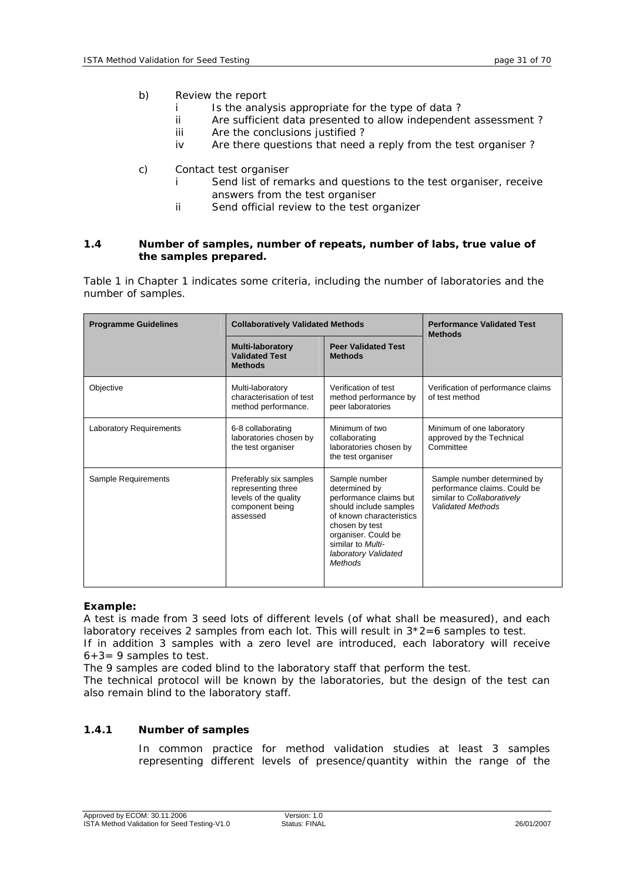b) Review the report
   - i Is the analysis appropriate for the type of data ?
   - ii Are sufficient data presented to allow independent assessment ?
   - iii Are the conclusions justified ?
   - iv Are there questions that need a reply from the test organiser ?

c) Contact test organiser
   - i Send list of remarks and questions to the test organiser, receive answers from the test organiser
   - ii Send official review to the test organizer

### 1.4 Number of samples, number of repeats, number of labs, true value of the samples prepared.

Table 1 in Chapter 1 indicates some criteria, including the number of laboratories and the number of samples.

| Programme Guidelines | Collaboratively Validated Methods | | Performance Validated Test Methods |
|---|---|---|---|
| | Multi-laboratory Validated Test Methods | Peer Validated Test Methods | |
| Objective | Multi-laboratory characterisation of test method performance. | Verification of test method performance by peer laboratories | Verification of performance claims of test method |
| Laboratory Requirements | 6-8 collaborating laboratories chosen by the test organiser | Minimum of two collaborating laboratories chosen by the test organiser | Minimum of one laboratory approved by the Technical Committee |
| Sample Requirements | Preferably six samples representing three levels of the quality component being assessed | Sample number determined by performance claims but should include samples of known characteristics chosen by test organiser. Could be similar to *Multi-laboratory Validated Methods* | Sample number determined by performance claims. Could be similar to *Collaboratively Validated Methods* |

**Example:**

A test is made from 3 seed lots of different levels (of what shall be measured), and each laboratory receives 2 samples from each lot. This will result in 3*2=6 samples to test.

If in addition 3 samples with a zero level are introduced, each laboratory will receive 6+3= 9 samples to test.

The 9 samples are coded blind to the laboratory staff that perform the test.

The technical protocol will be known by the laboratories, but the design of the test can also remain blind to the laboratory staff.

#### 1.4.1 Number of samples

In common practice for method validation studies at least 3 samples representing different levels of presence/quantity within the range of the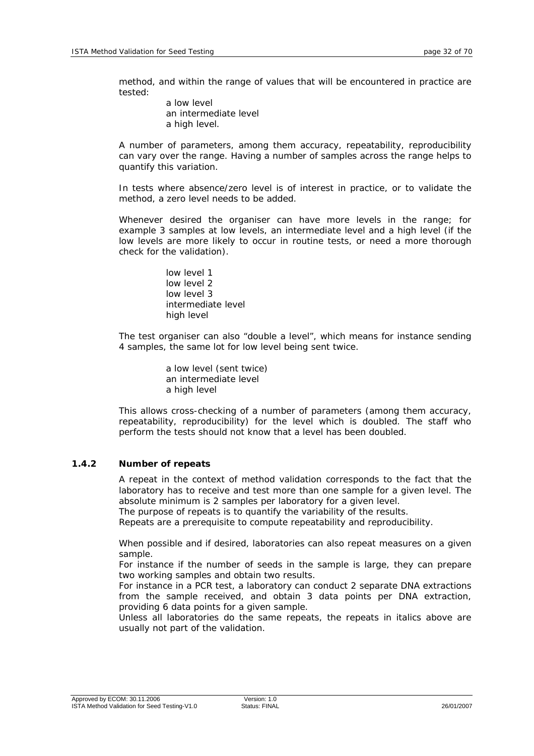method, and within the range of values that will be encountered in practice are tested:

a low level
an intermediate level
a high level.

A number of parameters, among them accuracy, repeatability, reproducibility can vary over the range. Having a number of samples across the range helps to quantify this variation.

In tests where absence/zero level is of interest in practice, or to validate the method, a zero level needs to be added.

Whenever desired the organiser can have more levels in the range; for example 3 samples at low levels, an intermediate level and a high level (if the low levels are more likely to occur in routine tests, or need a more thorough check for the validation).

low level 1
low level 2
low level 3
intermediate level
high level

The test organiser can also "double a level", which means for instance sending 4 samples, the same lot for low level being sent twice.

a low level (sent twice)
an intermediate level
a high level

This allows cross-checking of a number of parameters (among them accuracy, repeatability, reproducibility) for the level which is doubled. The staff who perform the tests should not know that a level has been doubled.

### 1.4.2 Number of repeats

A repeat in the context of method validation corresponds to the fact that the laboratory has to receive and test more than one sample for a given level. The absolute minimum is 2 samples per laboratory for a given level.
The purpose of repeats is to quantify the variability of the results.
Repeats are a prerequisite to compute repeatability and reproducibility.

*When possible and if desired, laboratories can also repeat measures on a given sample.*
*For instance if the number of seeds in the sample is large, they can prepare two working samples and obtain two results.*
*For instance in a PCR test, a laboratory can conduct 2 separate DNA extractions from the sample received, and obtain 3 data points per DNA extraction, providing 6 data points for a given sample.*
Unless all laboratories do the same repeats, the repeats in italics above are usually not part of the validation.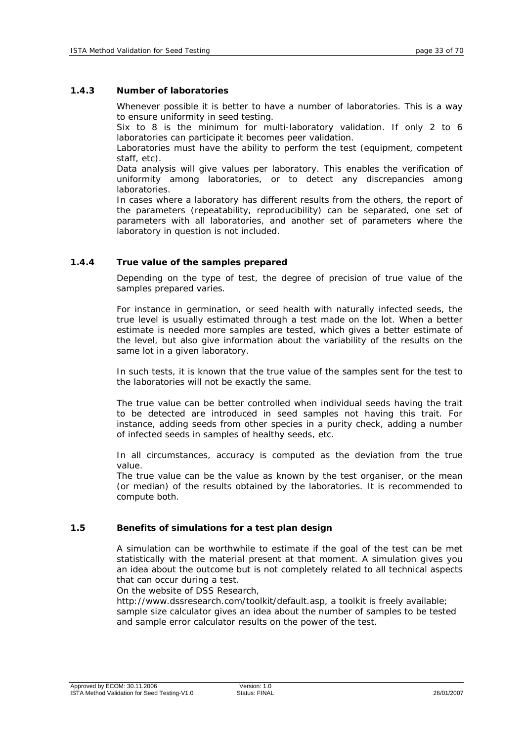### 1.4.3 Number of laboratories

Whenever possible it is better to have a number of laboratories. This is a way to ensure uniformity in seed testing.

Six to 8 is the minimum for multi-laboratory validation. If only 2 to 6 laboratories can participate it becomes peer validation.

Laboratories must have the ability to perform the test (equipment, competent staff, etc).

Data analysis will give values per laboratory. This enables the verification of uniformity among laboratories, or to detect any discrepancies among laboratories.

In cases where a laboratory has different results from the others, the report of the parameters (repeatability, reproducibility) can be separated, one set of parameters with all laboratories, and another set of parameters where the laboratory in question is not included.

### 1.4.4 True value of the samples prepared

Depending on the type of test, the degree of precision of true value of the samples prepared varies.

For instance in germination, or seed health with naturally infected seeds, the true level is usually estimated through a test made on the lot. When a better estimate is needed more samples are tested, which gives a better estimate of the level, but also give information about the variability of the results on the same lot in a given laboratory.

In such tests, it is known that the true value of the samples sent for the test to the laboratories will not be exactly the same.

The true value can be better controlled when individual seeds having the trait to be detected are introduced in seed samples not having this trait. For instance, adding seeds from other species in a purity check, adding a number of infected seeds in samples of healthy seeds, etc.

In all circumstances, accuracy is computed as the deviation from the true value.

The true value can be the value as known by the test organiser, or the mean (or median) of the results obtained by the laboratories. It is recommended to compute both.

## 1.5 Benefits of simulations for a test plan design

A simulation can be worthwhile to estimate if the goal of the test can be met statistically with the material present at that moment. A simulation gives you an idea about the outcome but is not completely related to all technical aspects that can occur during a test.

On the website of DSS Research, http://www.dssresearch.com/toolkit/default.asp, a toolkit is freely available; sample size calculator gives an idea about the number of samples to be tested and sample error calculator results on the power of the test.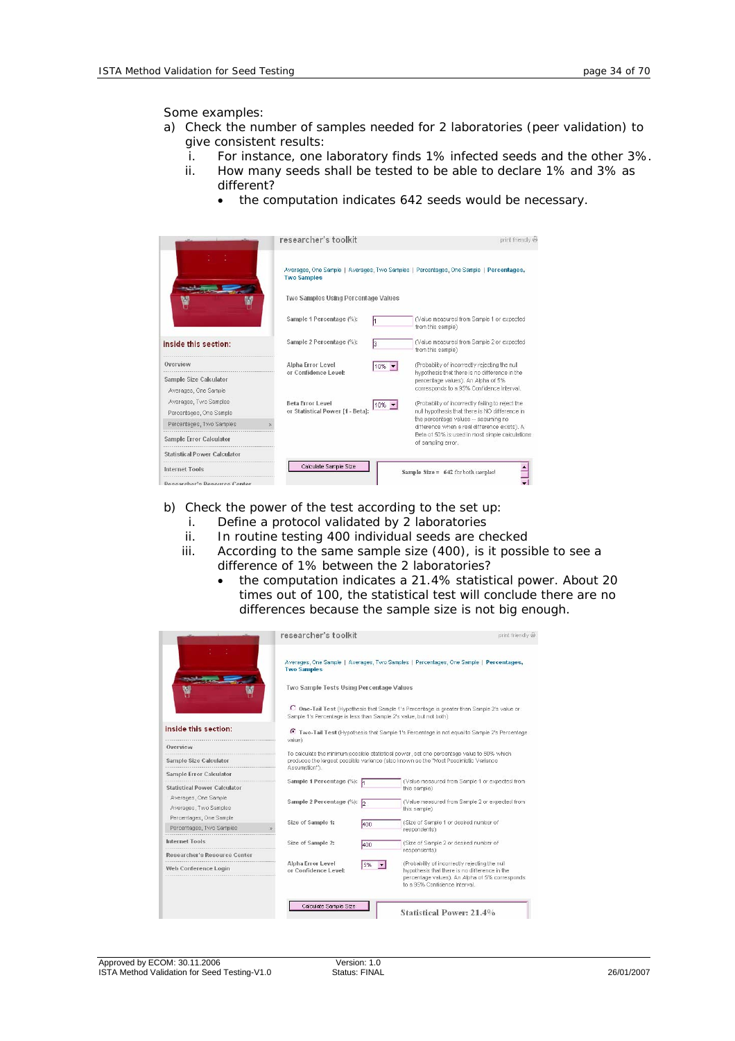Some examples:

a) Check the number of samples needed for 2 laboratories (peer validation) to give consistent results:
   i. For instance, one laboratory finds 1% infected seeds and the other 3%.
   ii. How many seeds shall be tested to be able to declare 1% and 3% as different?
      - the computation indicates 642 seeds would be necessary.

b) Check the power of the test according to the set up:
   i. Define a protocol validated by 2 laboratories
   ii. In routine testing 400 individual seeds are checked
   iii. According to the same sample size (400), is it possible to see a difference of 1% between the 2 laboratories?
      - the computation indicates a 21.4% statistical power. About 20 times out of 100, the statistical test will conclude there are no differences because the sample size is not big enough.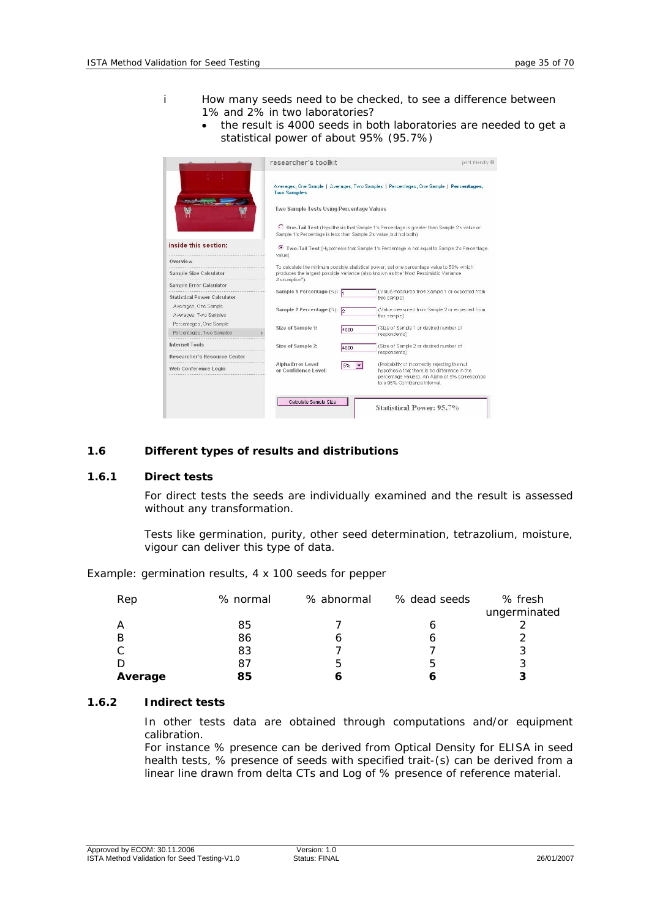i How many seeds need to be checked, to see a difference between 1% and 2% in two laboratories?

- the result is 4000 seeds in both laboratories are needed to get a statistical power of about 95% (95.7%)

### 1.6 Different types of results and distributions

#### 1.6.1 Direct tests

For direct tests the seeds are individually examined and the result is assessed without any transformation.

Tests like germination, purity, other seed determination, tetrazolium, moisture, vigour can deliver this type of data.

Example: germination results, 4 x 100 seeds for pepper

| Rep | % normal | % abnormal | % dead seeds | % fresh ungerminated |
|---|---|---|---|---|
| A | 85 | 7 | 6 | 2 |
| B | 86 | 6 | 6 | 2 |
| C | 83 | 7 | 7 | 3 |
| D | 87 | 5 | 5 | 3 |
| **Average** | **85** | **6** | **6** | **3** |

#### 1.6.2 Indirect tests

In other tests data are obtained through computations and/or equipment calibration.

For instance % presence can be derived from Optical Density for ELISA in seed health tests, % presence of seeds with specified trait-(s) can be derived from a linear line drawn from delta CTs and Log of % presence of reference material.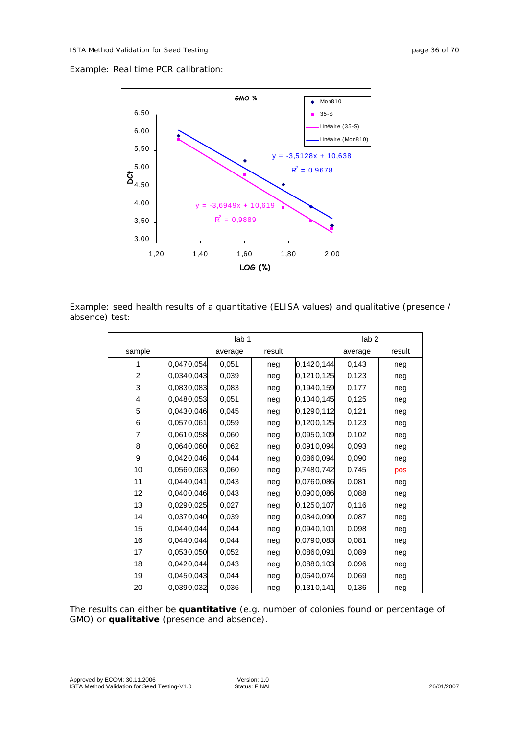Example: Real time PCR calibration:

Example: seed health results of a quantitative (ELISA values) and qualitative (presence / absence) test:

| sample | lab 1 | | average | result | lab 2 | | average | result |
|---|---|---|---|---|---|---|---|---|
| 1 | 0,047 | 0,054 | 0,051 | neg | 0,142 | 0,144 | 0,143 | neg |
| 2 | 0,034 | 0,043 | 0,039 | neg | 0,121 | 0,125 | 0,123 | neg |
| 3 | 0,083 | 0,083 | 0,083 | neg | 0,194 | 0,159 | 0,177 | neg |
| 4 | 0,048 | 0,053 | 0,051 | neg | 0,104 | 0,145 | 0,125 | neg |
| 5 | 0,043 | 0,046 | 0,045 | neg | 0,129 | 0,112 | 0,121 | neg |
| 6 | 0,057 | 0,061 | 0,059 | neg | 0,120 | 0,125 | 0,123 | neg |
| 7 | 0,061 | 0,058 | 0,060 | neg | 0,095 | 0,109 | 0,102 | neg |
| 8 | 0,064 | 0,060 | 0,062 | neg | 0,091 | 0,094 | 0,093 | neg |
| 9 | 0,042 | 0,046 | 0,044 | neg | 0,086 | 0,094 | 0,090 | neg |
| 10 | 0,056 | 0,063 | 0,060 | neg | 0,748 | 0,742 | 0,745 | pos |
| 11 | 0,044 | 0,041 | 0,043 | neg | 0,076 | 0,086 | 0,081 | neg |
| 12 | 0,040 | 0,046 | 0,043 | neg | 0,090 | 0,086 | 0,088 | neg |
| 13 | 0,029 | 0,025 | 0,027 | neg | 0,125 | 0,107 | 0,116 | neg |
| 14 | 0,037 | 0,040 | 0,039 | neg | 0,084 | 0,090 | 0,087 | neg |
| 15 | 0,044 | 0,044 | 0,044 | neg | 0,094 | 0,101 | 0,098 | neg |
| 16 | 0,044 | 0,044 | 0,044 | neg | 0,079 | 0,083 | 0,081 | neg |
| 17 | 0,053 | 0,050 | 0,052 | neg | 0,086 | 0,091 | 0,089 | neg |
| 18 | 0,042 | 0,044 | 0,043 | neg | 0,088 | 0,103 | 0,096 | neg |
| 19 | 0,045 | 0,043 | 0,044 | neg | 0,064 | 0,074 | 0,069 | neg |
| 20 | 0,039 | 0,032 | 0,036 | neg | 0,131 | 0,141 | 0,136 | neg |

The results can either be **quantitative** (e.g. number of colonies found or percentage of GMO) or **qualitative** (presence and absence).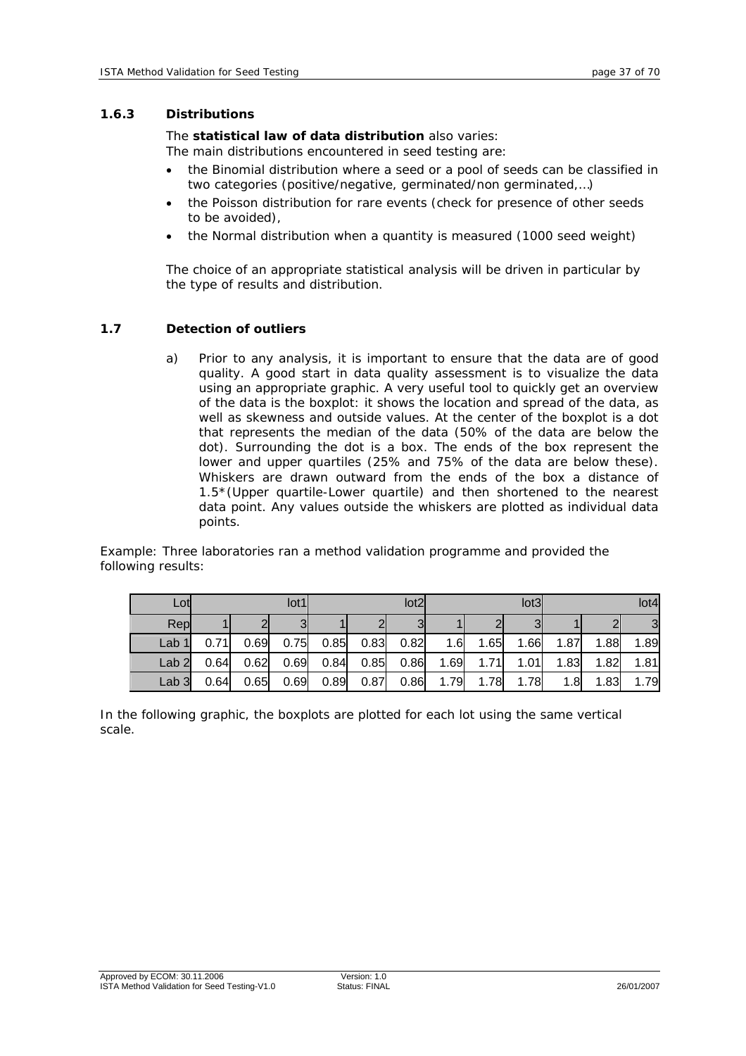### 1.6.3 Distributions

The **statistical law of data distribution** also varies:
The main distributions encountered in seed testing are:

- the Binomial distribution where a seed or a pool of seeds can be classified in two categories (positive/negative, germinated/non germinated,…)
- the Poisson distribution for rare events (check for presence of other seeds to be avoided),
- the Normal distribution when a quantity is measured (1000 seed weight)

The choice of an appropriate statistical analysis will be driven in particular by the type of results and distribution.

## 1.7 Detection of outliers

a) Prior to any analysis, it is important to ensure that the data are of good quality. A good start in data quality assessment is to visualize the data using an appropriate graphic. A very useful tool to quickly get an overview of the data is the boxplot: it shows the location and spread of the data, as well as skewness and outside values. At the center of the boxplot is a dot that represents the median of the data (50% of the data are below the dot). Surrounding the dot is a box. The ends of the box represent the lower and upper quartiles (25% and 75% of the data are below these). Whiskers are drawn outward from the ends of the box a distance of 1.5*(Upper quartile-Lower quartile) and then shortened to the nearest data point. Any values outside the whiskers are plotted as individual data points.

Example: Three laboratories ran a method validation programme and provided the following results:

| Lot | | | lot1 | | | lot2 | | | lot3 | | | lot4 |
|---|---|---|---|---|---|---|---|---|---|---|---|---|
| Rep | 1 | 2 | 3 | 1 | 2 | 3 | 1 | 2 | 3 | 1 | 2 | 3 |
| Lab 1 | 0.71 | 0.69 | 0.75 | 0.85 | 0.83 | 0.82 | 1.6 | 1.65 | 1.66 | 1.87 | 1.88 | 1.89 |
| Lab 2 | 0.64 | 0.62 | 0.69 | 0.84 | 0.85 | 0.86 | 1.69 | 1.71 | 1.01 | 1.83 | 1.82 | 1.81 |
| Lab 3 | 0.64 | 0.65 | 0.69 | 0.89 | 0.87 | 0.86 | 1.79 | 1.78 | 1.78 | 1.8 | 1.83 | 1.79 |

In the following graphic, the boxplots are plotted for each lot using the same vertical scale.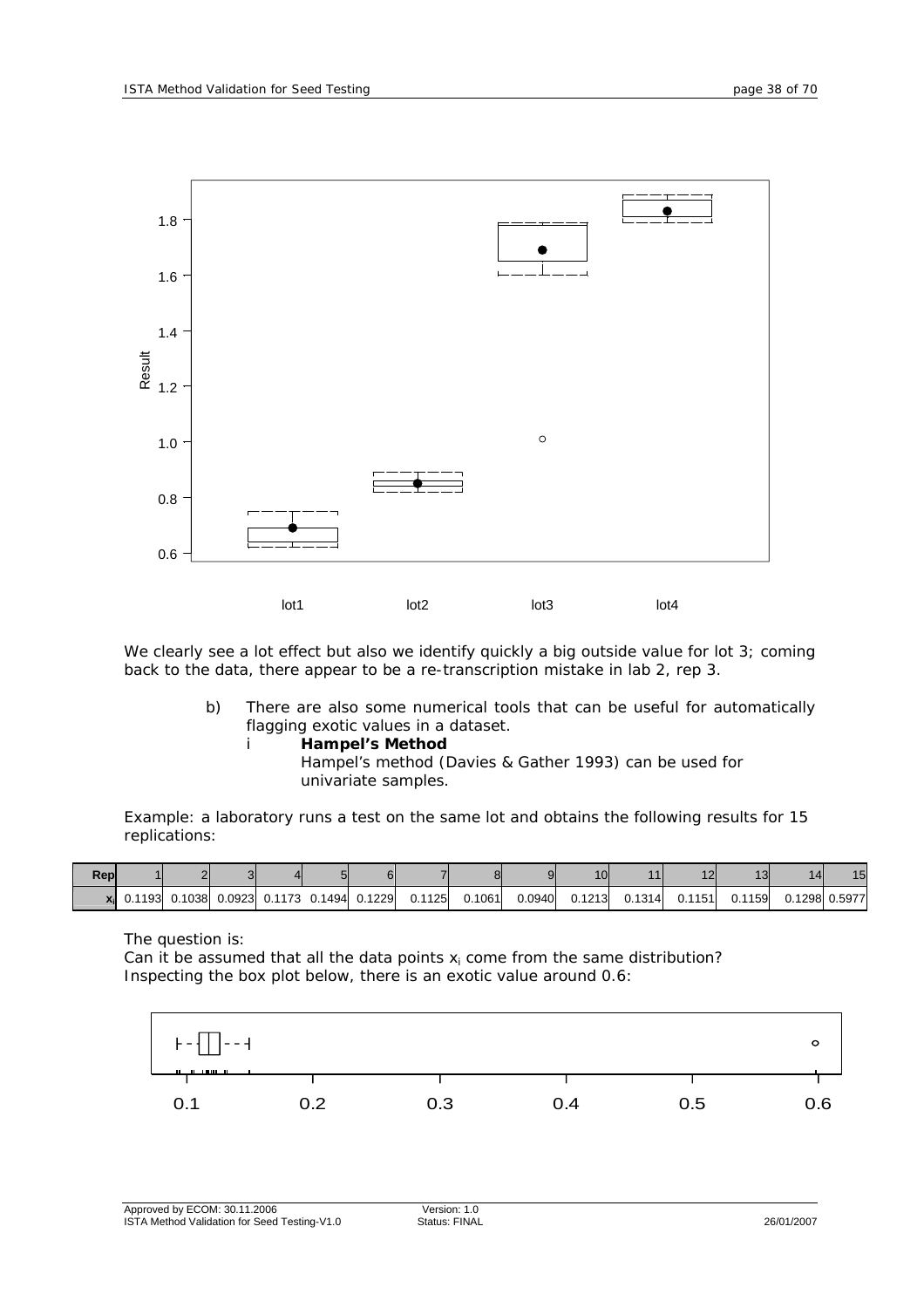We clearly see a lot effect but also we identify quickly a big outside value for lot 3; coming back to the data, there appear to be a re-transcription mistake in lab 2, rep 3.

b) There are also some numerical tools that can be useful for automatically flagging exotic values in a dataset.

i **Hampel's Method**

Hampel's method (Davies & Gather 1993) can be used for univariate samples.

Example: a laboratory runs a test on the same lot and obtains the following results for 15 replications:

| Rep | 1 | 2 | 3 | 4 | 5 | 6 | 7 | 8 | 9 | 10 | 11 | 12 | 13 | 14 | 15 |
|---|---|---|---|---|---|---|---|---|---|---|---|---|---|---|---|
| $x_i$ | 0.1193 | 0.1038 | 0.0923 | 0.1173 | 0.1494 | 0.1229 | 0.1125 | 0.1061 | 0.0940 | 0.1213 | 0.1314 | 0.1151 | 0.1159 | 0.1298 | 0.5977 |

The question is:

Can it be assumed that all the data points $x_i$ come from the same distribution?

Inspecting the box plot below, there is an exotic value around 0.6: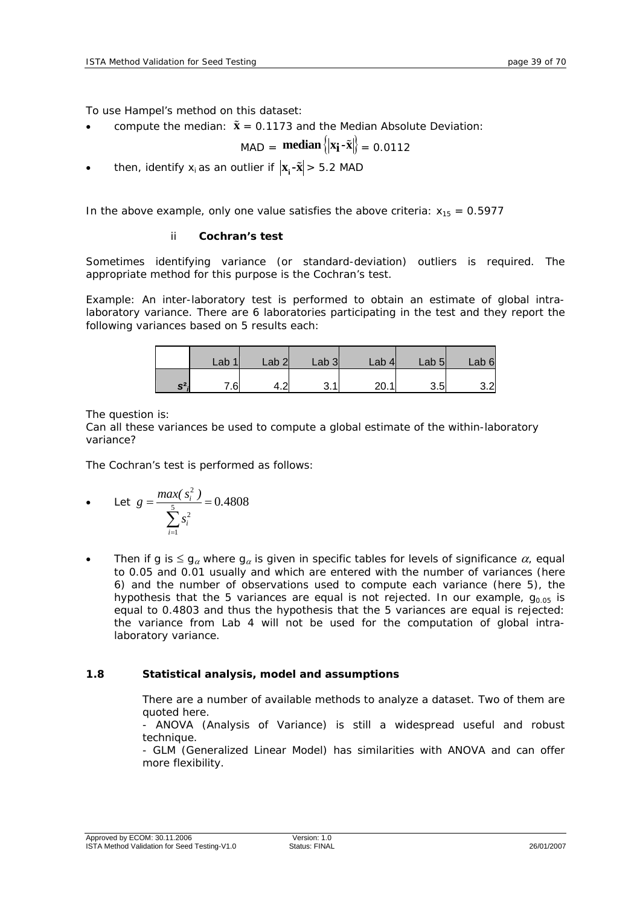To use Hampel's method on this dataset:

- compute the median: $\tilde{\mathbf{x}}$ = 0.1173 and the Median Absolute Deviation:

$$\text{MAD} = \textbf{median}\left\{\left|\mathbf{x_i}-\tilde{\mathbf{x}}\right|\right\} = 0.0112$$

- then, identify $x_i$ as an outlier if $\left|\mathbf{x_i}-\tilde{\mathbf{x}}\right|$ > 5.2 MAD

*In the above example, only one value satisfies the above criteria:* $x_{15}$ *= 0.5977*

#### ii **Cochran's test**

*Sometimes identifying variance (or standard-deviation) outliers is required. The appropriate method for this purpose is the Cochran's test.*

*Example: An inter-laboratory test is performed to obtain an estimate of global intra-laboratory variance. There are 6 laboratories participating in the test and they report the following variances based on 5 results each:*

| | Lab 1 | Lab 2 | Lab 3 | Lab 4 | Lab 5 | Lab 6 |
|---|---|---|---|---|---|---|
| $s^2_i$ | 7.6 | 4.2 | 3.1 | 20.1 | 3.5 | 3.2 |

*The question is:*
*Can all these variances be used to compute a global estimate of the within-laboratory variance?*

*The Cochran's test is performed as follows:*

- *Let* $g = \dfrac{max(s_i^2)}{\sum_{i=1}^{5} s_i^2} = 0.4808$

- *Then if g is* $\leq g_\alpha$ *where* $g_\alpha$ *is given in specific tables for levels of significance* $\alpha$*, equal to 0.05 and 0.01 usually and which are entered with the number of variances (here 6) and the number of observations used to compute each variance (here 5), the hypothesis that the 5 variances are equal is not rejected. In our example,* $g_{0.05}$ *is equal to 0.4803 and thus the hypothesis that the 5 variances are equal is rejected: the variance from Lab 4 will not be used for the computation of global intra-laboratory variance.*

### 1.8 Statistical analysis, model and assumptions

There are a number of available methods to analyze a dataset. Two of them are quoted here.

- ANOVA (Analysis of Variance) is still a widespread useful and robust technique.

- GLM (Generalized Linear Model) has similarities with ANOVA and can offer more flexibility.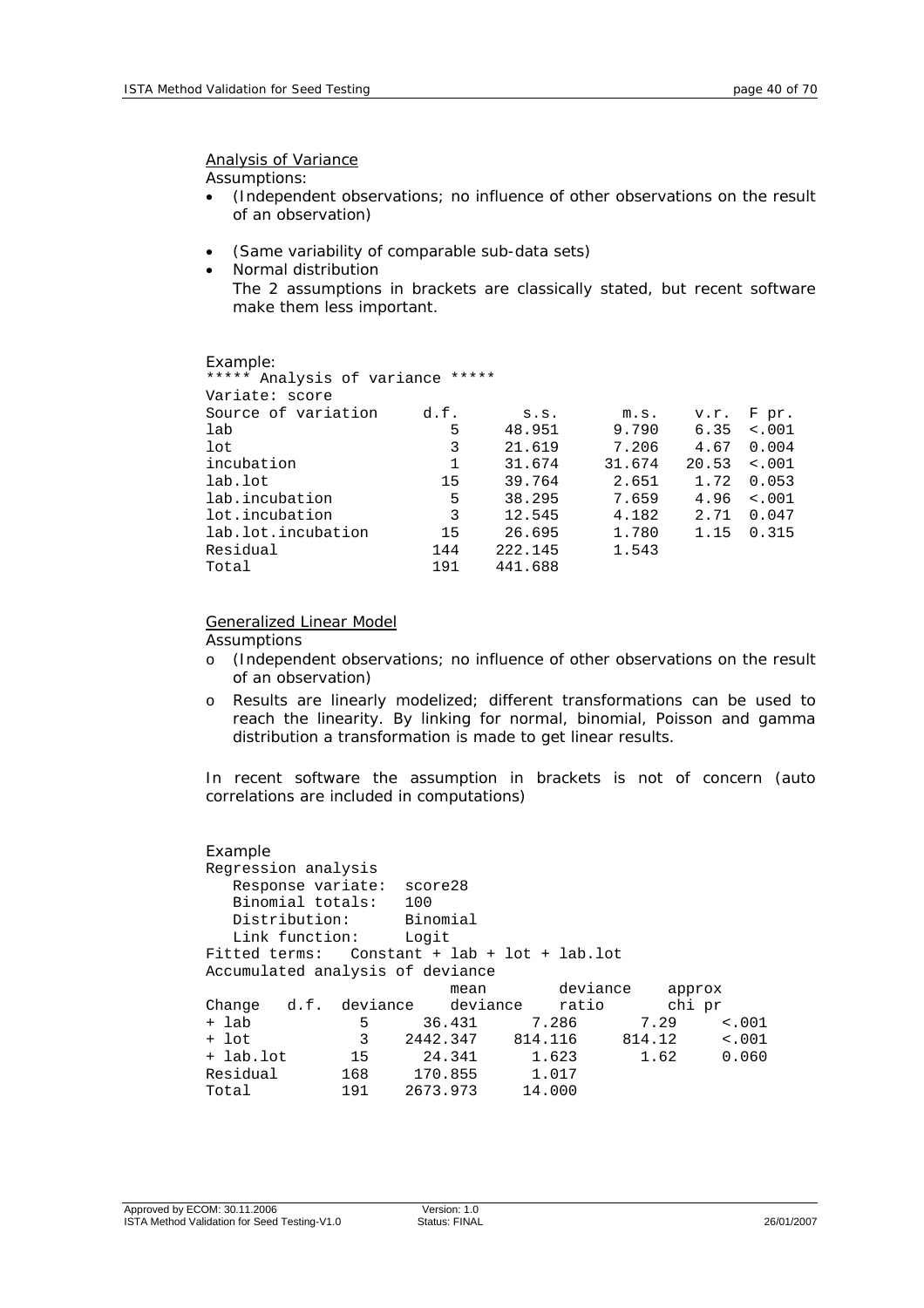Analysis of Variance

Assumptions:

- (Independent observations; no influence of other observations on the result of an observation)
- (Same variability of comparable sub-data sets)
- Normal distribution

  The 2 assumptions in brackets are classically stated, but recent software make them less important.

Example:

```
***** Analysis of variance *****
Variate: score
Source of variation     d.f.       s.s.       m.s.    v.r.  F pr.
lab                        5     48.951      9.790    6.35  <.001
lot                        3     21.619      7.206    4.67  0.004
incubation                 1     31.674     31.674   20.53  <.001
lab.lot                   15     39.764      2.651    1.72  0.053
lab.incubation             5     38.295      7.659    4.96  <.001
lot.incubation             3     12.545      4.182    2.71  0.047
lab.lot.incubation        15     26.695      1.780    1.15  0.315
Residual                 144    222.145      1.543
Total                    191    441.688
```

Generalized Linear Model

Assumptions

- (Independent observations; no influence of other observations on the result of an observation)
- Results are linearly modelized; different transformations can be used to reach the linearity. By linking for normal, binomial, Poisson and gamma distribution a transformation is made to get linear results.

In recent software the assumption in brackets is not of concern (auto correlations are included in computations)

Example

```
Regression analysis
   Response variate:  score28
   Binomial totals:   100
   Distribution:      Binomial
   Link function:     Logit
Fitted terms:  Constant + lab + lot + lab.lot
Accumulated analysis of deviance
                              mean       deviance    approx
Change    d.f.  deviance    deviance    ratio       chi pr
+ lab           5     36.431      7.286      7.29     <.001
+ lot           3   2442.347    814.116    814.12     <.001
+ lab.lot      15     24.341      1.623      1.62     0.060
Residual      168    170.855      1.017
Total         191   2673.973     14.000
```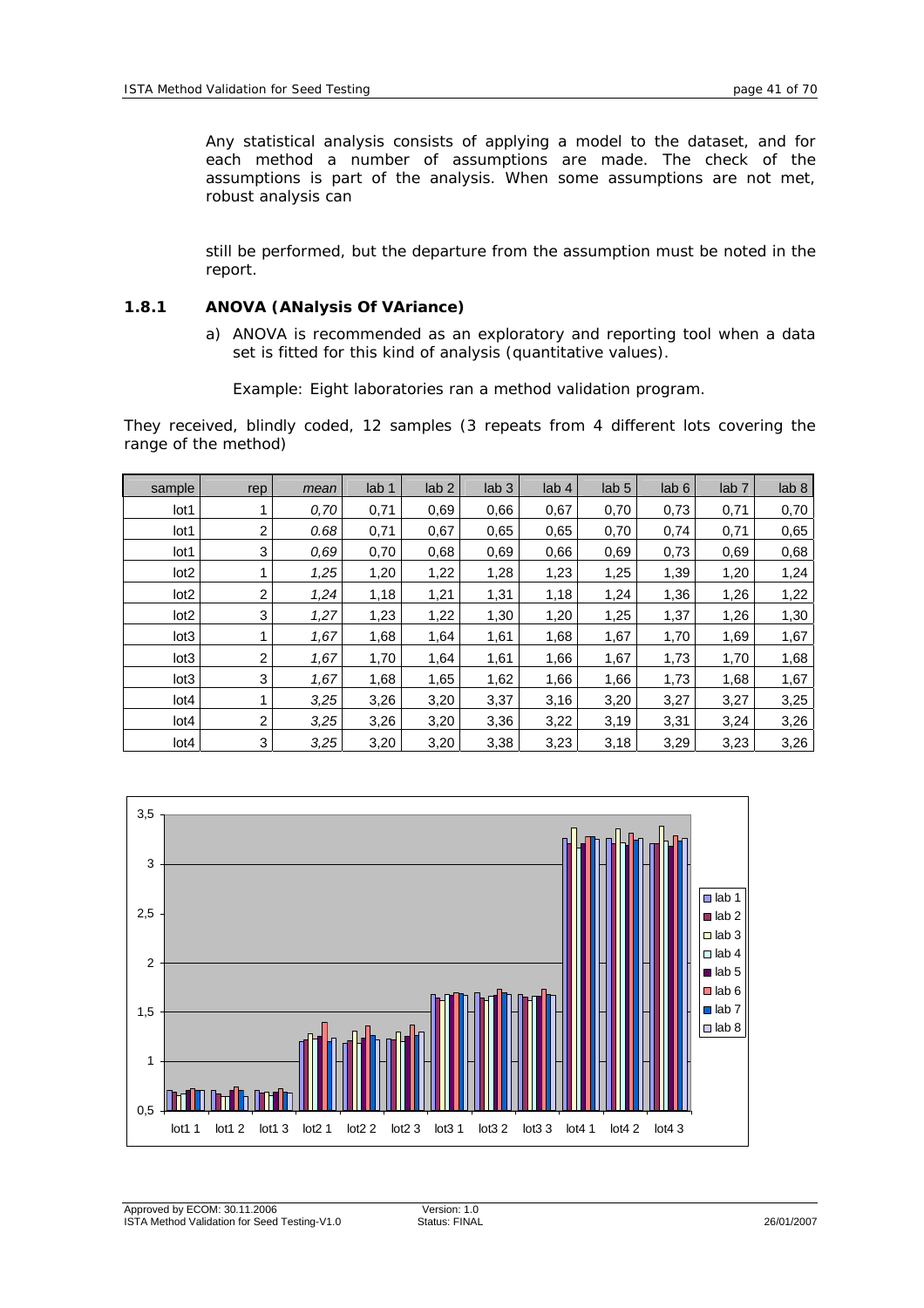Any statistical analysis consists of applying a model to the dataset, and for each method a number of assumptions are made. The check of the assumptions is part of the analysis. When some assumptions are not met, robust analysis can

still be performed, but the departure from the assumption must be noted in the report.

### 1.8.1 ANOVA (ANalysis Of VAriance)

a) ANOVA is recommended as an exploratory and reporting tool when a data set is fitted for this kind of analysis (quantitative values).

Example: Eight laboratories ran a method validation program.

They received, blindly coded, 12 samples (3 repeats from 4 different lots covering the range of the method)

| sample | rep | *mean* | lab 1 | lab 2 | lab 3 | lab 4 | lab 5 | lab 6 | lab 7 | lab 8 |
|---|---|---|---|---|---|---|---|---|---|---|
| lot1 | 1 | *0,70* | 0,71 | 0,69 | 0,66 | 0,67 | 0,70 | 0,73 | 0,71 | 0,70 |
| lot1 | 2 | *0.68* | 0,71 | 0,67 | 0,65 | 0,65 | 0,70 | 0,74 | 0,71 | 0,65 |
| lot1 | 3 | *0,69* | 0,70 | 0,68 | 0,69 | 0,66 | 0,69 | 0,73 | 0,69 | 0,68 |
| lot2 | 1 | *1,25* | 1,20 | 1,22 | 1,28 | 1,23 | 1,25 | 1,39 | 1,20 | 1,24 |
| lot2 | 2 | *1,24* | 1,18 | 1,21 | 1,31 | 1,18 | 1,24 | 1,36 | 1,26 | 1,22 |
| lot2 | 3 | *1,27* | 1,23 | 1,22 | 1,30 | 1,20 | 1,25 | 1,37 | 1,26 | 1,30 |
| lot3 | 1 | *1,67* | 1,68 | 1,64 | 1,61 | 1,68 | 1,67 | 1,70 | 1,69 | 1,67 |
| lot3 | 2 | *1,67* | 1,70 | 1,64 | 1,61 | 1,66 | 1,67 | 1,73 | 1,70 | 1,68 |
| lot3 | 3 | *1,67* | 1,68 | 1,65 | 1,62 | 1,66 | 1,66 | 1,73 | 1,68 | 1,67 |
| lot4 | 1 | *3,25* | 3,26 | 3,20 | 3,37 | 3,16 | 3,20 | 3,27 | 3,27 | 3,25 |
| lot4 | 2 | *3,25* | 3,26 | 3,20 | 3,36 | 3,22 | 3,19 | 3,31 | 3,24 | 3,26 |
| lot4 | 3 | *3,25* | 3,20 | 3,20 | 3,38 | 3,23 | 3,18 | 3,29 | 3,23 | 3,26 |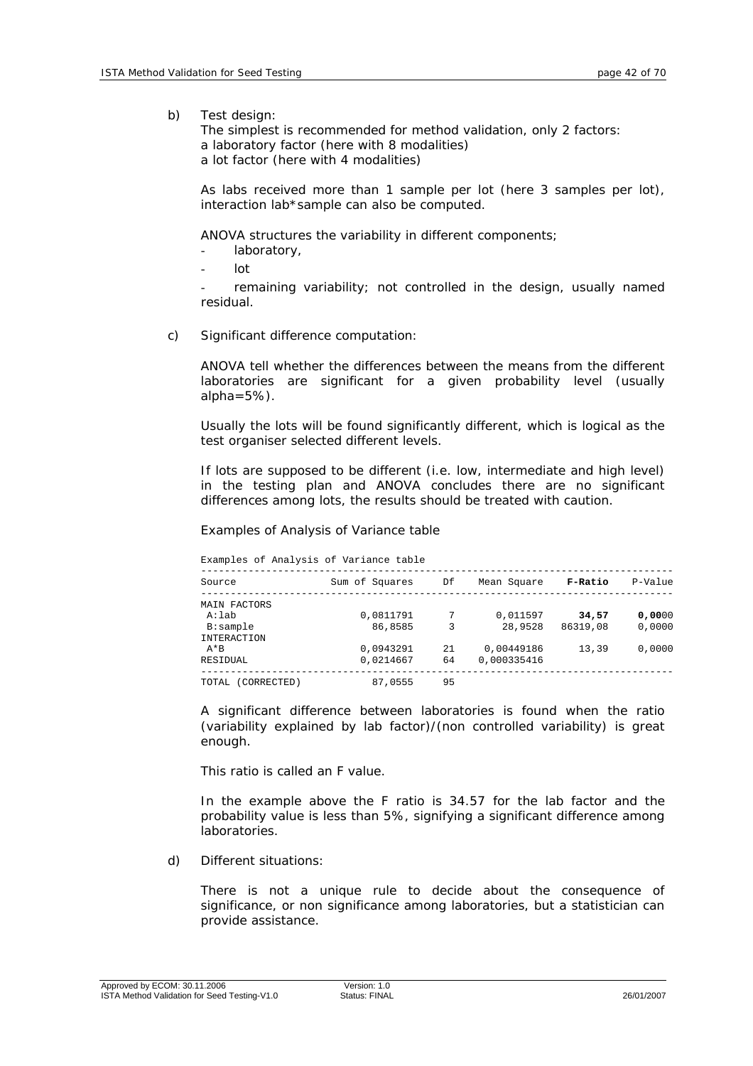b) Test design:
   The simplest is recommended for method validation, only 2 factors:
   a laboratory factor (here with 8 modalities)
   a lot factor (here with 4 modalities)

   As labs received more than 1 sample per lot (here 3 samples per lot), interaction lab*sample can also be computed.

   ANOVA structures the variability in different components;

   - laboratory,
   - lot
   - remaining variability; not controlled in the design, usually named residual.

c) Significant difference computation:

   ANOVA tell whether the differences between the means from the different laboratories are significant for a given probability level (usually alpha=5%).

   Usually the lots will be found significantly different, which is logical as the test organiser selected different levels.

   If lots are supposed to be different (i.e. low, intermediate and high level) in the testing plan and ANOVA concludes there are no significant differences among lots, the results should be treated with caution.

   Examples of Analysis of Variance table

Examples of Analysis of Variance table

| Source | Sum of Squares | Df | Mean Square | **F-Ratio** | P-Value |
|---|---|---|---|---|---|
| MAIN FACTORS | | | | | |
| A:lab | 0,0811791 | 7 | 0,011597 | **34,57** | **0,00**00 |
| B:sample | 86,8585 | 3 | 28,9528 | 86319,08 | 0,0000 |
| INTERACTION | | | | | |
| A*B | 0,0943291 | 21 | 0,00449186 | 13,39 | 0,0000 |
| RESIDUAL | 0,0214667 | 64 | 0,000335416 | | |
| TOTAL (CORRECTED) | 87,0555 | 95 | | | |

   A significant difference between laboratories is found when the ratio (variability explained by lab factor)/(non controlled variability) is great enough.

   This ratio is called an F value.

   In the example above the F ratio is 34.57 for the lab factor and the probability value is less than 5%, signifying a significant difference among laboratories.

d) Different situations:

   There is not a unique rule to decide about the consequence of significance, or non significance among laboratories, but a statistician can provide assistance.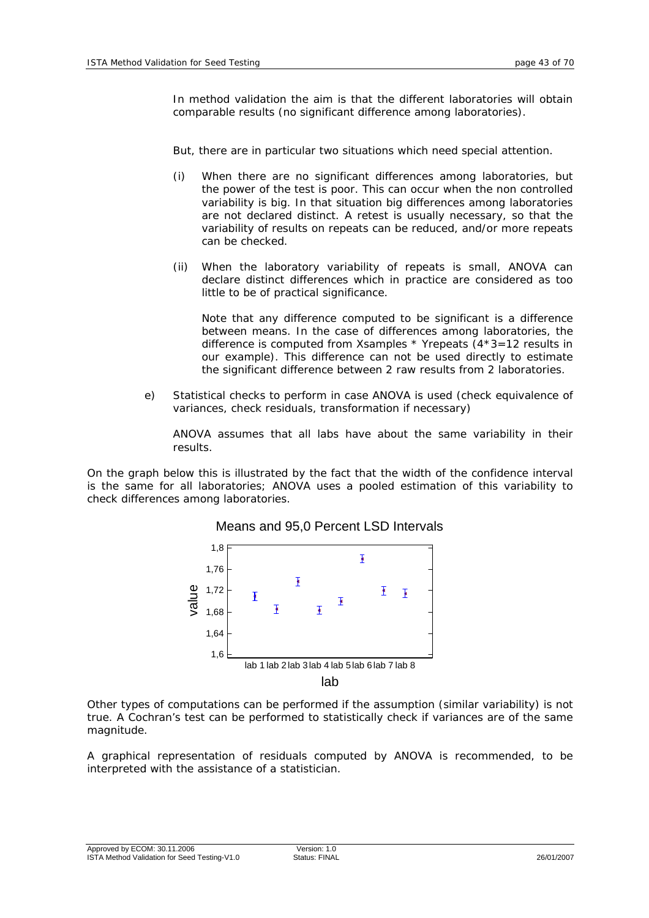In method validation the aim is that the different laboratories will obtain comparable results (no significant difference among laboratories).

But, there are in particular two situations which need special attention.

(i) When there are no significant differences among laboratories, but the power of the test is poor. This can occur when the non controlled variability is big. In that situation big differences among laboratories are not declared distinct. A retest is usually necessary, so that the variability of results on repeats can be reduced, and/or more repeats can be checked.

(ii) When the laboratory variability of repeats is small, ANOVA can declare distinct differences which in practice are considered as too little to be of practical significance.

Note that any difference computed to be significant is a difference between means. In the case of differences among laboratories, the difference is computed from Xsamples * Yrepeats (4*3=12 results in our example). This difference can not be used directly to estimate the significant difference between 2 raw results from 2 laboratories.

e) Statistical checks to perform in case ANOVA is used (check equivalence of variances, check residuals, transformation if necessary)

ANOVA assumes that all labs have about the same variability in their results.

On the graph below this is illustrated by the fact that the width of the confidence interval is the same for all laboratories; ANOVA uses a pooled estimation of this variability to check differences among laboratories.

Means and 95,0 Percent LSD Intervals

Other types of computations can be performed if the assumption (similar variability) is not true. A Cochran's test can be performed to statistically check if variances are of the same magnitude.

A graphical representation of residuals computed by ANOVA is recommended, to be interpreted with the assistance of a statistician.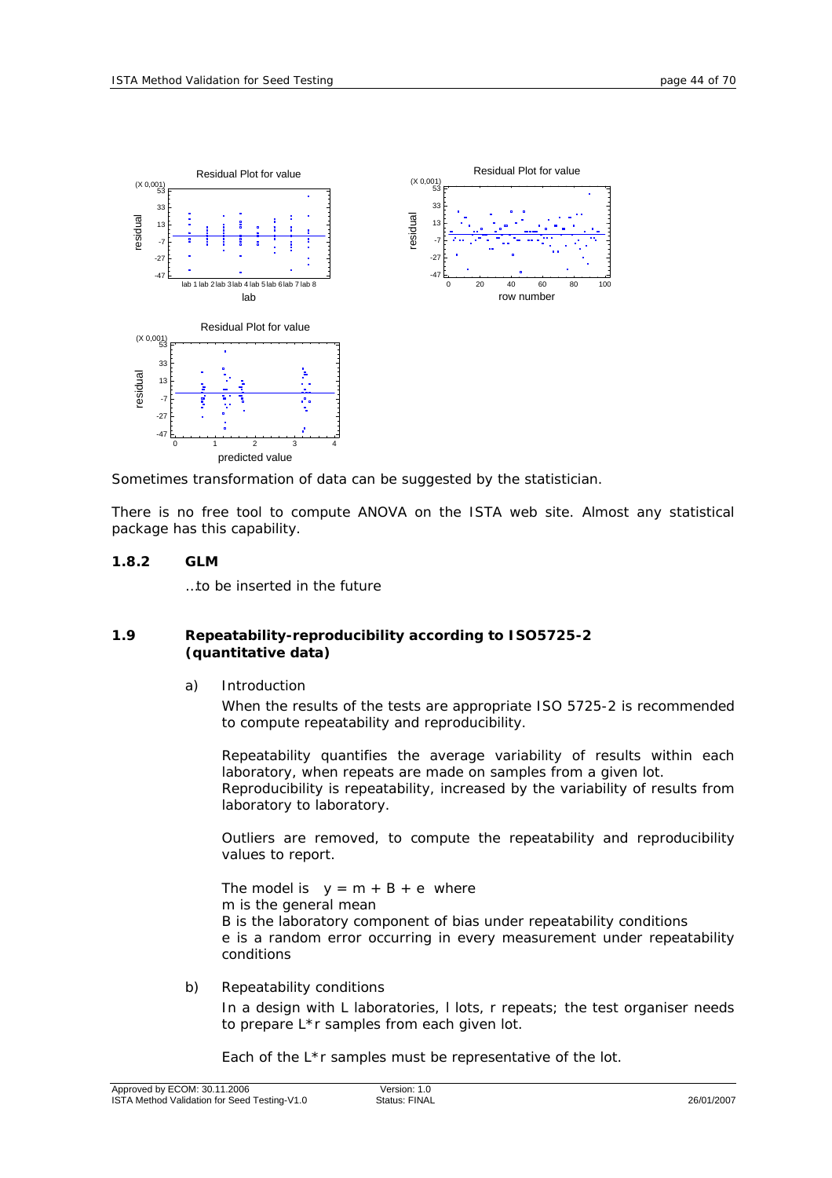Sometimes transformation of data can be suggested by the statistician.

There is no free tool to compute ANOVA on the ISTA web site. Almost any statistical package has this capability.

### 1.8.2 GLM

…to be inserted in the future

## 1.9 Repeatability-reproducibility according to ISO5725-2 (quantitative data)

a) Introduction

When the results of the tests are appropriate ISO 5725-2 is recommended to compute repeatability and reproducibility.

Repeatability quantifies the average variability of results within each laboratory, when repeats are made on samples from a given lot.
Reproducibility is repeatability, increased by the variability of results from laboratory to laboratory.

Outliers are removed, to compute the repeatability and reproducibility values to report.

The model is $y = m + B + e$ where
$m$ is the general mean
$B$ is the laboratory component of bias under repeatability conditions
$e$ is a random error occurring in every measurement under repeatability conditions

b) Repeatability conditions

In a design with $L$ laboratories, $l$ lots, $r$ repeats; the test organiser needs to prepare $L*r$ samples from each given lot.

Each of the $L*r$ samples must be representative of the lot.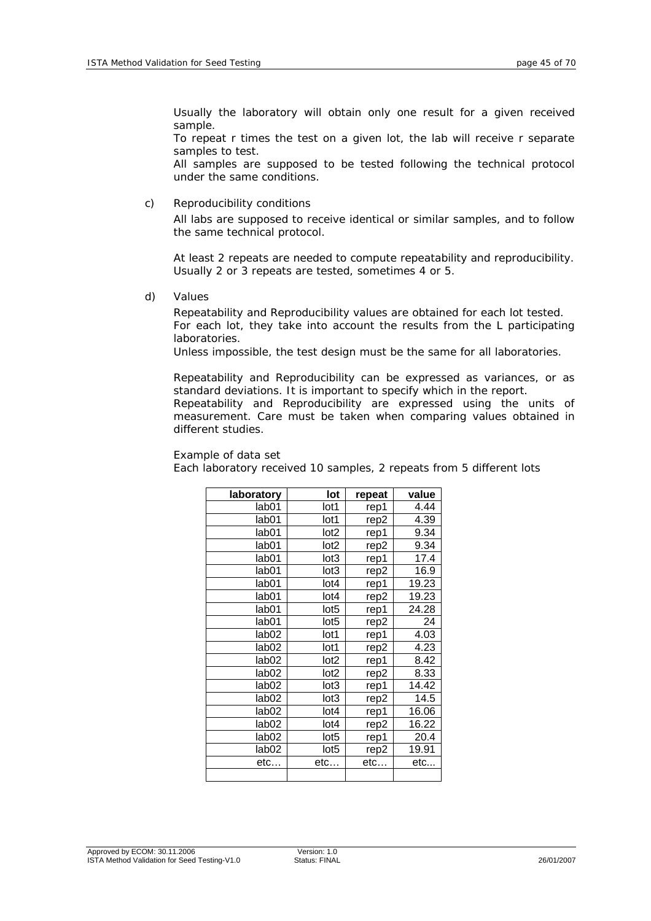Usually the laboratory will obtain only one result for a given received sample.
To repeat r times the test on a given lot, the lab will receive r separate samples to test.
All samples are supposed to be tested following the technical protocol under the same conditions.

c) Reproducibility conditions

All labs are supposed to receive identical or similar samples, and to follow the same technical protocol.

At least 2 repeats are needed to compute repeatability and reproducibility. Usually 2 or 3 repeats are tested, sometimes 4 or 5.

d) Values

Repeatability and Reproducibility values are obtained for each lot tested. For each lot, they take into account the results from the L participating laboratories.
Unless impossible, the test design must be the same for all laboratories.

Repeatability and Reproducibility can be expressed as variances, or as standard deviations. It is important to specify which in the report.
Repeatability and Reproducibility are expressed using the units of measurement. Care must be taken when comparing values obtained in different studies.

Example of data set
Each laboratory received 10 samples, 2 repeats from 5 different lots

| laboratory | lot | repeat | value |
|---|---|---|---|
| lab01 | lot1 | rep1 | 4.44 |
| lab01 | lot1 | rep2 | 4.39 |
| lab01 | lot2 | rep1 | 9.34 |
| lab01 | lot2 | rep2 | 9.34 |
| lab01 | lot3 | rep1 | 17.4 |
| lab01 | lot3 | rep2 | 16.9 |
| lab01 | lot4 | rep1 | 19.23 |
| lab01 | lot4 | rep2 | 19.23 |
| lab01 | lot5 | rep1 | 24.28 |
| lab01 | lot5 | rep2 | 24 |
| lab02 | lot1 | rep1 | 4.03 |
| lab02 | lot1 | rep2 | 4.23 |
| lab02 | lot2 | rep1 | 8.42 |
| lab02 | lot2 | rep2 | 8.33 |
| lab02 | lot3 | rep1 | 14.42 |
| lab02 | lot3 | rep2 | 14.5 |
| lab02 | lot4 | rep1 | 16.06 |
| lab02 | lot4 | rep2 | 16.22 |
| lab02 | lot5 | rep1 | 20.4 |
| lab02 | lot5 | rep2 | 19.91 |
| etc… | etc… | etc… | etc... |
| | | | |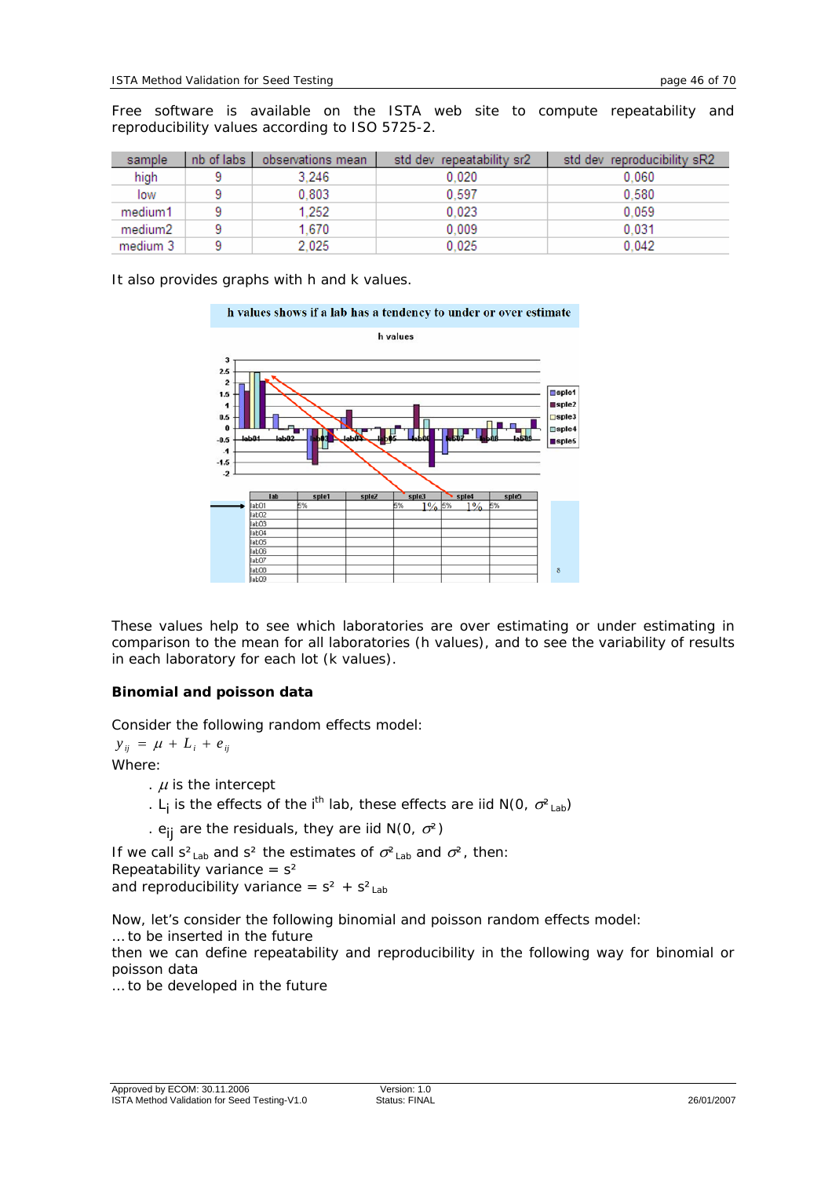Free software is available on the ISTA web site to compute repeatability and reproducibility values according to ISO 5725-2.

| sample | nb of labs | observations mean | std dev repeatability sr2 | std dev reproducibility sR2 |
|---|---|---|---|---|
| high | 9 | 3,246 | 0,020 | 0,060 |
| low | 9 | 0,803 | 0,597 | 0,580 |
| medium1 | 9 | 1,252 | 0,023 | 0,059 |
| medium2 | 9 | 1,670 | 0,009 | 0,031 |
| medium 3 | 9 | 2,025 | 0,025 | 0,042 |

It also provides graphs with h and k values.

These values help to see which laboratories are over estimating or under estimating in comparison to the mean for all laboratories (h values), and to see the variability of results in each laboratory for each lot (k values).

**Binomial and poisson data**

Consider the following random effects model:

$$y_{ij} = \mu + L_i + e_{ij}$$

Where:

- $\mu$ is the intercept
- $L_i$ is the effects of the $i^{th}$ lab, these effects are iid $N(0, \sigma^2_{Lab})$
- $e_{ij}$ are the residuals, they are iid $N(0, \sigma^2)$

If we call $s^2_{Lab}$ and $s^2$ the estimates of $\sigma^2_{Lab}$ and $\sigma^2$, then:
Repeatability variance = $s^2$
and reproducibility variance = $s^2 + s^2_{Lab}$

Now, let's consider the following binomial and poisson random effects model:
… to be inserted in the future
then we can define repeatability and reproducibility in the following way for binomial or poisson data
… to be developed in the future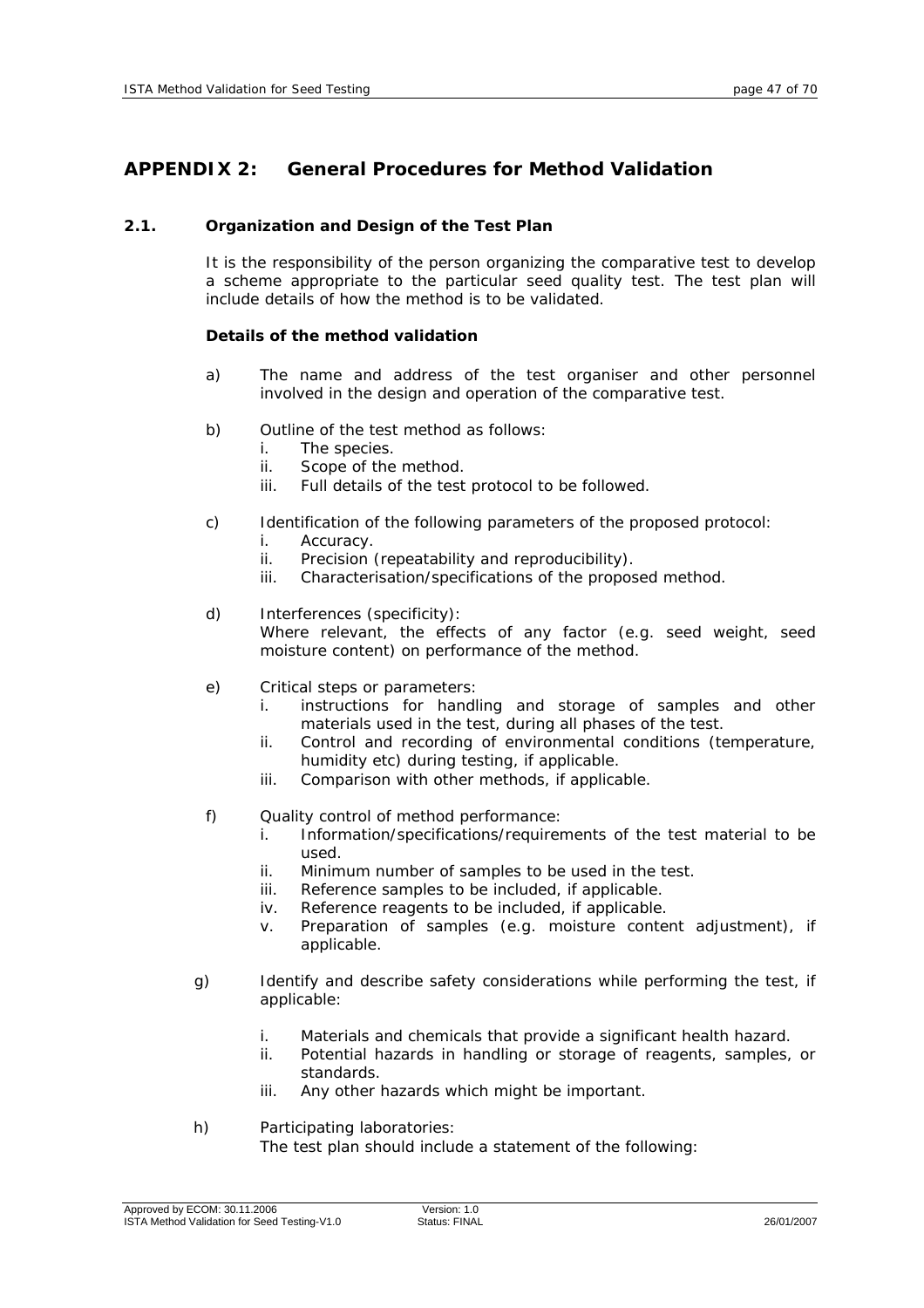## APPENDIX 2: General Procedures for Method Validation

### 2.1. Organization and Design of the Test Plan

It is the responsibility of the person organizing the comparative test to develop a scheme appropriate to the particular seed quality test. The test plan will include details of how the method is to be validated.

**Details of the method validation**

a) The name and address of the test organiser and other personnel involved in the design and operation of the comparative test.

b) Outline of the test method as follows:
   i. The species.
   ii. Scope of the method.
   iii. Full details of the test protocol to be followed.

c) Identification of the following parameters of the proposed protocol:
   i. Accuracy.
   ii. Precision (repeatability and reproducibility).
   iii. Characterisation/specifications of the proposed method.

d) Interferences (specificity):
   Where relevant, the effects of any factor (e.g. seed weight, seed moisture content) on performance of the method.

e) Critical steps or parameters:
   i. instructions for handling and storage of samples and other materials used in the test, during all phases of the test.
   ii. Control and recording of environmental conditions (temperature, humidity etc) during testing, if applicable.
   iii. Comparison with other methods, if applicable.

f) Quality control of method performance:
   i. Information/specifications/requirements of the test material to be used.
   ii. Minimum number of samples to be used in the test.
   iii. Reference samples to be included, if applicable.
   iv. Reference reagents to be included, if applicable.
   v. Preparation of samples (e.g. moisture content adjustment), if applicable.

g) Identify and describe safety considerations while performing the test, if applicable:
   i. Materials and chemicals that provide a significant health hazard.
   ii. Potential hazards in handling or storage of reagents, samples, or standards.
   iii. Any other hazards which might be important.

h) Participating laboratories:
   The test plan should include a statement of the following: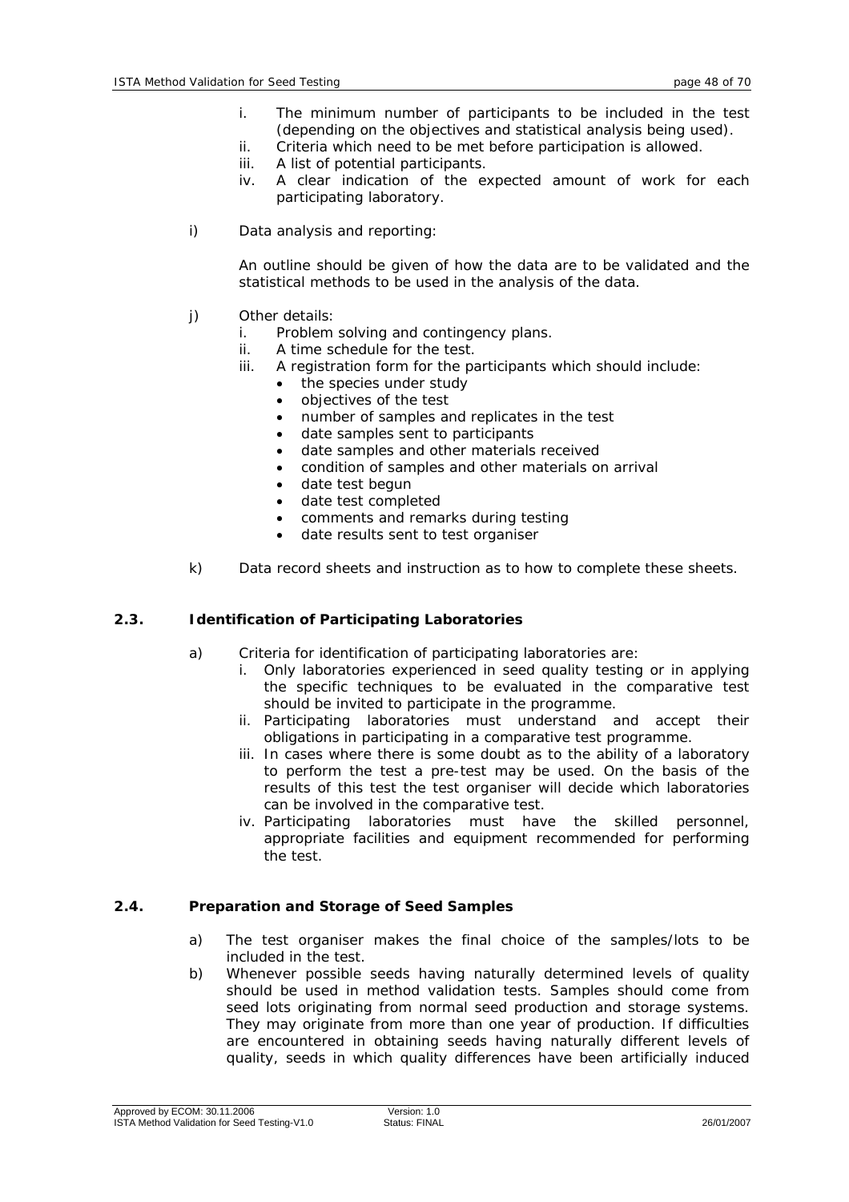i. The minimum number of participants to be included in the test (depending on the objectives and statistical analysis being used).
ii. Criteria which need to be met before participation is allowed.
iii. A list of potential participants.
iv. A clear indication of the expected amount of work for each participating laboratory.

i) Data analysis and reporting:

An outline should be given of how the data are to be validated and the statistical methods to be used in the analysis of the data.

j) Other details:
i. Problem solving and contingency plans.
ii. A time schedule for the test.
iii. A registration form for the participants which should include:
- the species under study
- objectives of the test
- number of samples and replicates in the test
- date samples sent to participants
- date samples and other materials received
- condition of samples and other materials on arrival
- date test begun
- date test completed
- comments and remarks during testing
- date results sent to test organiser

k) Data record sheets and instruction as to how to complete these sheets.

### 2.3. Identification of Participating Laboratories

a) Criteria for identification of participating laboratories are:
i. Only laboratories experienced in seed quality testing or in applying the specific techniques to be evaluated in the comparative test should be invited to participate in the programme.
ii. Participating laboratories must understand and accept their obligations in participating in a comparative test programme.
iii. In cases where there is some doubt as to the ability of a laboratory to perform the test a pre-test may be used. On the basis of the results of this test the test organiser will decide which laboratories can be involved in the comparative test.
iv. Participating laboratories must have the skilled personnel, appropriate facilities and equipment recommended for performing the test.

### 2.4. Preparation and Storage of Seed Samples

a) The test organiser makes the final choice of the samples/lots to be included in the test.

b) Whenever possible seeds having naturally determined levels of quality should be used in method validation tests. Samples should come from seed lots originating from normal seed production and storage systems. They may originate from more than one year of production. If difficulties are encountered in obtaining seeds having naturally different levels of quality, seeds in which quality differences have been artificially induced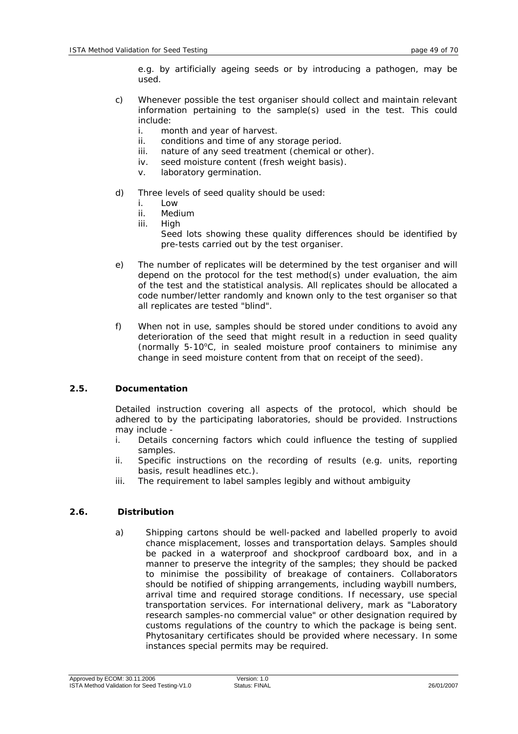e.g. by artificially ageing seeds or by introducing a pathogen, may be used.

c) Whenever possible the test organiser should collect and maintain relevant information pertaining to the sample(s) used in the test. This could include:
   i. month and year of harvest.
   ii. conditions and time of any storage period.
   iii. nature of any seed treatment (chemical or other).
   iv. seed moisture content (fresh weight basis).
   v. laboratory germination.

d) Three levels of seed quality should be used:
   i. Low
   ii. Medium
   iii. High

   Seed lots showing these quality differences should be identified by pre-tests carried out by the test organiser.

e) The number of replicates will be determined by the test organiser and will depend on the protocol for the test method(s) under evaluation, the aim of the test and the statistical analysis. All replicates should be allocated a code number/letter randomly and known only to the test organiser so that all replicates are tested "blind".

f) When not in use, samples should be stored under conditions to avoid any deterioration of the seed that might result in a reduction in seed quality (normally 5-10$^{o}$C, in sealed moisture proof containers to minimise any change in seed moisture content from that on receipt of the seed).

### 2.5. Documentation

Detailed instruction covering all aspects of the protocol, which should be adhered to by the participating laboratories, should be provided. Instructions may include -

i. Details concerning factors which could influence the testing of supplied samples.
ii. Specific instructions on the recording of results (e.g. units, reporting basis, result headlines etc.).
iii. The requirement to label samples legibly and without ambiguity

### 2.6. Distribution

a) Shipping cartons should be well-packed and labelled properly to avoid chance misplacement, losses and transportation delays. Samples should be packed in a waterproof and shockproof cardboard box, and in a manner to preserve the integrity of the samples; they should be packed to minimise the possibility of breakage of containers. Collaborators should be notified of shipping arrangements, including waybill numbers, arrival time and required storage conditions. If necessary, use special transportation services. For international delivery, mark as "Laboratory research samples-no commercial value" or other designation required by customs regulations of the country to which the package is being sent. Phytosanitary certificates should be provided where necessary. In some instances special permits may be required.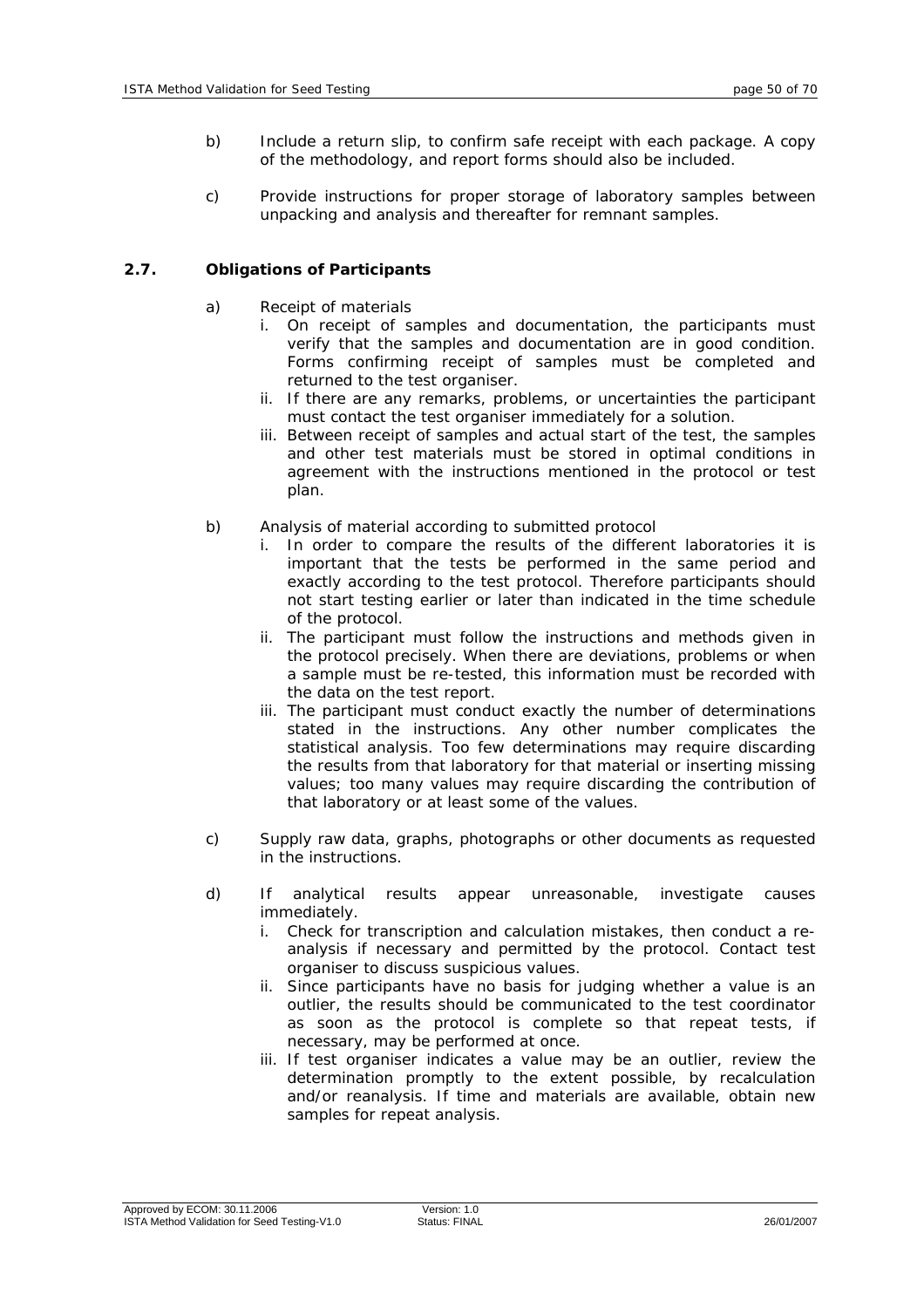b) Include a return slip, to confirm safe receipt with each package. A copy of the methodology, and report forms should also be included.

c) Provide instructions for proper storage of laboratory samples between unpacking and analysis and thereafter for remnant samples.

### 2.7. Obligations of Participants

a) Receipt of materials
   i. On receipt of samples and documentation, the participants must verify that the samples and documentation are in good condition. Forms confirming receipt of samples must be completed and returned to the test organiser.
   ii. If there are any remarks, problems, or uncertainties the participant must contact the test organiser immediately for a solution.
   iii. Between receipt of samples and actual start of the test, the samples and other test materials must be stored in optimal conditions in agreement with the instructions mentioned in the protocol or test plan.

b) Analysis of material according to submitted protocol
   i. In order to compare the results of the different laboratories it is important that the tests be performed in the same period and exactly according to the test protocol. Therefore participants should not start testing earlier or later than indicated in the time schedule of the protocol.
   ii. The participant must follow the instructions and methods given in the protocol precisely. When there are deviations, problems or when a sample must be re-tested, this information must be recorded with the data on the test report.
   iii. The participant must conduct exactly the number of determinations stated in the instructions. Any other number complicates the statistical analysis. Too few determinations may require discarding the results from that laboratory for that material or inserting missing values; too many values may require discarding the contribution of that laboratory or at least some of the values.

c) Supply raw data, graphs, photographs or other documents as requested in the instructions.

d) If analytical results appear unreasonable, investigate causes immediately.
   i. Check for transcription and calculation mistakes, then conduct a re-analysis if necessary and permitted by the protocol. Contact test organiser to discuss suspicious values.
   ii. Since participants have no basis for judging whether a value is an outlier, the results should be communicated to the test coordinator as soon as the protocol is complete so that repeat tests, if necessary, may be performed at once.
   iii. If test organiser indicates a value may be an outlier, review the determination promptly to the extent possible, by recalculation and/or reanalysis. If time and materials are available, obtain new samples for repeat analysis.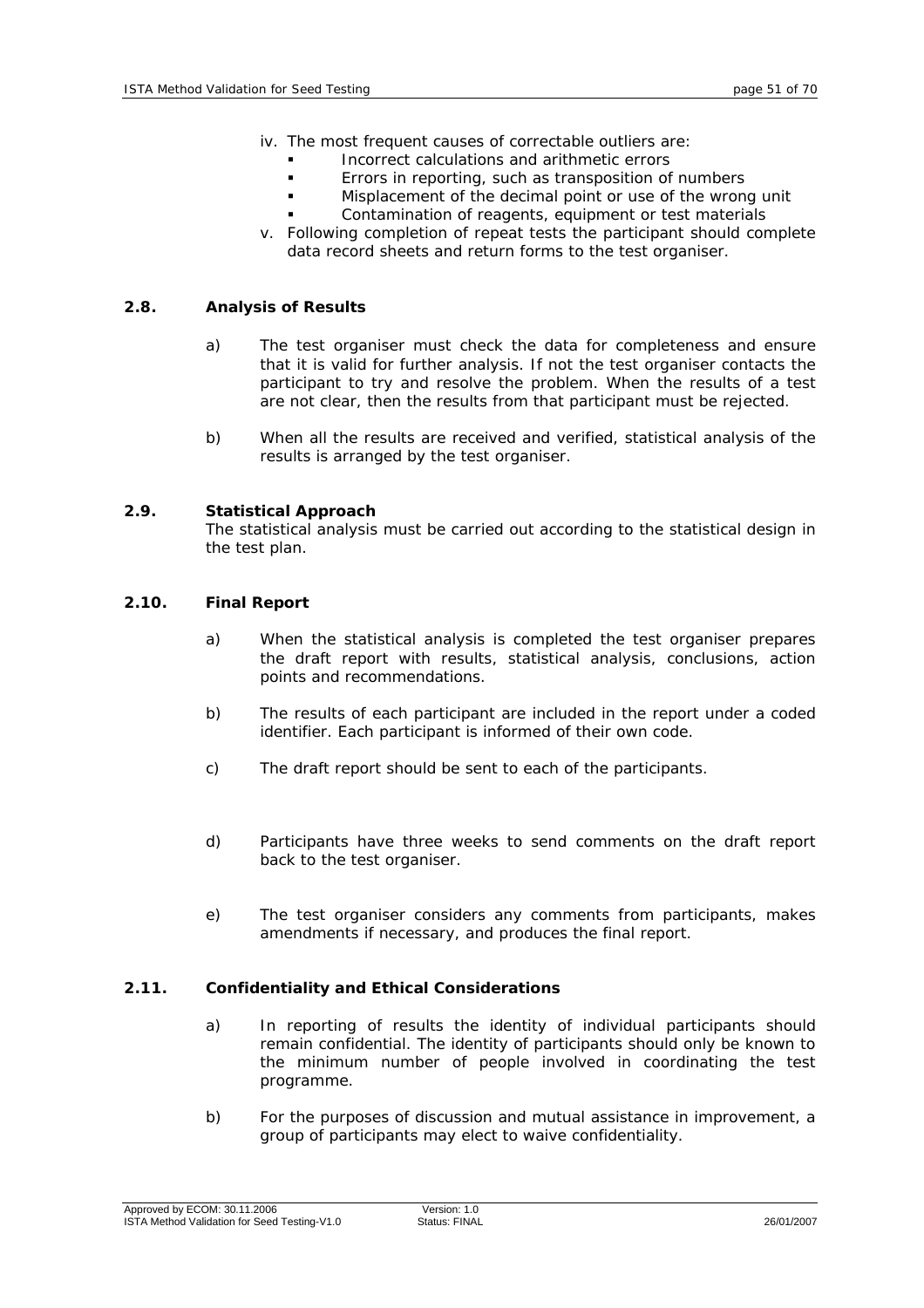iv. The most frequent causes of correctable outliers are:
   - Incorrect calculations and arithmetic errors
   - Errors in reporting, such as transposition of numbers
   - Misplacement of the decimal point or use of the wrong unit
   - Contamination of reagents, equipment or test materials

v. Following completion of repeat tests the participant should complete data record sheets and return forms to the test organiser.

### 2.8. Analysis of Results

a) The test organiser must check the data for completeness and ensure that it is valid for further analysis. If not the test organiser contacts the participant to try and resolve the problem. When the results of a test are not clear, then the results from that participant must be rejected.

b) When all the results are received and verified, statistical analysis of the results is arranged by the test organiser.

### 2.9. Statistical Approach

The statistical analysis must be carried out according to the statistical design in the test plan.

### 2.10. Final Report

a) When the statistical analysis is completed the test organiser prepares the draft report with results, statistical analysis, conclusions, action points and recommendations.

b) The results of each participant are included in the report under a coded identifier. Each participant is informed of their own code.

c) The draft report should be sent to each of the participants.

d) Participants have three weeks to send comments on the draft report back to the test organiser.

e) The test organiser considers any comments from participants, makes amendments if necessary, and produces the final report.

### 2.11. Confidentiality and Ethical Considerations

a) In reporting of results the identity of individual participants should remain confidential. The identity of participants should only be known to the minimum number of people involved in coordinating the test programme.

b) For the purposes of discussion and mutual assistance in improvement, a group of participants may elect to waive confidentiality.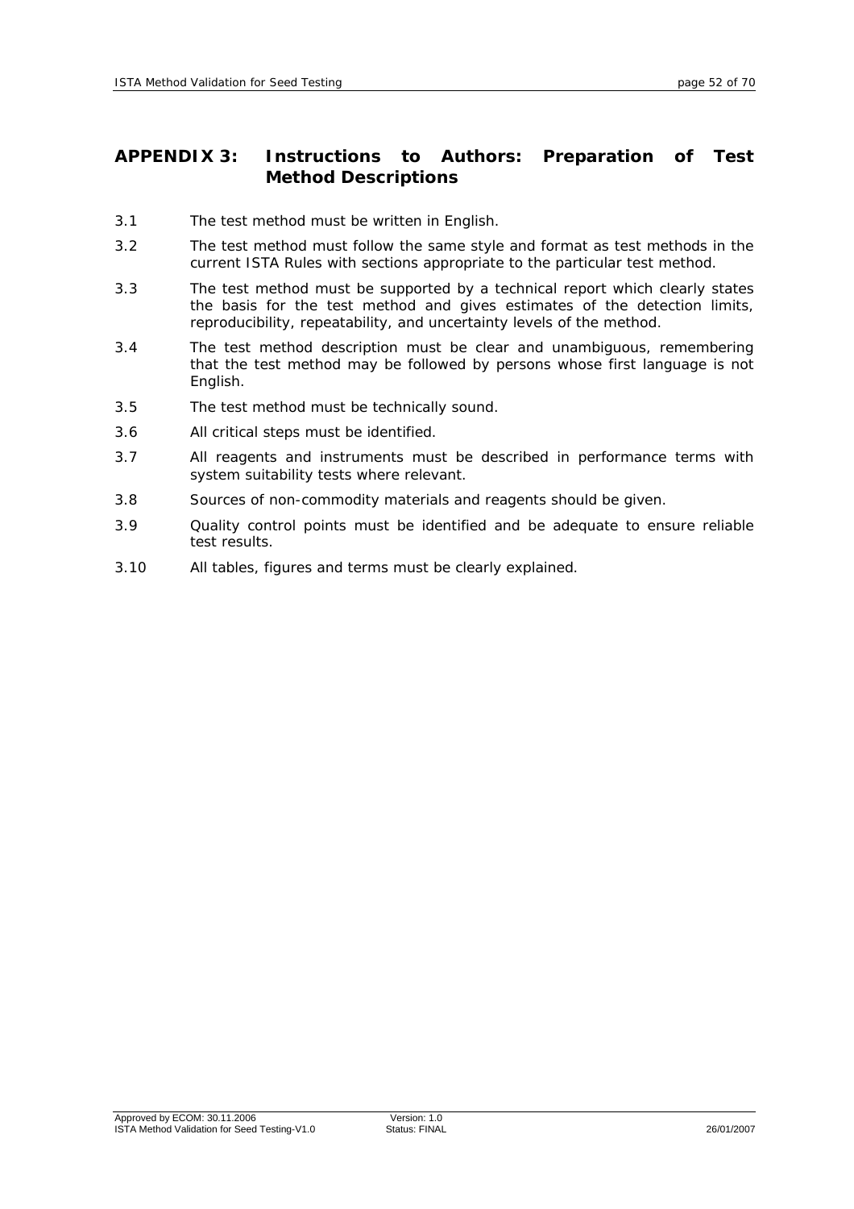## APPENDIX 3: Instructions to Authors: Preparation of Test Method Descriptions

3.1 The test method must be written in English.

3.2 The test method must follow the same style and format as test methods in the current ISTA Rules with sections appropriate to the particular test method.

3.3 The test method must be supported by a technical report which clearly states the basis for the test method and gives estimates of the detection limits, reproducibility, repeatability, and uncertainty levels of the method.

3.4 The test method description must be clear and unambiguous, remembering that the test method may be followed by persons whose first language is not English.

3.5 The test method must be technically sound.

3.6 All critical steps must be identified.

3.7 All reagents and instruments must be described in performance terms with system suitability tests where relevant.

3.8 Sources of non-commodity materials and reagents should be given.

3.9 Quality control points must be identified and be adequate to ensure reliable test results.

3.10 All tables, figures and terms must be clearly explained.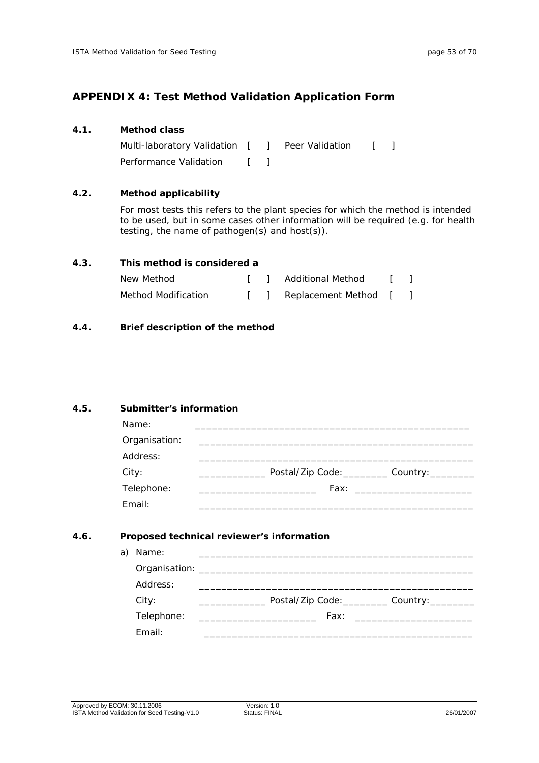## APPENDIX 4: Test Method Validation Application Form

### 4.1. Method class

Multi-laboratory Validation [ ] Peer Validation [ ]

Performance Validation [ ]

### 4.2. Method applicability

For most tests this refers to the plant species for which the method is intended to be used, but in some cases other information will be required (e.g. for health testing, the name of pathogen(s) and host(s)).

### 4.3. This method is considered a

New Method [ ] Additional Method [ ]

Method Modification [ ] Replacement Method [ ]

### 4.4. Brief description of the method

________________________________________________

________________________________________________

________________________________________________

### 4.5. Submitter's information

Name: ________________________________________________

Organisation: ________________________________________________

Address: ________________________________________________

City: ____________ Postal/Zip Code:________ Country:________

Telephone: ____________________ Fax: ____________________

Email: ________________________________________________

### 4.6. Proposed technical reviewer's information

a) Name: ________________________________________________

Organisation: ________________________________________________

Address: ________________________________________________

City: ____________ Postal/Zip Code:________ Country:________

Telephone: ____________________ Fax: ____________________

Email: ________________________________________________

Approved by ECOM: 30.11.2006 Version: 1.0
ISTA Method Validation for Seed Testing-V1.0 Status: FINAL 26/01/2007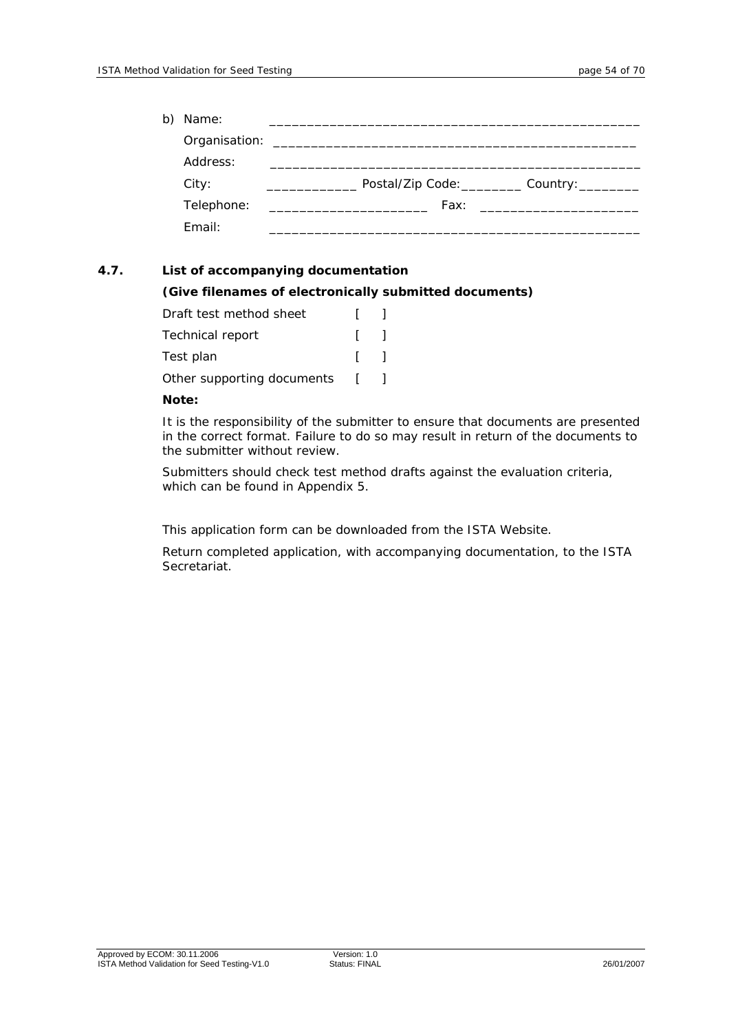b) Name: _______________________________________________

Organisation: _______________________________________________

Address: _______________________________________________

City: ____________ Postal/Zip Code:________ Country:________

Telephone: ____________________ Fax: ____________________

Email: _______________________________________________

### 4.7. List of accompanying documentation

**(Give filenames of electronically submitted documents)**

Draft test method sheet [ ]

Technical report [ ]

Test plan [ ]

Other supporting documents [ ]

**Note:**

It is the responsibility of the submitter to ensure that documents are presented in the correct format. Failure to do so may result in return of the documents to the submitter without review.

Submitters should check test method drafts against the evaluation criteria, which can be found in Appendix 5.

This application form can be downloaded from the ISTA Website.

Return completed application, with accompanying documentation, to the ISTA Secretariat.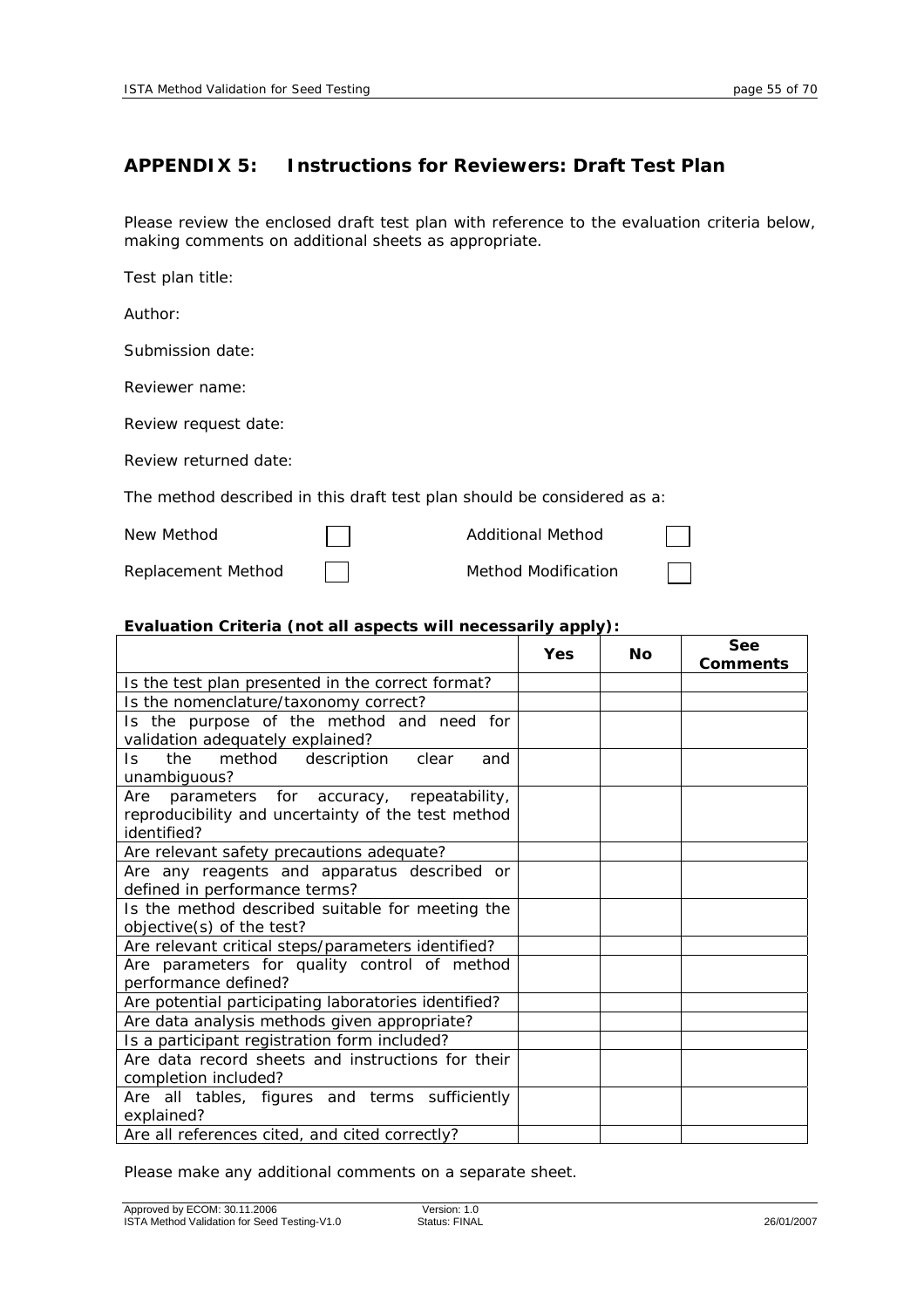## APPENDIX 5: Instructions for Reviewers: Draft Test Plan

Please review the enclosed draft test plan with reference to the evaluation criteria below, making comments on additional sheets as appropriate.

Test plan title:

Author:

Submission date:

Reviewer name:

Review request date:

Review returned date:

The method described in this draft test plan should be considered as a:

New Method ☐ Additional Method ☐

Replacement Method ☐ Method Modification ☐

**Evaluation Criteria (not all aspects will necessarily apply):**

| | Yes | No | See Comments |
|---|---|---|---|
| Is the test plan presented in the correct format? | | | |
| Is the nomenclature/taxonomy correct? | | | |
| Is the purpose of the method and need for validation adequately explained? | | | |
| Is the method description clear and unambiguous? | | | |
| Are parameters for accuracy, repeatability, reproducibility and uncertainty of the test method identified? | | | |
| Are relevant safety precautions adequate? | | | |
| Are any reagents and apparatus described or defined in performance terms? | | | |
| Is the method described suitable for meeting the objective(s) of the test? | | | |
| Are relevant critical steps/parameters identified? | | | |
| Are parameters for quality control of method performance defined? | | | |
| Are potential participating laboratories identified? | | | |
| Are data analysis methods given appropriate? | | | |
| Is a participant registration form included? | | | |
| Are data record sheets and instructions for their completion included? | | | |
| Are all tables, figures and terms sufficiently explained? | | | |
| Are all references cited, and cited correctly? | | | |

Please make any additional comments on a separate sheet.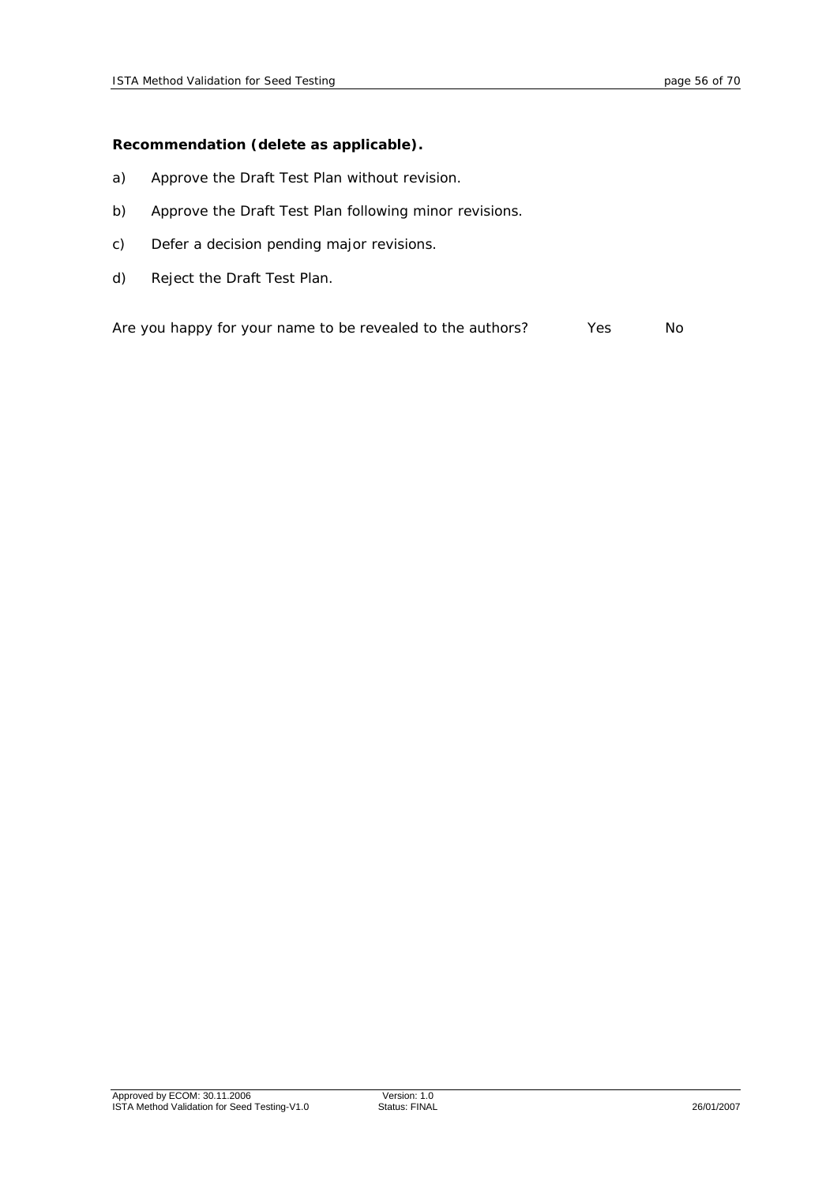**Recommendation (delete as applicable).**

a) Approve the Draft Test Plan without revision.

b) Approve the Draft Test Plan following minor revisions.

c) Defer a decision pending major revisions.

d) Reject the Draft Test Plan.

Are you happy for your name to be revealed to the authors? Yes No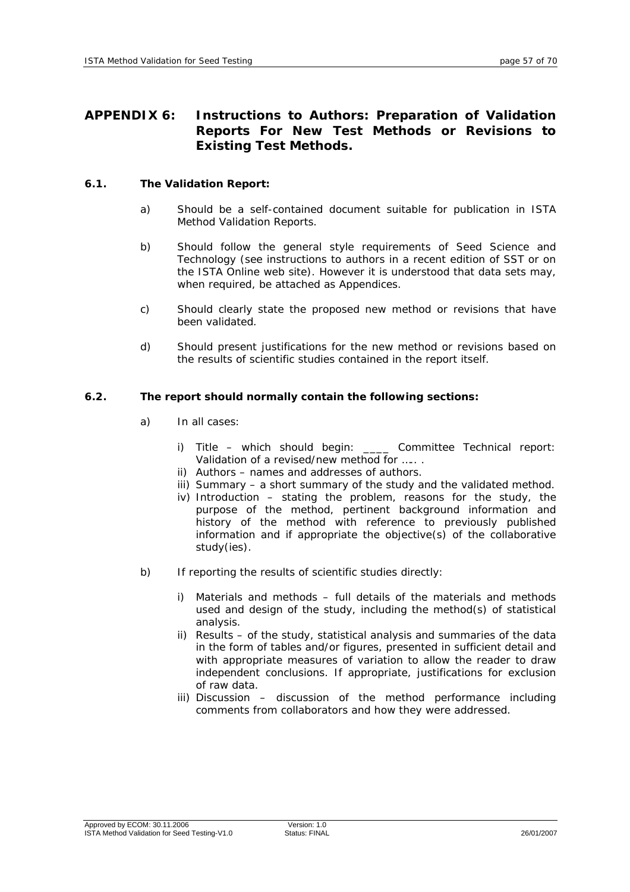## APPENDIX 6: Instructions to Authors: Preparation of Validation Reports For New Test Methods or Revisions to Existing Test Methods.

### 6.1. The Validation Report:

a) Should be a self-contained document suitable for publication in ISTA Method Validation Reports.

b) Should follow the general style requirements of Seed Science and Technology (see instructions to authors in a recent edition of SST or on the ISTA Online web site). However it is understood that data sets may, when required, be attached as Appendices.

c) Should clearly state the proposed new method or revisions that have been validated.

d) Should present justifications for the new method or revisions based on the results of scientific studies contained in the report itself.

### 6.2. The report should normally contain the following sections:

a) In all cases:

   i) Title – which should begin: ____ Committee Technical report: Validation of a revised/new method for …… .
   ii) Authors – names and addresses of authors.
   iii) Summary – a short summary of the study and the validated method.
   iv) Introduction – stating the problem, reasons for the study, the purpose of the method, pertinent background information and history of the method with reference to previously published information and if appropriate the objective(s) of the collaborative study(ies).

b) If reporting the results of scientific studies directly:

   i) Materials and methods – full details of the materials and methods used and design of the study, including the method(s) of statistical analysis.
   ii) Results – of the study, statistical analysis and summaries of the data in the form of tables and/or figures, presented in sufficient detail and with appropriate measures of variation to allow the reader to draw independent conclusions. If appropriate, justifications for exclusion of raw data.
   iii) Discussion – discussion of the method performance including comments from collaborators and how they were addressed.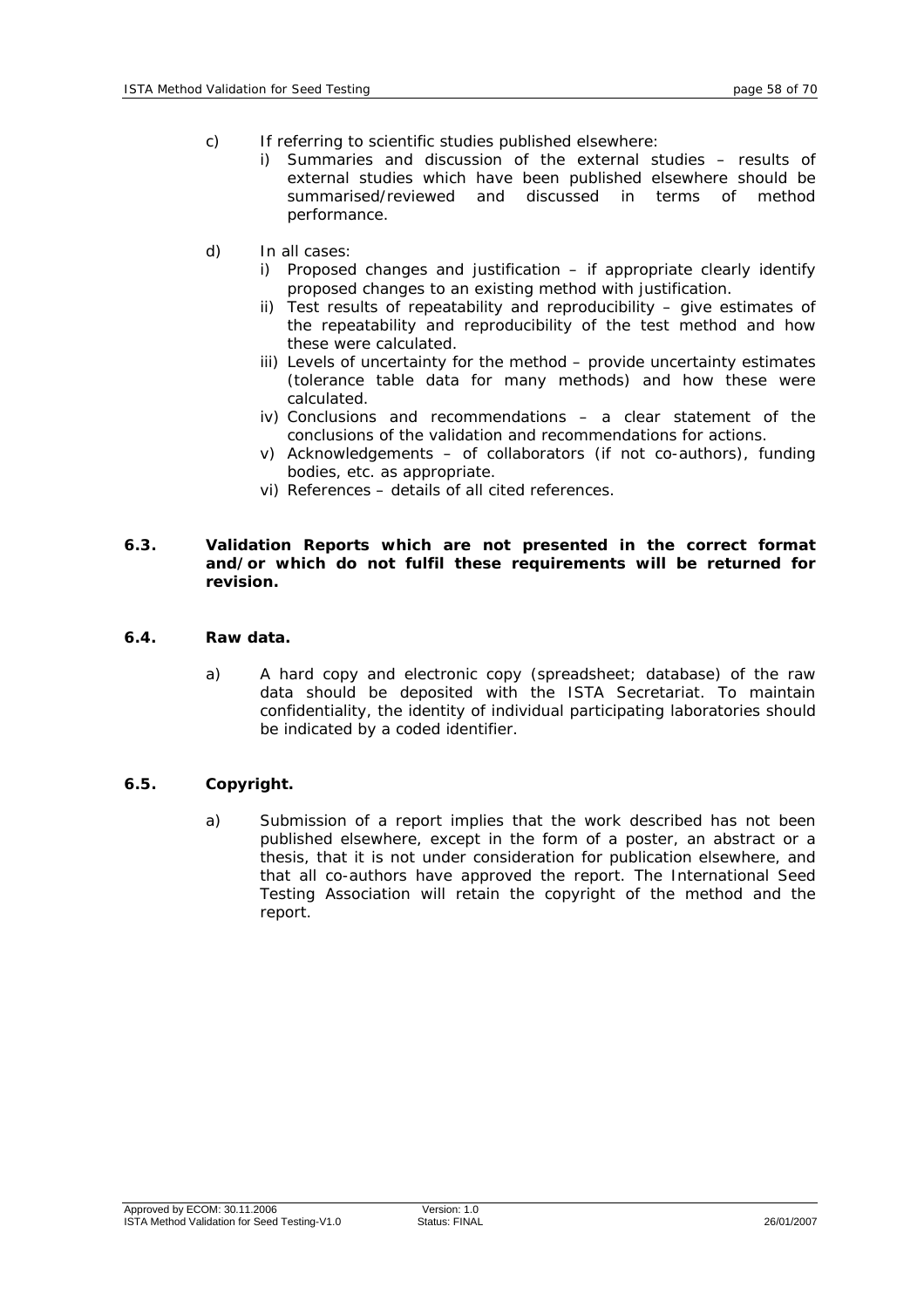c) If referring to scientific studies published elsewhere:
   - i) Summaries and discussion of the external studies – results of external studies which have been published elsewhere should be summarised/reviewed and discussed in terms of method performance.

d) In all cases:
   - i) Proposed changes and justification – if appropriate clearly identify proposed changes to an existing method with justification.
   - ii) Test results of repeatability and reproducibility – give estimates of the repeatability and reproducibility of the test method and how these were calculated.
   - iii) Levels of uncertainty for the method – provide uncertainty estimates (tolerance table data for many methods) and how these were calculated.
   - iv) Conclusions and recommendations – a clear statement of the conclusions of the validation and recommendations for actions.
   - v) Acknowledgements – of collaborators (if not co-authors), funding bodies, etc. as appropriate.
   - vi) References – details of all cited references.

**6.3. Validation Reports which are not presented in the correct format and/or which do not fulfil these requirements will be returned for revision.**

**6.4. Raw data.**

a) A hard copy and electronic copy (spreadsheet; database) of the raw data should be deposited with the ISTA Secretariat. To maintain confidentiality, the identity of individual participating laboratories should be indicated by a coded identifier.

**6.5. Copyright.**

a) Submission of a report implies that the work described has not been published elsewhere, except in the form of a poster, an abstract or a thesis, that it is not under consideration for publication elsewhere, and that all co-authors have approved the report. The International Seed Testing Association will retain the copyright of the method and the report.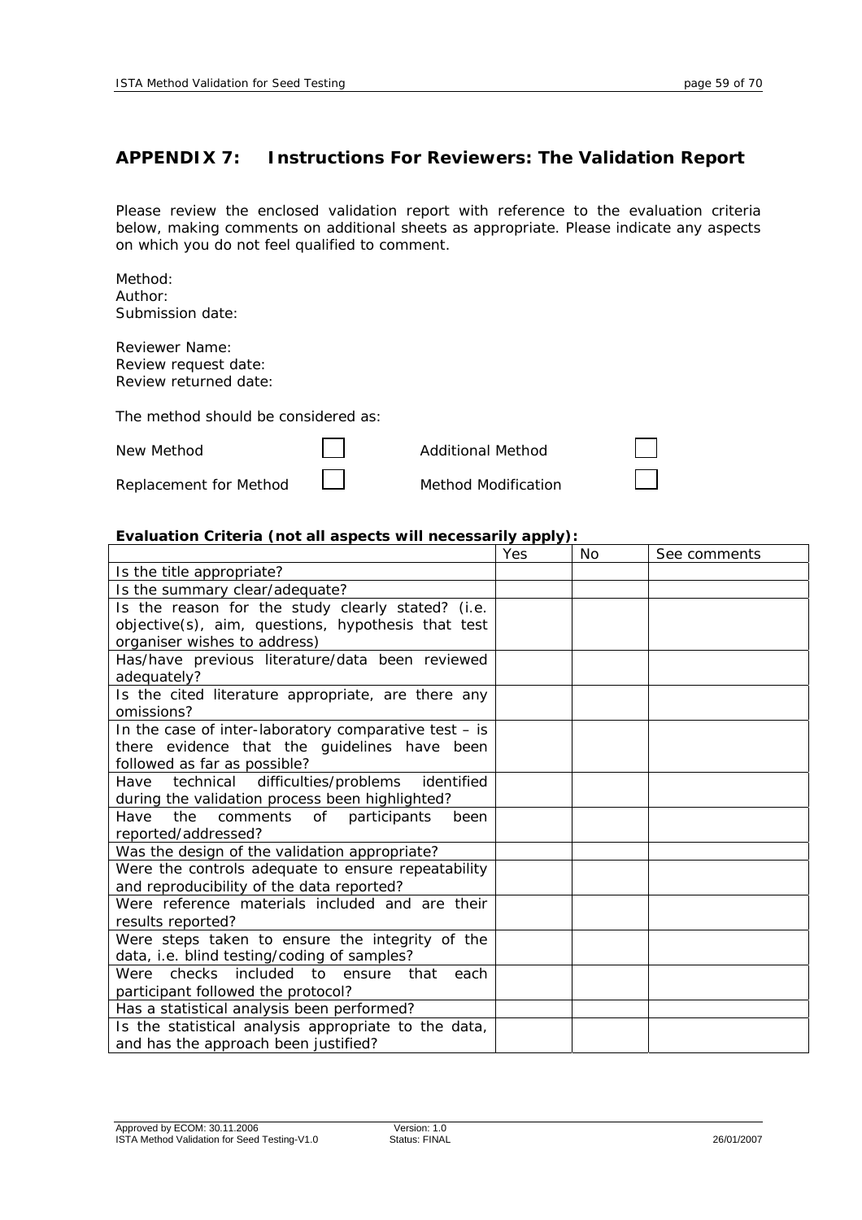## APPENDIX 7: Instructions For Reviewers: The Validation Report

Please review the enclosed validation report with reference to the evaluation criteria below, making comments on additional sheets as appropriate. Please indicate any aspects on which you do not feel qualified to comment.

Method:
Author:
Submission date:

Reviewer Name:
Review request date:
Review returned date:

The method should be considered as:

| | | | |
|---|---|---|---|
| New Method | ☐ | Additional Method | ☐ |
| Replacement for Method | ☐ | Method Modification | ☐ |

**Evaluation Criteria (not all aspects will necessarily apply):**

| | Yes | No | See comments |
|---|---|---|---|
| Is the title appropriate? | | | |
| Is the summary clear/adequate? | | | |
| Is the reason for the study clearly stated? (i.e. objective(s), aim, questions, hypothesis that test organiser wishes to address) | | | |
| Has/have previous literature/data been reviewed adequately? | | | |
| Is the cited literature appropriate, are there any omissions? | | | |
| In the case of inter-laboratory comparative test – is there evidence that the guidelines have been followed as far as possible? | | | |
| Have technical difficulties/problems identified during the validation process been highlighted? | | | |
| Have the comments of participants been reported/addressed? | | | |
| Was the design of the validation appropriate? | | | |
| Were the controls adequate to ensure repeatability and reproducibility of the data reported? | | | |
| Were reference materials included and are their results reported? | | | |
| Were steps taken to ensure the integrity of the data, i.e. blind testing/coding of samples? | | | |
| Were checks included to ensure that each participant followed the protocol? | | | |
| Has a statistical analysis been performed? | | | |
| Is the statistical analysis appropriate to the data, and has the approach been justified? | | | |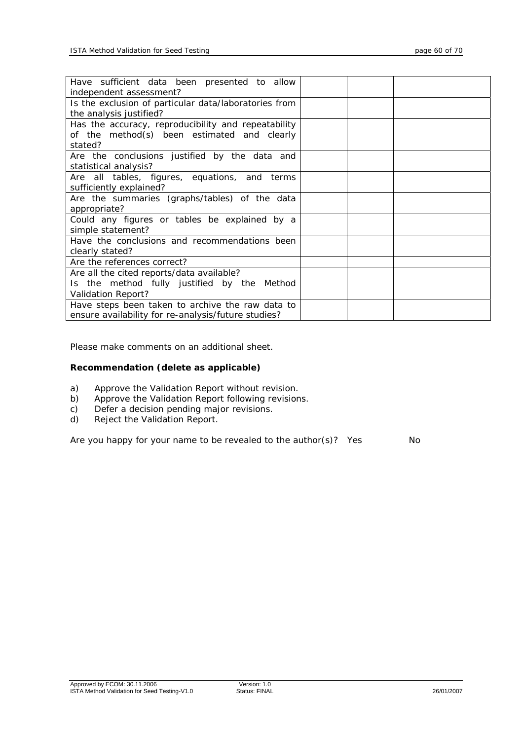| | | | |
|---|---|---|---|
| Have sufficient data been presented to allow independent assessment? | | | |
| Is the exclusion of particular data/laboratories from the analysis justified? | | | |
| Has the accuracy, reproducibility and repeatability of the method(s) been estimated and clearly stated? | | | |
| Are the conclusions justified by the data and statistical analysis? | | | |
| Are all tables, figures, equations, and terms sufficiently explained? | | | |
| Are the summaries (graphs/tables) of the data appropriate? | | | |
| Could any figures or tables be explained by a simple statement? | | | |
| Have the conclusions and recommendations been clearly stated? | | | |
| Are the references correct? | | | |
| Are all the cited reports/data available? | | | |
| Is the method fully justified by the Method Validation Report? | | | |
| Have steps been taken to archive the raw data to ensure availability for re-analysis/future studies? | | | |

Please make comments on an additional sheet.

**Recommendation (delete as applicable)**

a) Approve the Validation Report without revision.
b) Approve the Validation Report following revisions.
c) Defer a decision pending major revisions.
d) Reject the Validation Report.

Are you happy for your name to be revealed to the author(s)? Yes No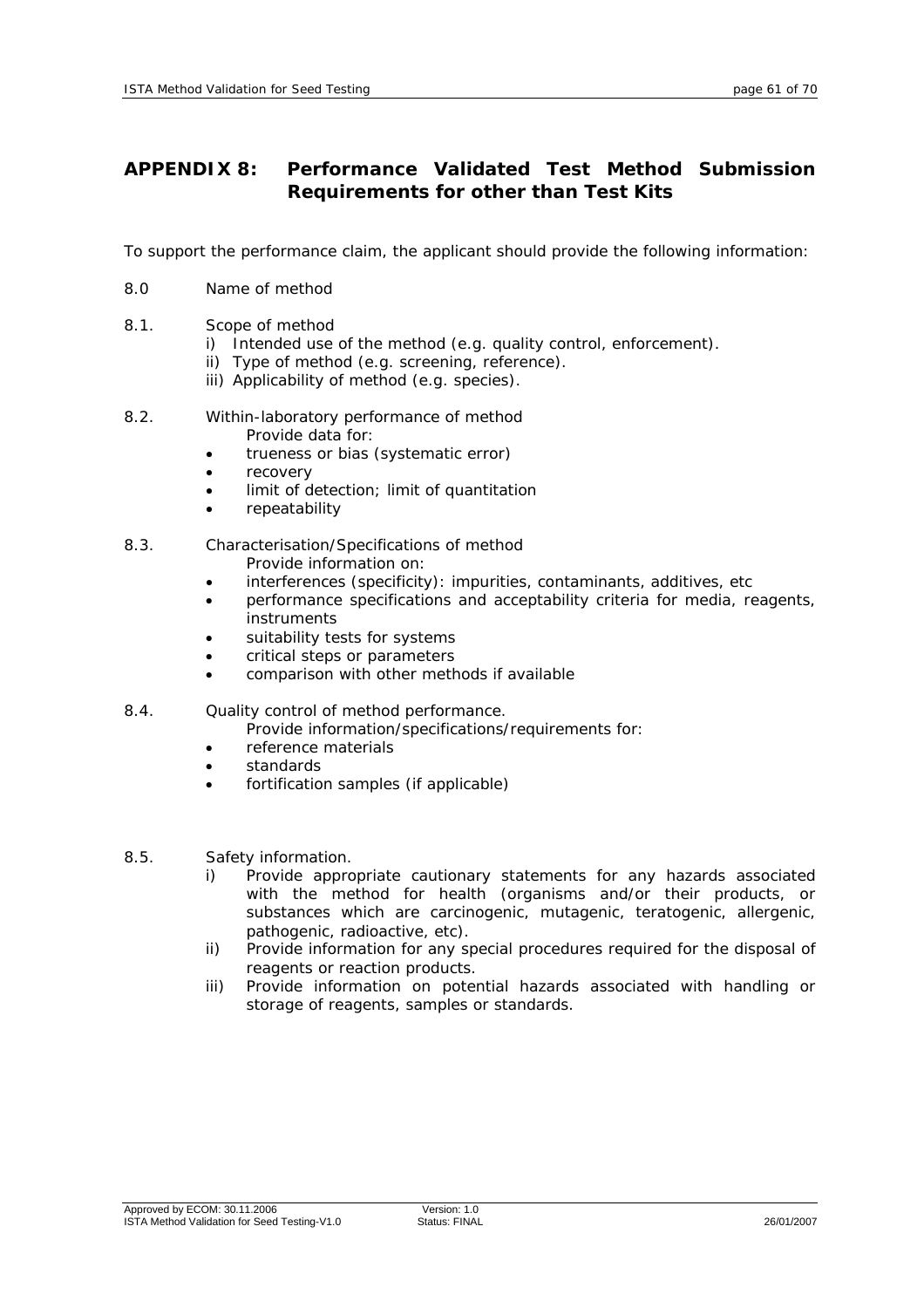## APPENDIX 8: Performance Validated Test Method Submission Requirements for other than Test Kits

To support the performance claim, the applicant should provide the following information:

8.0 Name of method

8.1. Scope of method

i) Intended use of the method (e.g. quality control, enforcement).
ii) Type of method (e.g. screening, reference).
iii) Applicability of method (e.g. species).

8.2. Within-laboratory performance of method

Provide data for:

- trueness or bias (systematic error)
- recovery
- limit of detection; limit of quantitation
- repeatability

8.3. Characterisation/Specifications of method

Provide information on:

- interferences (specificity): impurities, contaminants, additives, etc
- performance specifications and acceptability criteria for media, reagents, instruments
- suitability tests for systems
- critical steps or parameters
- comparison with other methods if available

8.4. Quality control of method performance.

Provide information/specifications/requirements for:

- reference materials
- standards
- fortification samples (if applicable)

8.5. Safety information.

i) Provide appropriate cautionary statements for any hazards associated with the method for health (organisms and/or their products, or substances which are carcinogenic, mutagenic, teratogenic, allergenic, pathogenic, radioactive, etc).
ii) Provide information for any special procedures required for the disposal of reagents or reaction products.
iii) Provide information on potential hazards associated with handling or storage of reagents, samples or standards.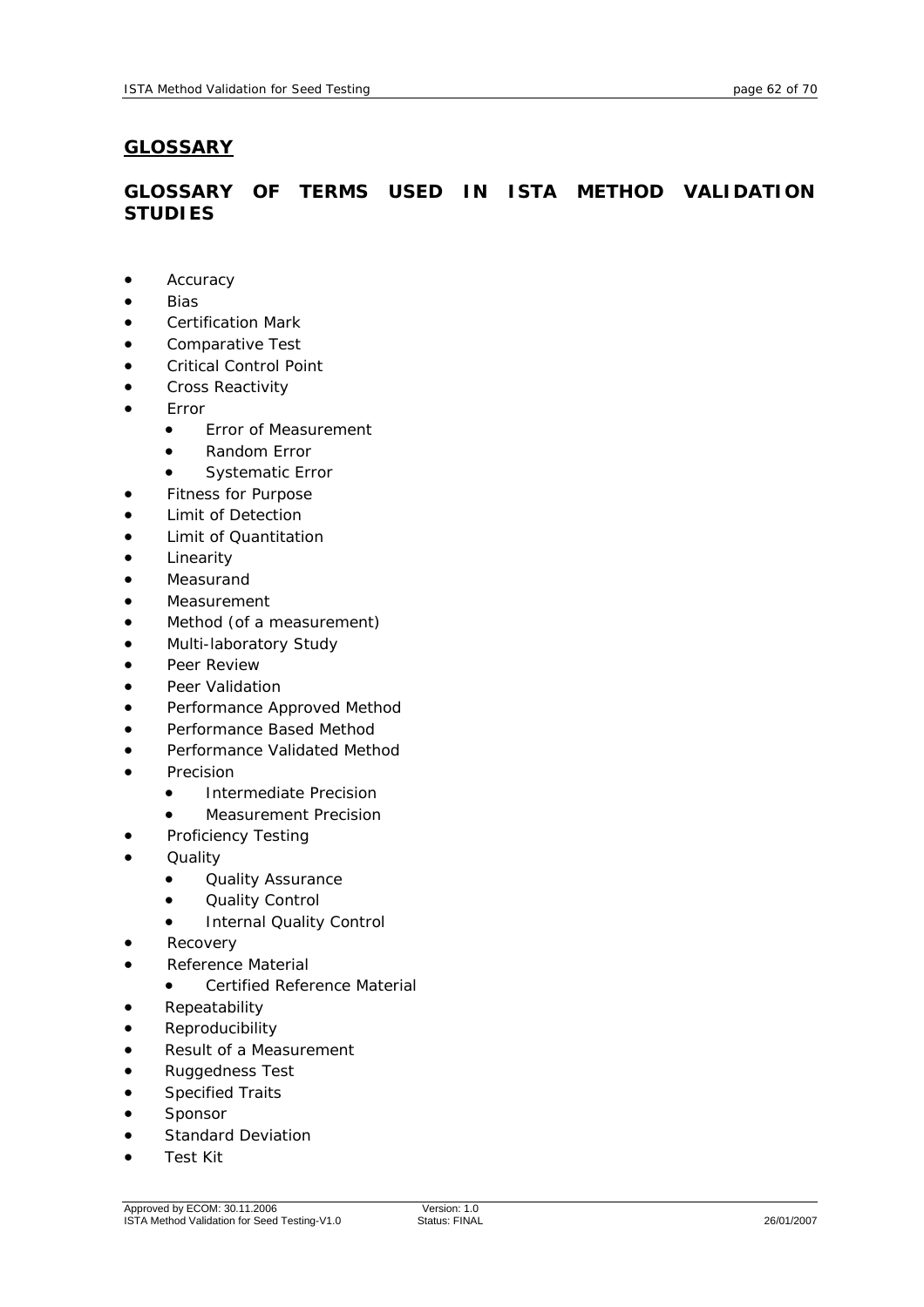## GLOSSARY

## GLOSSARY OF TERMS USED IN ISTA METHOD VALIDATION STUDIES

- Accuracy
- Bias
- Certification Mark
- Comparative Test
- Critical Control Point
- Cross Reactivity
- Error
  - Error of Measurement
  - Random Error
  - Systematic Error
- Fitness for Purpose
- Limit of Detection
- Limit of Quantitation
- Linearity
- Measurand
- Measurement
- Method (of a measurement)
- Multi-laboratory Study
- Peer Review
- Peer Validation
- Performance Approved Method
- Performance Based Method
- Performance Validated Method
- Precision
  - Intermediate Precision
  - Measurement Precision
- Proficiency Testing
- Quality
  - Quality Assurance
  - Quality Control
  - Internal Quality Control
- Recovery
- Reference Material
  - Certified Reference Material
- Repeatability
- Reproducibility
- Result of a Measurement
- Ruggedness Test
- Specified Traits
- Sponsor
- Standard Deviation
- Test Kit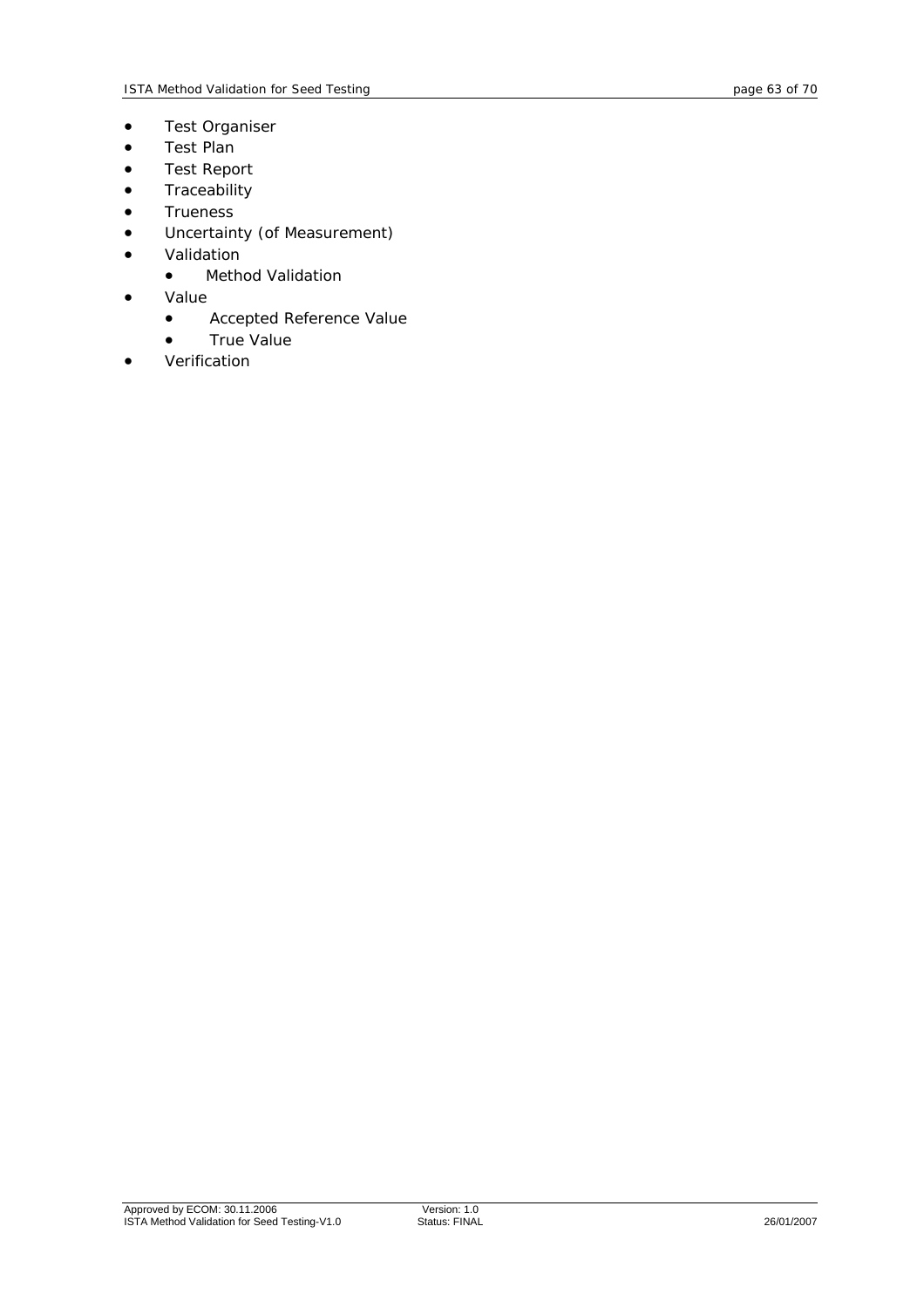- Test Organiser
- Test Plan
- Test Report
- Traceability
- Trueness
- Uncertainty (of Measurement)
- Validation
  - Method Validation
- Value
  - Accepted Reference Value
  - True Value
- Verification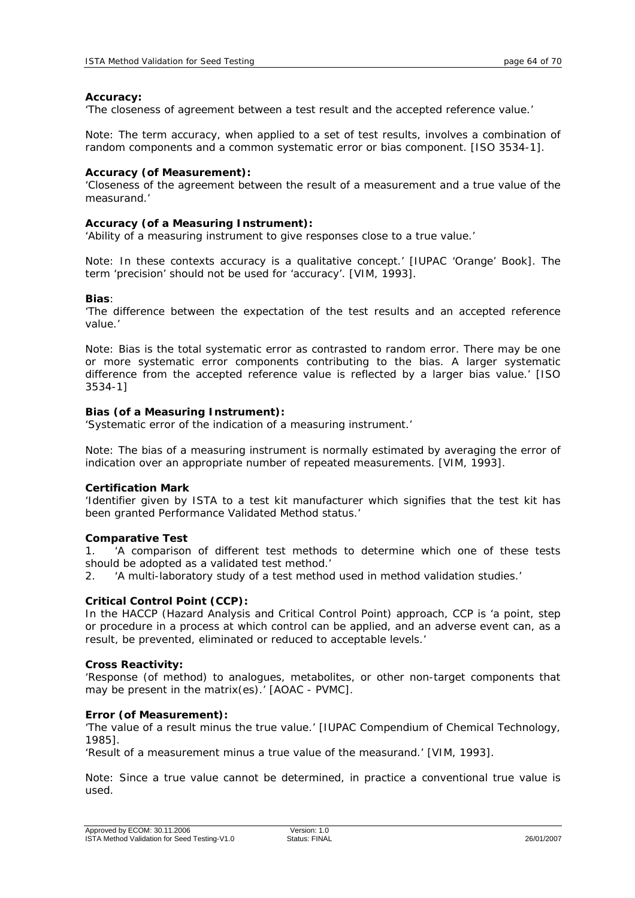**Accuracy:**
'The closeness of agreement between a test result and the accepted reference value.'

Note: The term accuracy, when applied to a set of test results, involves a combination of random components and a common systematic error or bias component. [ISO 3534-1].

**Accuracy (of Measurement):**
'Closeness of the agreement between the result of a measurement and a true value of the measurand.'

**Accuracy (of a Measuring Instrument):**
'Ability of a measuring instrument to give responses close to a true value.'

Note: In these contexts accuracy is a qualitative concept.' [IUPAC 'Orange' Book]. The term 'precision' should not be used for 'accuracy'. [VIM, 1993].

**Bias**:
'The difference between the expectation of the test results and an accepted reference value.'

Note: Bias is the total systematic error as contrasted to random error. There may be one or more systematic error components contributing to the bias. A larger systematic difference from the accepted reference value is reflected by a larger bias value.' [ISO 3534-1]

**Bias (of a Measuring Instrument):**
'Systematic error of the indication of a measuring instrument.'

Note: The bias of a measuring instrument is normally estimated by averaging the error of indication over an appropriate number of repeated measurements. [VIM, 1993].

**Certification Mark**
'Identifier given by ISTA to a test kit manufacturer which signifies that the test kit has been granted Performance Validated Method status.'

**Comparative Test**
1. 'A comparison of different test methods to determine which one of these tests should be adopted as a validated test method.'
2. 'A multi-laboratory study of a test method used in method validation studies.'

**Critical Control Point (CCP):**
In the HACCP (Hazard Analysis and Critical Control Point) approach, CCP is 'a point, step or procedure in a process at which control can be applied, and an adverse event can, as a result, be prevented, eliminated or reduced to acceptable levels.'

**Cross Reactivity:**
'Response (of method) to analogues, metabolites, or other non-target components that may be present in the matrix(es).' [AOAC - PVMC].

**Error (of Measurement):**
'The value of a result minus the true value.' [IUPAC Compendium of Chemical Technology, 1985].
'Result of a measurement minus a true value of the measurand.' [VIM, 1993].

Note: Since a true value cannot be determined, in practice a conventional true value is used.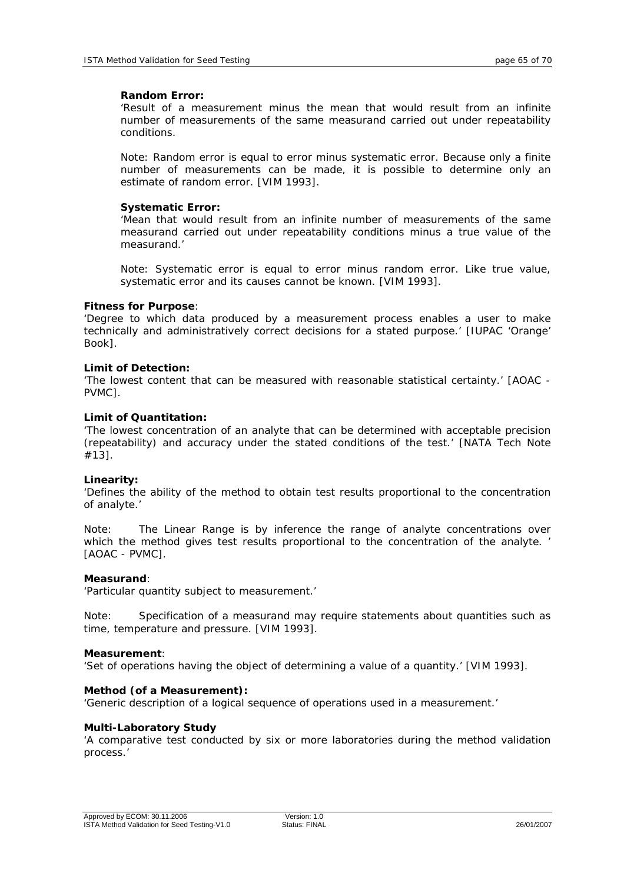**Random Error:**

'Result of a measurement minus the mean that would result from an infinite number of measurements of the same measurand carried out under repeatability conditions.

Note: Random error is equal to error minus systematic error. Because only a finite number of measurements can be made, it is possible to determine only an estimate of random error. [VIM 1993].

**Systematic Error:**

'Mean that would result from an infinite number of measurements of the same measurand carried out under repeatability conditions minus a true value of the measurand.'

Note: Systematic error is equal to error minus random error. Like true value, systematic error and its causes cannot be known. [VIM 1993].

**Fitness for Purpose**:

'Degree to which data produced by a measurement process enables a user to make technically and administratively correct decisions for a stated purpose.' [IUPAC 'Orange' Book].

**Limit of Detection:**

'The lowest content that can be measured with reasonable statistical certainty.' [AOAC - PVMC].

**Limit of Quantitation:**

'The lowest concentration of an analyte that can be determined with acceptable precision (repeatability) and accuracy under the stated conditions of the test.' [NATA Tech Note #13].

**Linearity:**

'Defines the ability of the method to obtain test results proportional to the concentration of analyte.'

Note: The Linear Range is by inference the range of analyte concentrations over which the method gives test results proportional to the concentration of the analyte. ' [AOAC - PVMC].

**Measurand**:

'Particular quantity subject to measurement.'

Note: Specification of a measurand may require statements about quantities such as time, temperature and pressure. [VIM 1993].

**Measurement**:

'Set of operations having the object of determining a value of a quantity.' [VIM 1993].

**Method (of a Measurement):**

'Generic description of a logical sequence of operations used in a measurement.'

**Multi-Laboratory Study**

'A comparative test conducted by six or more laboratories during the method validation process.'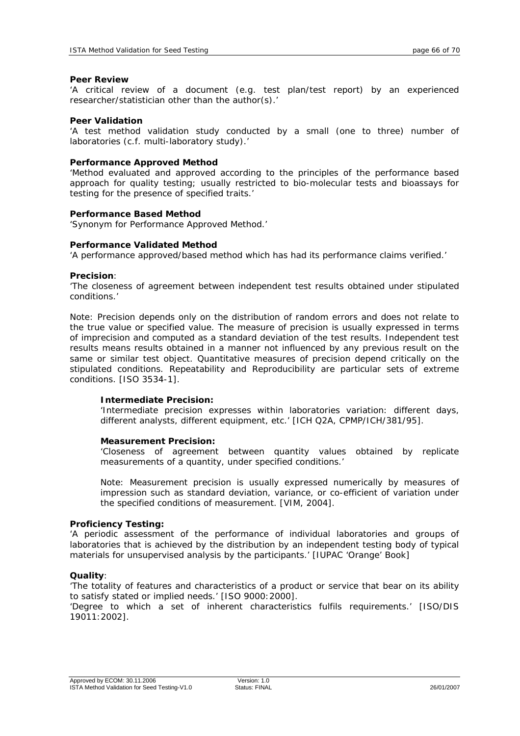**Peer Review**

'A critical review of a document (e.g. test plan/test report) by an experienced researcher/statistician other than the author(s).'

**Peer Validation**

'A test method validation study conducted by a small (one to three) number of laboratories (c.f. multi-laboratory study).'

**Performance Approved Method**

'Method evaluated and approved according to the principles of the performance based approach for quality testing; usually restricted to bio-molecular tests and bioassays for testing for the presence of specified traits.'

**Performance Based Method**

'Synonym for Performance Approved Method.'

**Performance Validated Method**

'A performance approved/based method which has had its performance claims verified.'

**Precision**:

'The closeness of agreement between independent test results obtained under stipulated conditions.'

Note: Precision depends only on the distribution of random errors and does not relate to the true value or specified value. The measure of precision is usually expressed in terms of imprecision and computed as a standard deviation of the test results. Independent test results means results obtained in a manner not influenced by any previous result on the same or similar test object. Quantitative measures of precision depend critically on the stipulated conditions. Repeatability and Reproducibility are particular sets of extreme conditions. [ISO 3534-1].

> **Intermediate Precision:**
>
> 'Intermediate precision expresses within laboratories variation: different days, different analysts, different equipment, etc.' [ICH Q2A, CPMP/ICH/381/95].
>
> **Measurement Precision:**
>
> 'Closeness of agreement between quantity values obtained by replicate measurements of a quantity, under specified conditions.'
>
> Note: Measurement precision is usually expressed numerically by measures of impression such as standard deviation, variance, or co-efficient of variation under the specified conditions of measurement. [VIM, 2004].

**Proficiency Testing:**

'A periodic assessment of the performance of individual laboratories and groups of laboratories that is achieved by the distribution by an independent testing body of typical materials for unsupervised analysis by the participants.' [IUPAC 'Orange' Book]

**Quality**:

'The totality of features and characteristics of a product or service that bear on its ability to satisfy stated or implied needs.' [ISO 9000:2000].

'Degree to which a set of inherent characteristics fulfils requirements.' [ISO/DIS 19011:2002].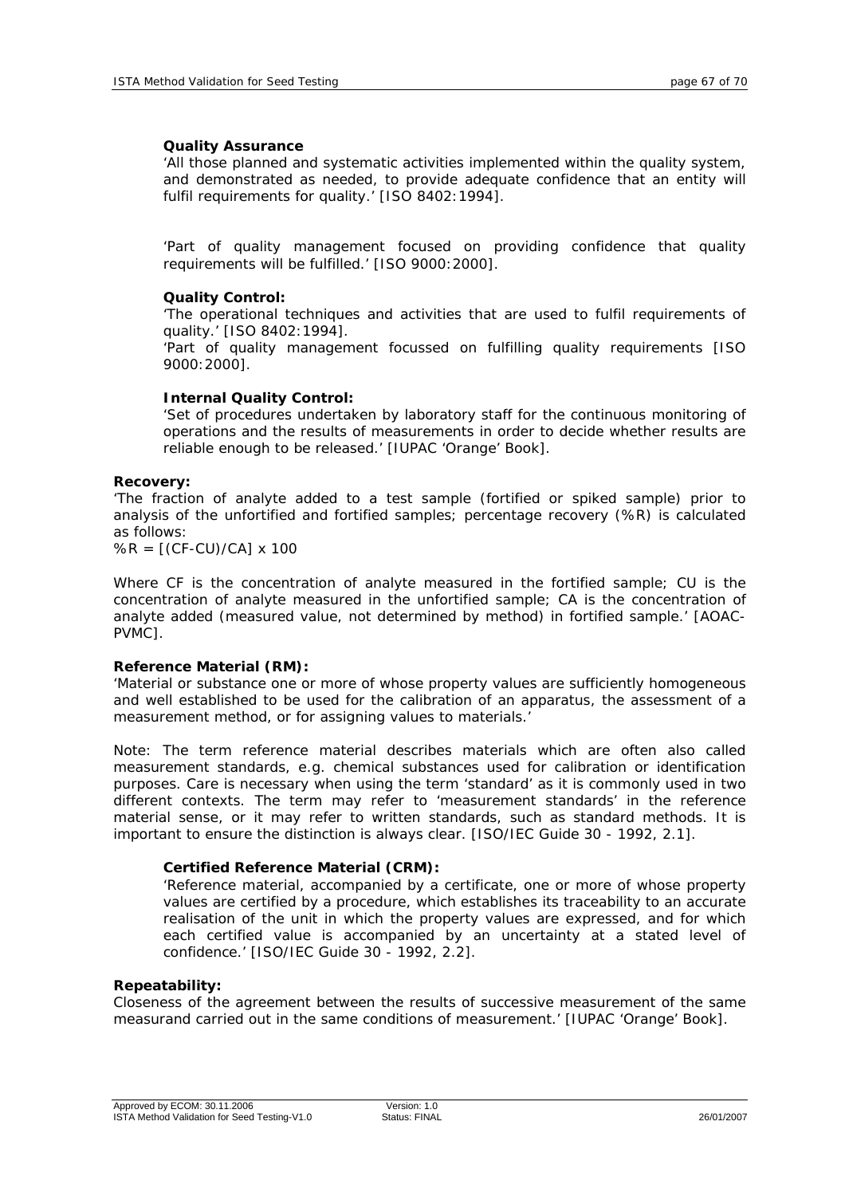**Quality Assurance**

'All those planned and systematic activities implemented within the quality system, and demonstrated as needed, to provide adequate confidence that an entity will fulfil requirements for quality.' [ISO 8402:1994].

'Part of quality management focused on providing confidence that quality requirements will be fulfilled.' [ISO 9000:2000].

**Quality Control:**

'The operational techniques and activities that are used to fulfil requirements of quality.' [ISO 8402:1994].

'Part of quality management focussed on fulfilling quality requirements [ISO 9000:2000].

**Internal Quality Control:**

'Set of procedures undertaken by laboratory staff for the continuous monitoring of operations and the results of measurements in order to decide whether results are reliable enough to be released.' [IUPAC 'Orange' Book].

**Recovery:**

'The fraction of analyte added to a test sample (fortified or spiked sample) prior to analysis of the unfortified and fortified samples; percentage recovery (%R) is calculated as follows:

$\%R = [(CF-CU)/CA] \times 100$

Where CF is the concentration of analyte measured in the fortified sample; CU is the concentration of analyte measured in the unfortified sample; CA is the concentration of analyte added (measured value, not determined by method) in fortified sample.' [AOAC-PVMC].

**Reference Material (RM):**

'Material or substance one or more of whose property values are sufficiently homogeneous and well established to be used for the calibration of an apparatus, the assessment of a measurement method, or for assigning values to materials.'

Note: The term reference material describes materials which are often also called measurement standards, e.g. chemical substances used for calibration or identification purposes. Care is necessary when using the term 'standard' as it is commonly used in two different contexts. The term may refer to 'measurement standards' in the reference material sense, or it may refer to written standards, such as standard methods. It is important to ensure the distinction is always clear. [ISO/IEC Guide 30 - 1992, 2.1].

**Certified Reference Material (CRM):**

'Reference material, accompanied by a certificate, one or more of whose property values are certified by a procedure, which establishes its traceability to an accurate realisation of the unit in which the property values are expressed, and for which each certified value is accompanied by an uncertainty at a stated level of confidence.' [ISO/IEC Guide 30 - 1992, 2.2].

**Repeatability:**

Closeness of the agreement between the results of successive measurement of the same measurand carried out in the same conditions of measurement.' [IUPAC 'Orange' Book].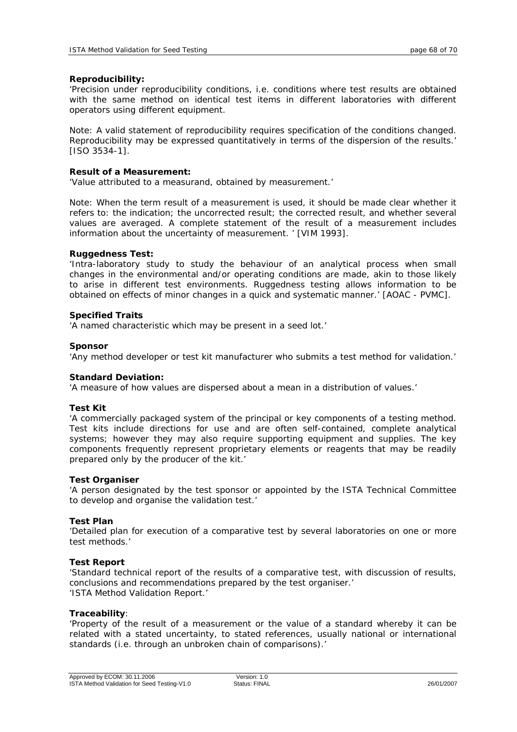**Reproducibility:**
'Precision under reproducibility conditions, i.e. conditions where test results are obtained with the same method on identical test items in different laboratories with different operators using different equipment.

Note: A valid statement of reproducibility requires specification of the conditions changed. Reproducibility may be expressed quantitatively in terms of the dispersion of the results.' [ISO 3534-1].

**Result of a Measurement:**
'Value attributed to a measurand, obtained by measurement.'

Note: When the term result of a measurement is used, it should be made clear whether it refers to: the indication; the uncorrected result; the corrected result, and whether several values are averaged. A complete statement of the result of a measurement includes information about the uncertainty of measurement. ' [VIM 1993].

**Ruggedness Test:**
'Intra-laboratory study to study the behaviour of an analytical process when small changes in the environmental and/or operating conditions are made, akin to those likely to arise in different test environments. Ruggedness testing allows information to be obtained on effects of minor changes in a quick and systematic manner.' [AOAC - PVMC].

**Specified Traits**
'A named characteristic which may be present in a seed lot.'

**Sponsor**
'Any method developer or test kit manufacturer who submits a test method for validation.'

**Standard Deviation:**
'A measure of how values are dispersed about a mean in a distribution of values.'

**Test Kit**
'A commercially packaged system of the principal or key components of a testing method. Test kits include directions for use and are often self-contained, complete analytical systems; however they may also require supporting equipment and supplies. The key components frequently represent proprietary elements or reagents that may be readily prepared only by the producer of the kit.'

**Test Organiser**
'A person designated by the test sponsor or appointed by the ISTA Technical Committee to develop and organise the validation test.'

**Test Plan**
'Detailed plan for execution of a comparative test by several laboratories on one or more test methods.'

**Test Report**
'Standard technical report of the results of a comparative test, with discussion of results, conclusions and recommendations prepared by the test organiser.'
'ISTA Method Validation Report.'

**Traceability**:
'Property of the result of a measurement or the value of a standard whereby it can be related with a stated uncertainty, to stated references, usually national or international standards (i.e. through an unbroken chain of comparisons).'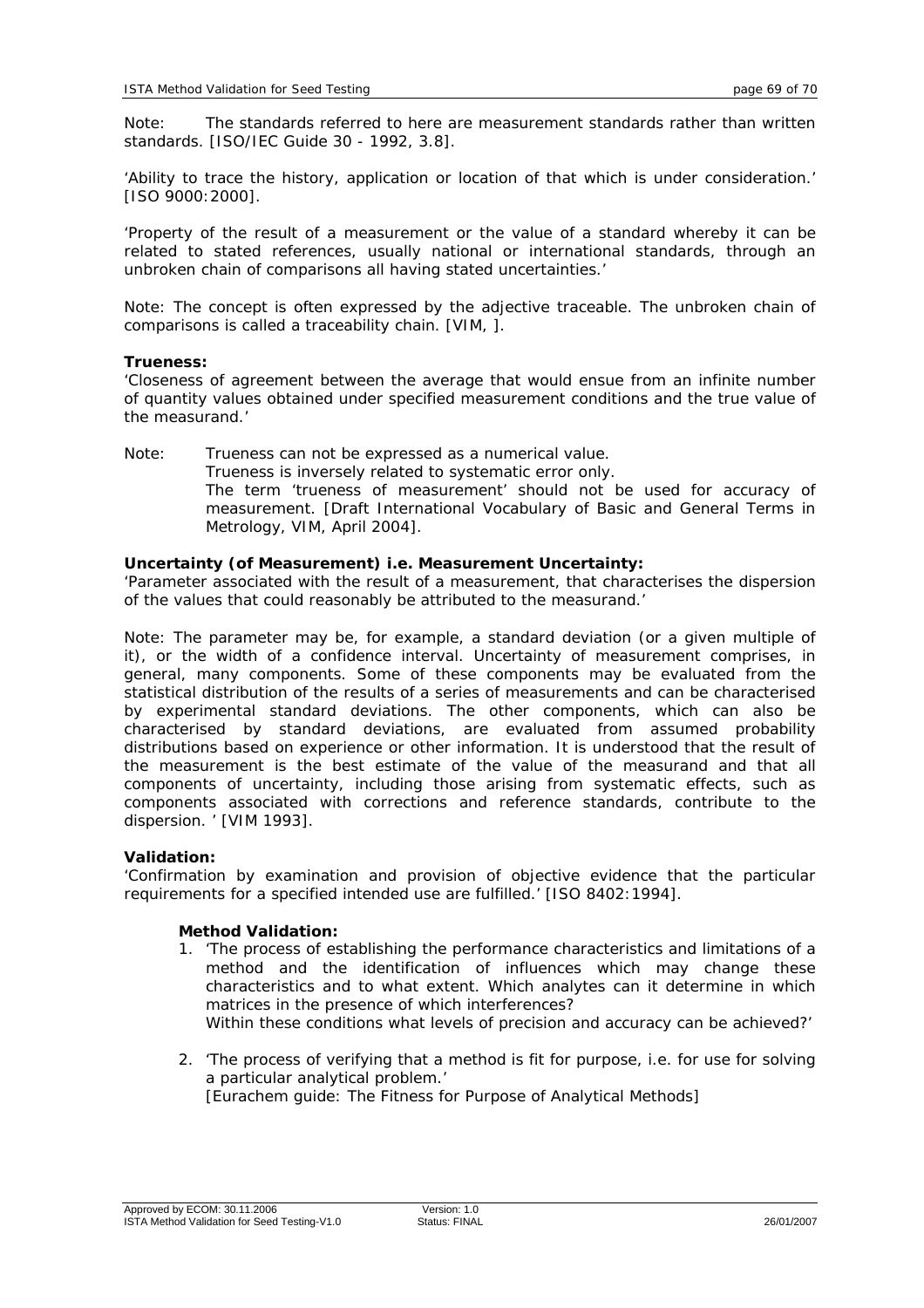Note: The standards referred to here are measurement standards rather than written standards. [ISO/IEC Guide 30 - 1992, 3.8].

'Ability to trace the history, application or location of that which is under consideration.' [ISO 9000:2000].

'Property of the result of a measurement or the value of a standard whereby it can be related to stated references, usually national or international standards, through an unbroken chain of comparisons all having stated uncertainties.'

Note: The concept is often expressed by the adjective traceable. The unbroken chain of comparisons is called a traceability chain. [VIM, ].

**Trueness:**
'Closeness of agreement between the average that would ensue from an infinite number of quantity values obtained under specified measurement conditions and the true value of the measurand.'

Note: Trueness can not be expressed as a numerical value.
Trueness is inversely related to systematic error only.
The term 'trueness of measurement' should not be used for accuracy of measurement. [Draft International Vocabulary of Basic and General Terms in Metrology, VIM, April 2004].

**Uncertainty (of Measurement) i.e. Measurement Uncertainty:**
'Parameter associated with the result of a measurement, that characterises the dispersion of the values that could reasonably be attributed to the measurand.'

Note: The parameter may be, for example, a standard deviation (or a given multiple of it), or the width of a confidence interval. Uncertainty of measurement comprises, in general, many components. Some of these components may be evaluated from the statistical distribution of the results of a series of measurements and can be characterised by experimental standard deviations. The other components, which can also be characterised by standard deviations, are evaluated from assumed probability distributions based on experience or other information. It is understood that the result of the measurement is the best estimate of the value of the measurand and that all components of uncertainty, including those arising from systematic effects, such as components associated with corrections and reference standards, contribute to the dispersion. ' [VIM 1993].

**Validation:**
'Confirmation by examination and provision of objective evidence that the particular requirements for a specified intended use are fulfilled.' [ISO 8402:1994].

**Method Validation:**

1. 'The process of establishing the performance characteristics and limitations of a method and the identification of influences which may change these characteristics and to what extent. Which analytes can it determine in which matrices in the presence of which interferences?
   Within these conditions what levels of precision and accuracy can be achieved?'

2. 'The process of verifying that a method is fit for purpose, i.e. for use for solving a particular analytical problem.'
   [Eurachem guide: The Fitness for Purpose of Analytical Methods]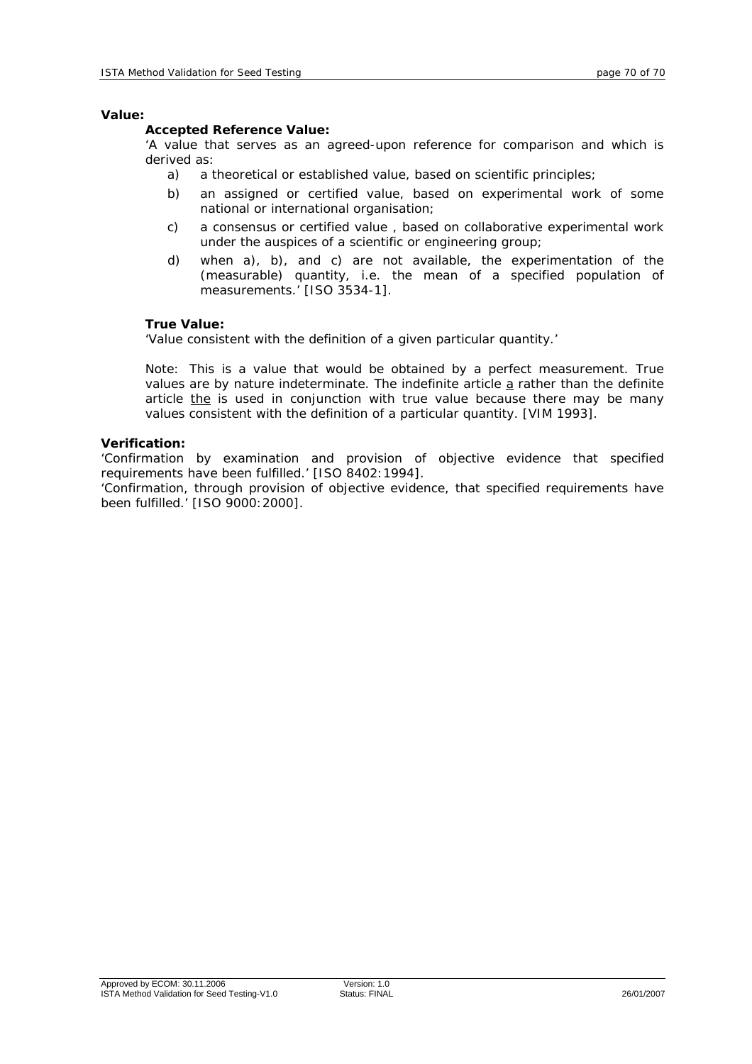**Value:**

**Accepted Reference Value:**

'A value that serves as an agreed-upon reference for comparison and which is derived as:

a) a theoretical or established value, based on scientific principles;

b) an assigned or certified value, based on experimental work of some national or international organisation;

c) a consensus or certified value , based on collaborative experimental work under the auspices of a scientific or engineering group;

d) when a), b), and c) are not available, the experimentation of the (measurable) quantity, i.e. the mean of a specified population of measurements.' [ISO 3534-1].

**True Value:**

'Value consistent with the definition of a given particular quantity.'

Note: This is a value that would be obtained by a perfect measurement. True values are by nature indeterminate. The indefinite article a rather than the definite article the is used in conjunction with true value because there may be many values consistent with the definition of a particular quantity. [VIM 1993].

**Verification:**

'Confirmation by examination and provision of objective evidence that specified requirements have been fulfilled.' [ISO 8402:1994].

'Confirmation, through provision of objective evidence, that specified requirements have been fulfilled.' [ISO 9000:2000].